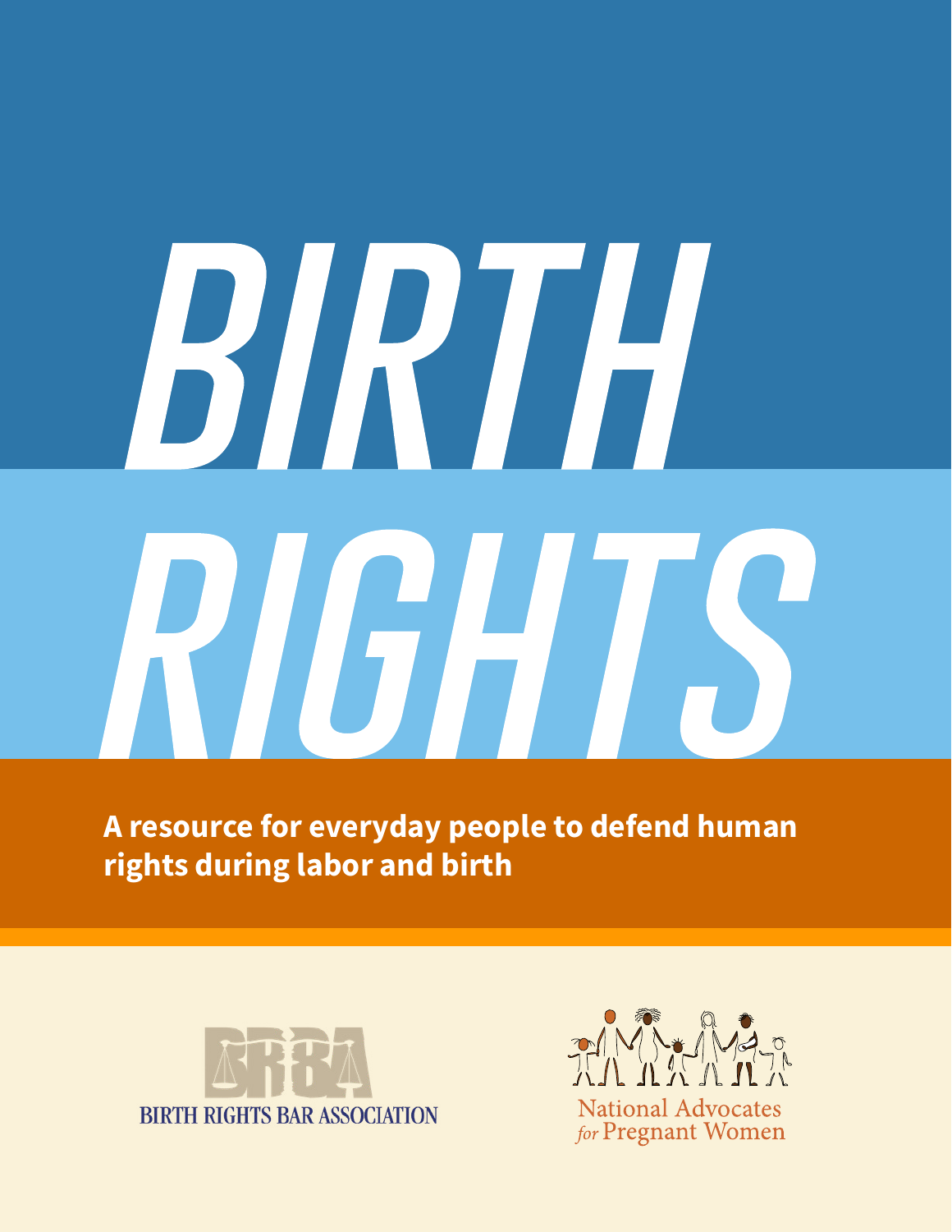# BIRTH RIGHTS

**A resource for everyday people to defend human rights during labor and birth**

BIRTH RIGHTS BAR ASSOCIATION

National Advocates *for* Pregnant Women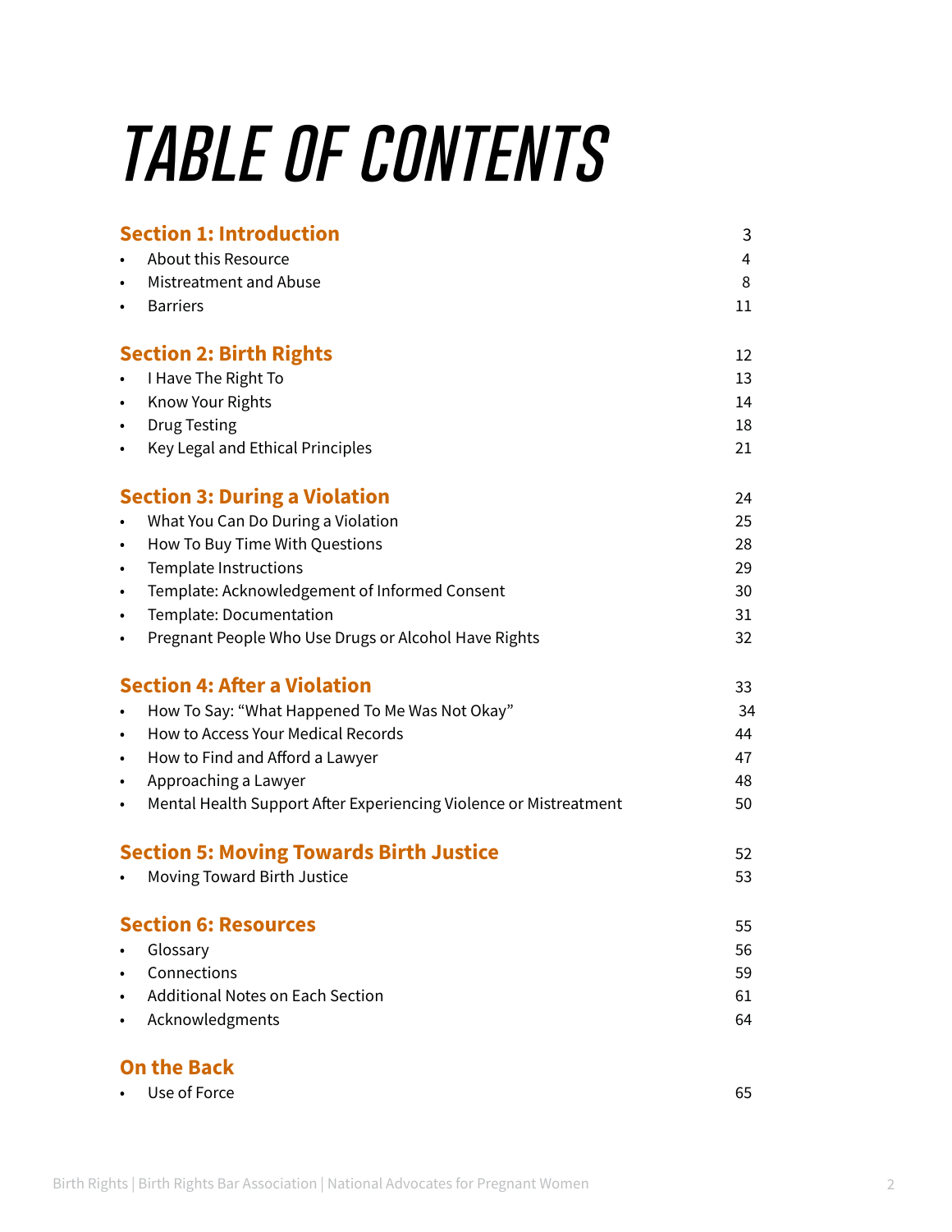# TABLE OF CONTENTS

## Section 1: Introduction — 3

- About this Resource — 4
- Mistreatment and Abuse — 8
- Barriers — 11

## Section 2: Birth Rights — 12

- I Have The Right To — 13
- Know Your Rights — 14
- Drug Testing — 18
- Key Legal and Ethical Principles — 21

## Section 3: During a Violation — 24

- What You Can Do During a Violation — 25
- How To Buy Time With Questions — 28
- Template Instructions — 29
- Template: Acknowledgement of Informed Consent — 30
- Template: Documentation — 31
- Pregnant People Who Use Drugs or Alcohol Have Rights — 32

## Section 4: After a Violation — 33

- How To Say: "What Happened To Me Was Not Okay" — 34
- How to Access Your Medical Records — 44
- How to Find and Afford a Lawyer — 47
- Approaching a Lawyer — 48
- Mental Health Support After Experiencing Violence or Mistreatment — 50

## Section 5: Moving Towards Birth Justice — 52

- Moving Toward Birth Justice — 53

## Section 6: Resources — 55

- Glossary — 56
- Connections — 59
- Additional Notes on Each Section — 61
- Acknowledgments — 64

## On the Back

- Use of Force — 65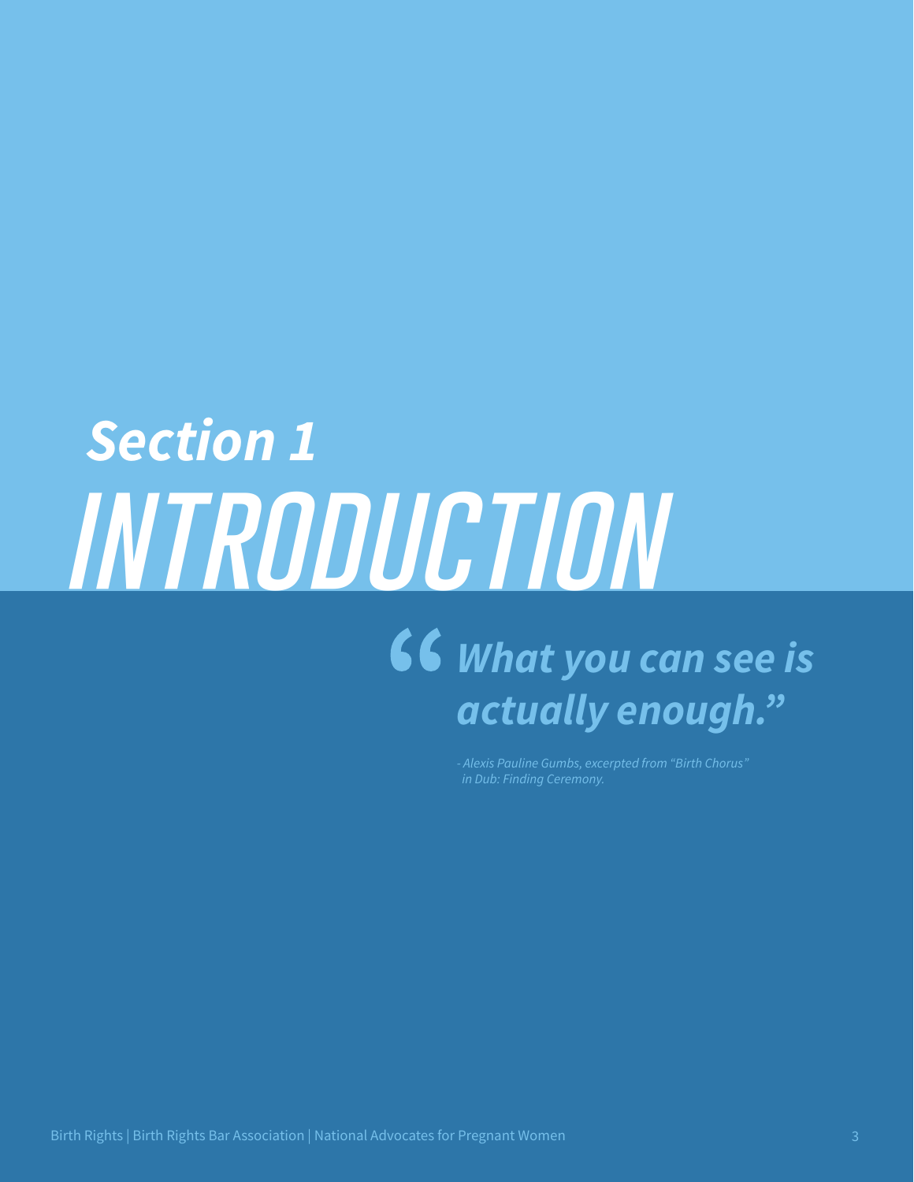# Section 1
# INTRODUCTION

> ***"What you can see is actually enough."***
>
> *- Alexis Pauline Gumbs, excerpted from "Birth Chorus" in Dub: Finding Ceremony.*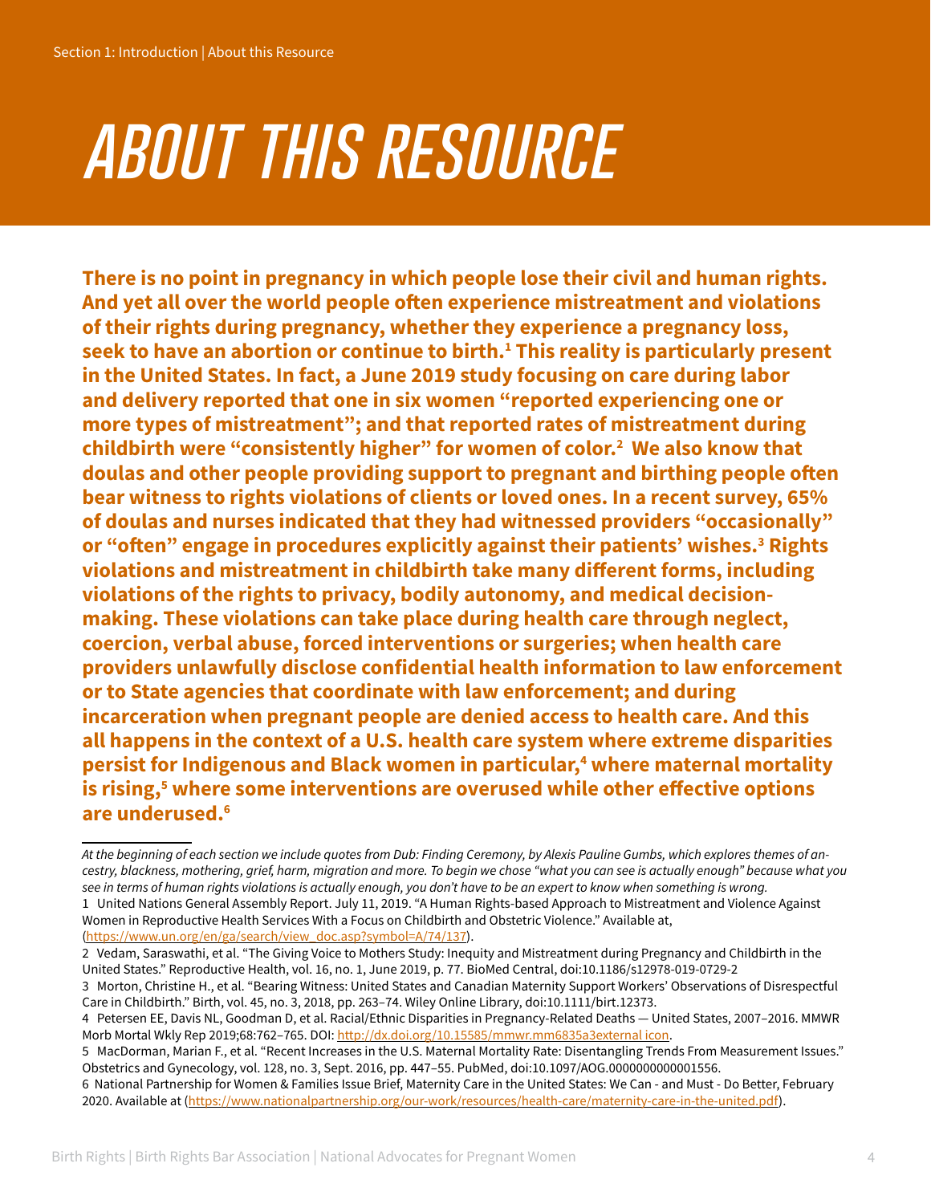# ABOUT THIS RESOURCE

**There is no point in pregnancy in which people lose their civil and human rights. And yet all over the world people often experience mistreatment and violations of their rights during pregnancy, whether they experience a pregnancy loss, seek to have an abortion or continue to birth.[1] This reality is particularly present in the United States. In fact, a June 2019 study focusing on care during labor and delivery reported that one in six women "reported experiencing one or more types of mistreatment"; and that reported rates of mistreatment during childbirth were "consistently higher" for women of color.[2] We also know that doulas and other people providing support to pregnant and birthing people often bear witness to rights violations of clients or loved ones. In a recent survey, 65% of doulas and nurses indicated that they had witnessed providers "occasionally" or "often" engage in procedures explicitly against their patients' wishes.[3] Rights violations and mistreatment in childbirth take many different forms, including violations of the rights to privacy, bodily autonomy, and medical decision-making. These violations can take place during health care through neglect, coercion, verbal abuse, forced interventions or surgeries; when health care providers unlawfully disclose confidential health information to law enforcement or to State agencies that coordinate with law enforcement; and during incarceration when pregnant people are denied access to health care. And this all happens in the context of a U.S. health care system where extreme disparities persist for Indigenous and Black women in particular,[4] where maternal mortality is rising,[5] where some interventions are overused while other effective options are underused.[6]**

---

*At the beginning of each section we include quotes from Dub: Finding Ceremony, by Alexis Pauline Gumbs, which explores themes of ancestry, blackness, mothering, grief, harm, migration and more. To begin we chose "what you can see is actually enough" because what you see in terms of human rights violations is actually enough, you don't have to be an expert to know when something is wrong.*

1 United Nations General Assembly Report. July 11, 2019. "A Human Rights-based Approach to Mistreatment and Violence Against Women in Reproductive Health Services With a Focus on Childbirth and Obstetric Violence." Available at, (https://www.un.org/en/ga/search/view_doc.asp?symbol=A/74/137).

2 Vedam, Saraswathi, et al. "The Giving Voice to Mothers Study: Inequity and Mistreatment during Pregnancy and Childbirth in the United States." Reproductive Health, vol. 16, no. 1, June 2019, p. 77. BioMed Central, doi:10.1186/s12978-019-0729-2

3 Morton, Christine H., et al. "Bearing Witness: United States and Canadian Maternity Support Workers' Observations of Disrespectful Care in Childbirth." Birth, vol. 45, no. 3, 2018, pp. 263–74. Wiley Online Library, doi:10.1111/birt.12373.

4 Petersen EE, Davis NL, Goodman D, et al. Racial/Ethnic Disparities in Pregnancy-Related Deaths — United States, 2007–2016. MMWR Morb Mortal Wkly Rep 2019;68:762–765. DOI: http://dx.doi.org/10.15585/mmwr.mm6835a3external icon.

5 MacDorman, Marian F., et al. "Recent Increases in the U.S. Maternal Mortality Rate: Disentangling Trends From Measurement Issues." Obstetrics and Gynecology, vol. 128, no. 3, Sept. 2016, pp. 447–55. PubMed, doi:10.1097/AOG.0000000000001556.

6 National Partnership for Women & Families Issue Brief, Maternity Care in the United States: We Can - and Must - Do Better, February 2020. Available at (https://www.nationalpartnership.org/our-work/resources/health-care/maternity-care-in-the-united.pdf).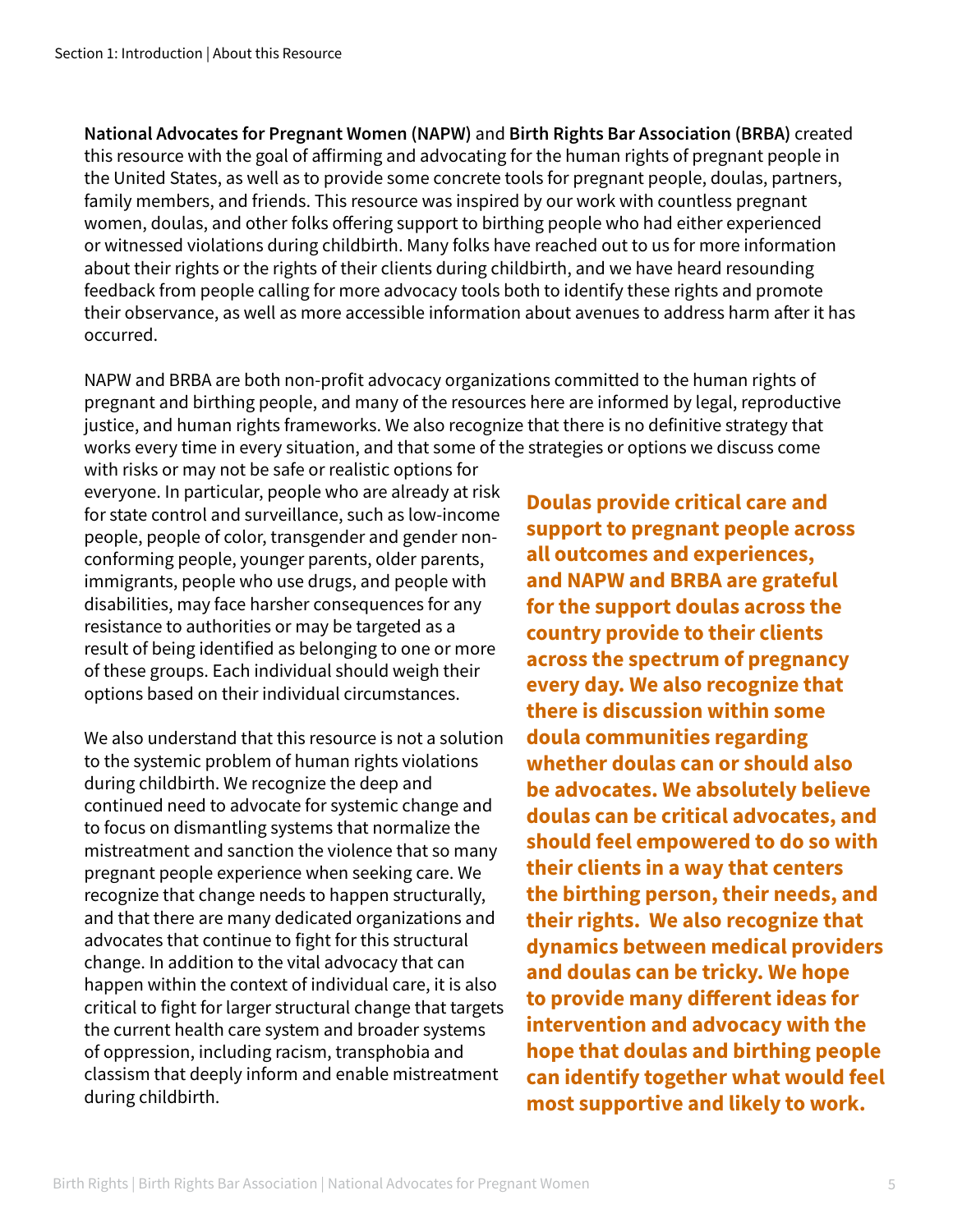**National Advocates for Pregnant Women (NAPW)** and **Birth Rights Bar Association (BRBA)** created this resource with the goal of affirming and advocating for the human rights of pregnant people in the United States, as well as to provide some concrete tools for pregnant people, doulas, partners, family members, and friends. This resource was inspired by our work with countless pregnant women, doulas, and other folks offering support to birthing people who had either experienced or witnessed violations during childbirth. Many folks have reached out to us for more information about their rights or the rights of their clients during childbirth, and we have heard resounding feedback from people calling for more advocacy tools both to identify these rights and promote their observance, as well as more accessible information about avenues to address harm after it has occurred.

NAPW and BRBA are both non-profit advocacy organizations committed to the human rights of pregnant and birthing people, and many of the resources here are informed by legal, reproductive justice, and human rights frameworks. We also recognize that there is no definitive strategy that works every time in every situation, and that some of the strategies or options we discuss come with risks or may not be safe or realistic options for everyone. In particular, people who are already at risk for state control and surveillance, such as low-income people, people of color, transgender and gender non-conforming people, younger parents, older parents, immigrants, people who use drugs, and people with disabilities, may face harsher consequences for any resistance to authorities or may be targeted as a result of being identified as belonging to one or more of these groups. Each individual should weigh their options based on their individual circumstances.

We also understand that this resource is not a solution to the systemic problem of human rights violations during childbirth. We recognize the deep and continued need to advocate for systemic change and to focus on dismantling systems that normalize the mistreatment and sanction the violence that so many pregnant people experience when seeking care. We recognize that change needs to happen structurally, and that there are many dedicated organizations and advocates that continue to fight for this structural change. In addition to the vital advocacy that can happen within the context of individual care, it is also critical to fight for larger structural change that targets the current health care system and broader systems of oppression, including racism, transphobia and classism that deeply inform and enable mistreatment during childbirth.

**Doulas provide critical care and support to pregnant people across all outcomes and experiences, and NAPW and BRBA are grateful for the support doulas across the country provide to their clients across the spectrum of pregnancy every day. We also recognize that there is discussion within some doula communities regarding whether doulas can or should also be advocates. We absolutely believe doulas can be critical advocates, and should feel empowered to do so with their clients in a way that centers the birthing person, their needs, and their rights. We also recognize that dynamics between medical providers and doulas can be tricky. We hope to provide many different ideas for intervention and advocacy with the hope that doulas and birthing people can identify together what would feel most supportive and likely to work.**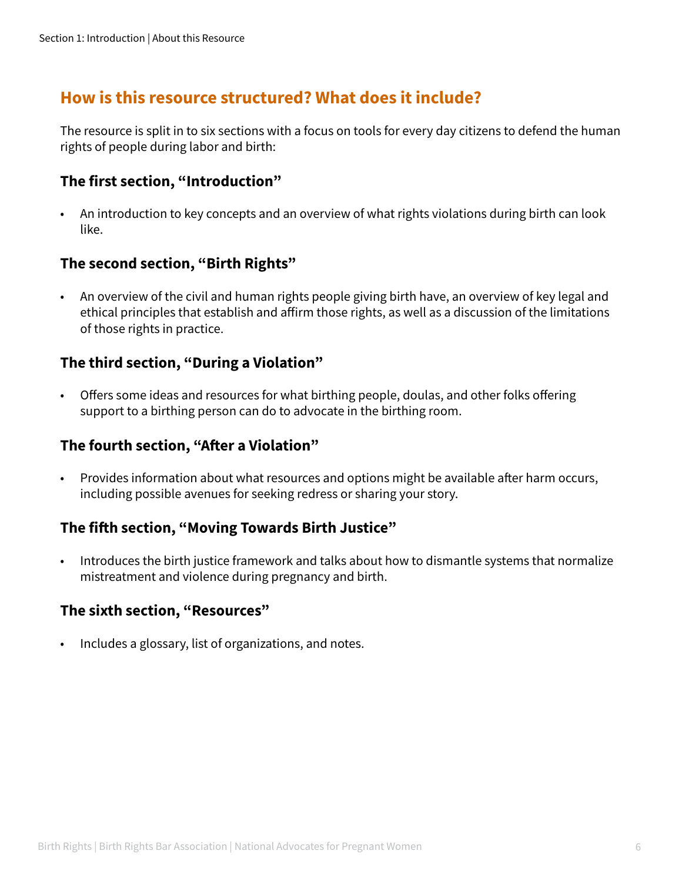## How is this resource structured? What does it include?

The resource is split in to six sections with a focus on tools for every day citizens to defend the human rights of people during labor and birth:

### The first section, "Introduction"

- An introduction to key concepts and an overview of what rights violations during birth can look like.

### The second section, "Birth Rights"

- An overview of the civil and human rights people giving birth have, an overview of key legal and ethical principles that establish and affirm those rights, as well as a discussion of the limitations of those rights in practice.

### The third section, "During a Violation"

- Offers some ideas and resources for what birthing people, doulas, and other folks offering support to a birthing person can do to advocate in the birthing room.

### The fourth section, "After a Violation"

- Provides information about what resources and options might be available after harm occurs, including possible avenues for seeking redress or sharing your story.

### The fifth section, "Moving Towards Birth Justice"

- Introduces the birth justice framework and talks about how to dismantle systems that normalize mistreatment and violence during pregnancy and birth.

### The sixth section, "Resources"

- Includes a glossary, list of organizations, and notes.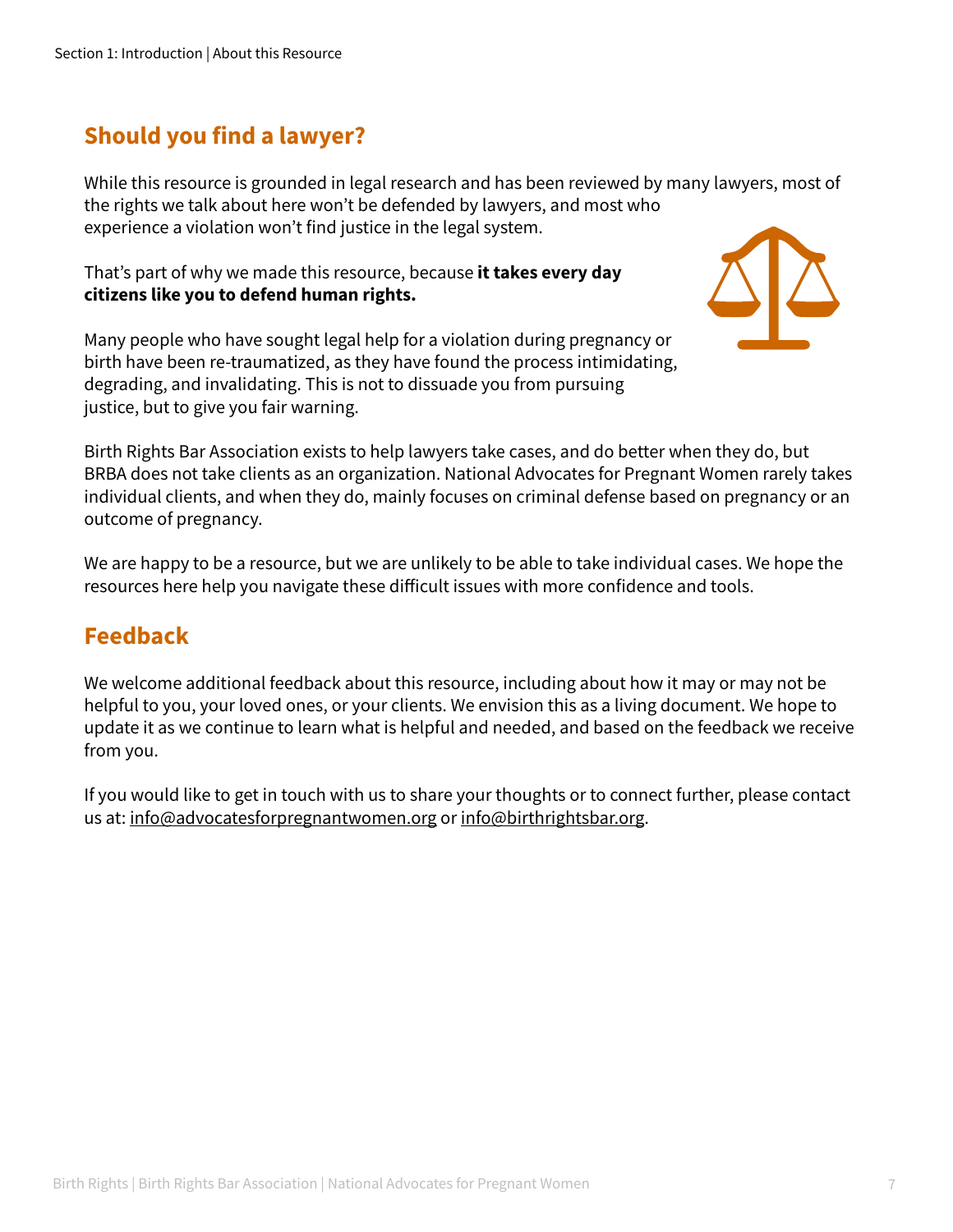## Should you find a lawyer?

While this resource is grounded in legal research and has been reviewed by many lawyers, most of the rights we talk about here won't be defended by lawyers, and most who experience a violation won't find justice in the legal system.

That's part of why we made this resource, because **it takes every day citizens like you to defend human rights.**

Many people who have sought legal help for a violation during pregnancy or birth have been re-traumatized, as they have found the process intimidating, degrading, and invalidating. This is not to dissuade you from pursuing justice, but to give you fair warning.

Birth Rights Bar Association exists to help lawyers take cases, and do better when they do, but BRBA does not take clients as an organization. National Advocates for Pregnant Women rarely takes individual clients, and when they do, mainly focuses on criminal defense based on pregnancy or an outcome of pregnancy.

We are happy to be a resource, but we are unlikely to be able to take individual cases. We hope the resources here help you navigate these difficult issues with more confidence and tools.

## Feedback

We welcome additional feedback about this resource, including about how it may or may not be helpful to you, your loved ones, or your clients. We envision this as a living document. We hope to update it as we continue to learn what is helpful and needed, and based on the feedback we receive from you.

If you would like to get in touch with us to share your thoughts or to connect further, please contact us at: info@advocatesforpregnantwomen.org or info@birthrightsbar.org.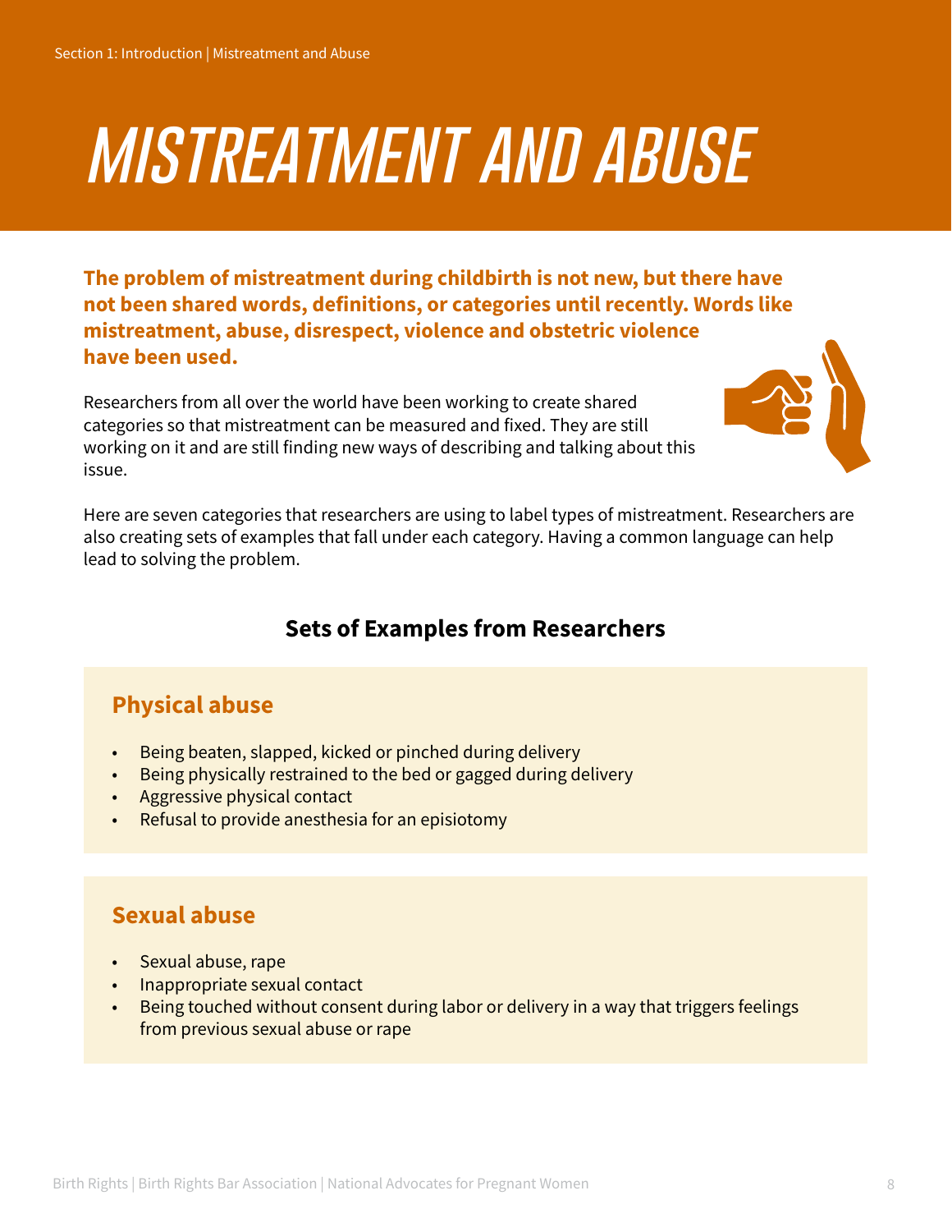# MISTREATMENT AND ABUSE

**The problem of mistreatment during childbirth is not new, but there have not been shared words, definitions, or categories until recently. Words like mistreatment, abuse, disrespect, violence and obstetric violence have been used.**

Researchers from all over the world have been working to create shared categories so that mistreatment can be measured and fixed. They are still working on it and are still finding new ways of describing and talking about this issue.

Here are seven categories that researchers are using to label types of mistreatment. Researchers are also creating sets of examples that fall under each category. Having a common language can help lead to solving the problem.

## Sets of Examples from Researchers

### Physical abuse

- Being beaten, slapped, kicked or pinched during delivery
- Being physically restrained to the bed or gagged during delivery
- Aggressive physical contact
- Refusal to provide anesthesia for an episiotomy

### Sexual abuse

- Sexual abuse, rape
- Inappropriate sexual contact
- Being touched without consent during labor or delivery in a way that triggers feelings from previous sexual abuse or rape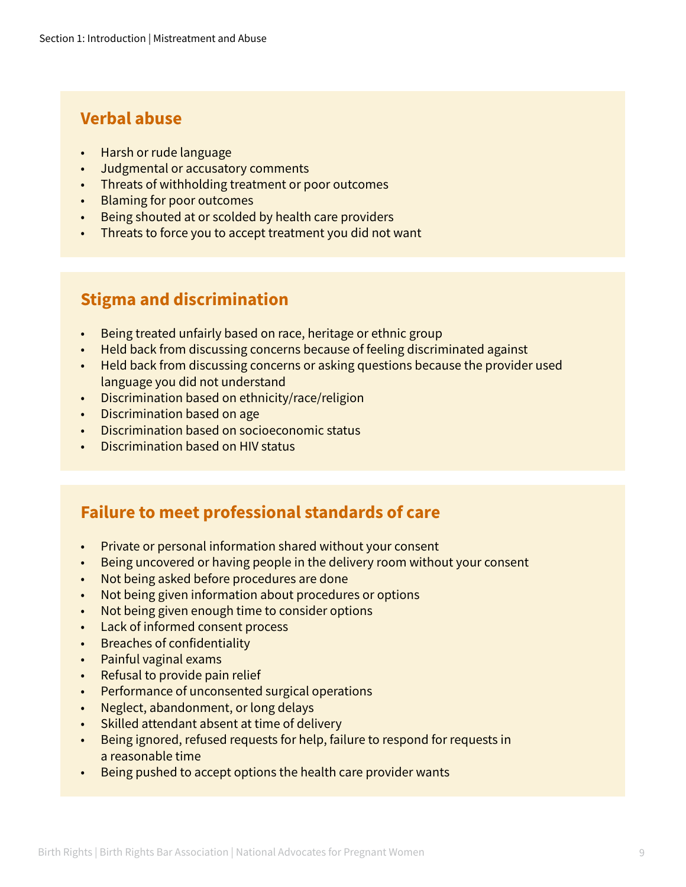### Verbal abuse

- Harsh or rude language
- Judgmental or accusatory comments
- Threats of withholding treatment or poor outcomes
- Blaming for poor outcomes
- Being shouted at or scolded by health care providers
- Threats to force you to accept treatment you did not want

### Stigma and discrimination

- Being treated unfairly based on race, heritage or ethnic group
- Held back from discussing concerns because of feeling discriminated against
- Held back from discussing concerns or asking questions because the provider used language you did not understand
- Discrimination based on ethnicity/race/religion
- Discrimination based on age
- Discrimination based on socioeconomic status
- Discrimination based on HIV status

### Failure to meet professional standards of care

- Private or personal information shared without your consent
- Being uncovered or having people in the delivery room without your consent
- Not being asked before procedures are done
- Not being given information about procedures or options
- Not being given enough time to consider options
- Lack of informed consent process
- Breaches of confidentiality
- Painful vaginal exams
- Refusal to provide pain relief
- Performance of unconsented surgical operations
- Neglect, abandonment, or long delays
- Skilled attendant absent at time of delivery
- Being ignored, refused requests for help, failure to respond for requests in a reasonable time
- Being pushed to accept options the health care provider wants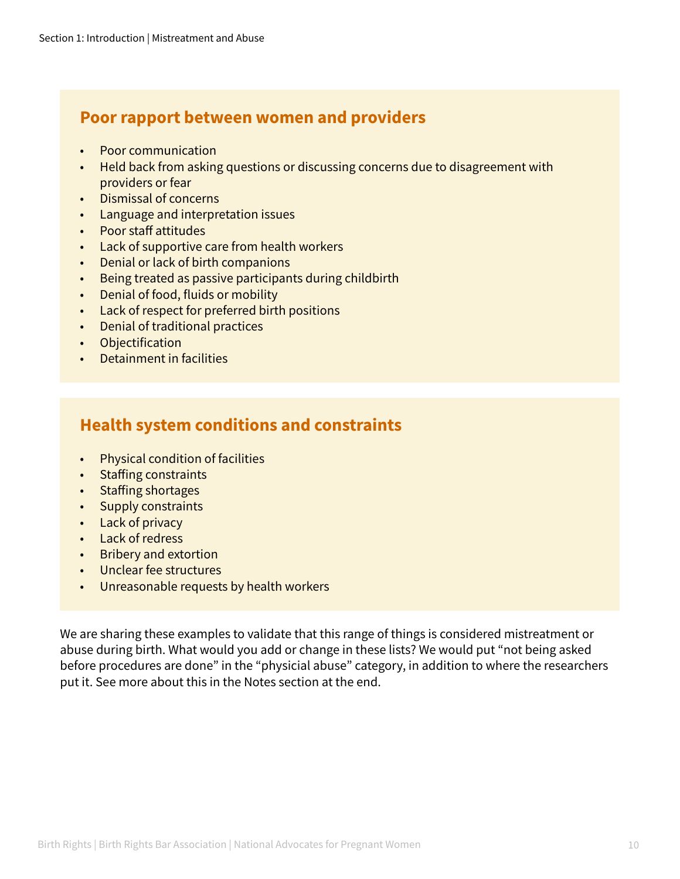## Poor rapport between women and providers

- Poor communication
- Held back from asking questions or discussing concerns due to disagreement with providers or fear
- Dismissal of concerns
- Language and interpretation issues
- Poor staff attitudes
- Lack of supportive care from health workers
- Denial or lack of birth companions
- Being treated as passive participants during childbirth
- Denial of food, fluids or mobility
- Lack of respect for preferred birth positions
- Denial of traditional practices
- Objectification
- Detainment in facilities

## Health system conditions and constraints

- Physical condition of facilities
- Staffing constraints
- Staffing shortages
- Supply constraints
- Lack of privacy
- Lack of redress
- Bribery and extortion
- Unclear fee structures
- Unreasonable requests by health workers

We are sharing these examples to validate that this range of things is considered mistreatment or abuse during birth. What would you add or change in these lists? We would put "not being asked before procedures are done" in the "physicial abuse" category, in addition to where the researchers put it. See more about this in the Notes section at the end.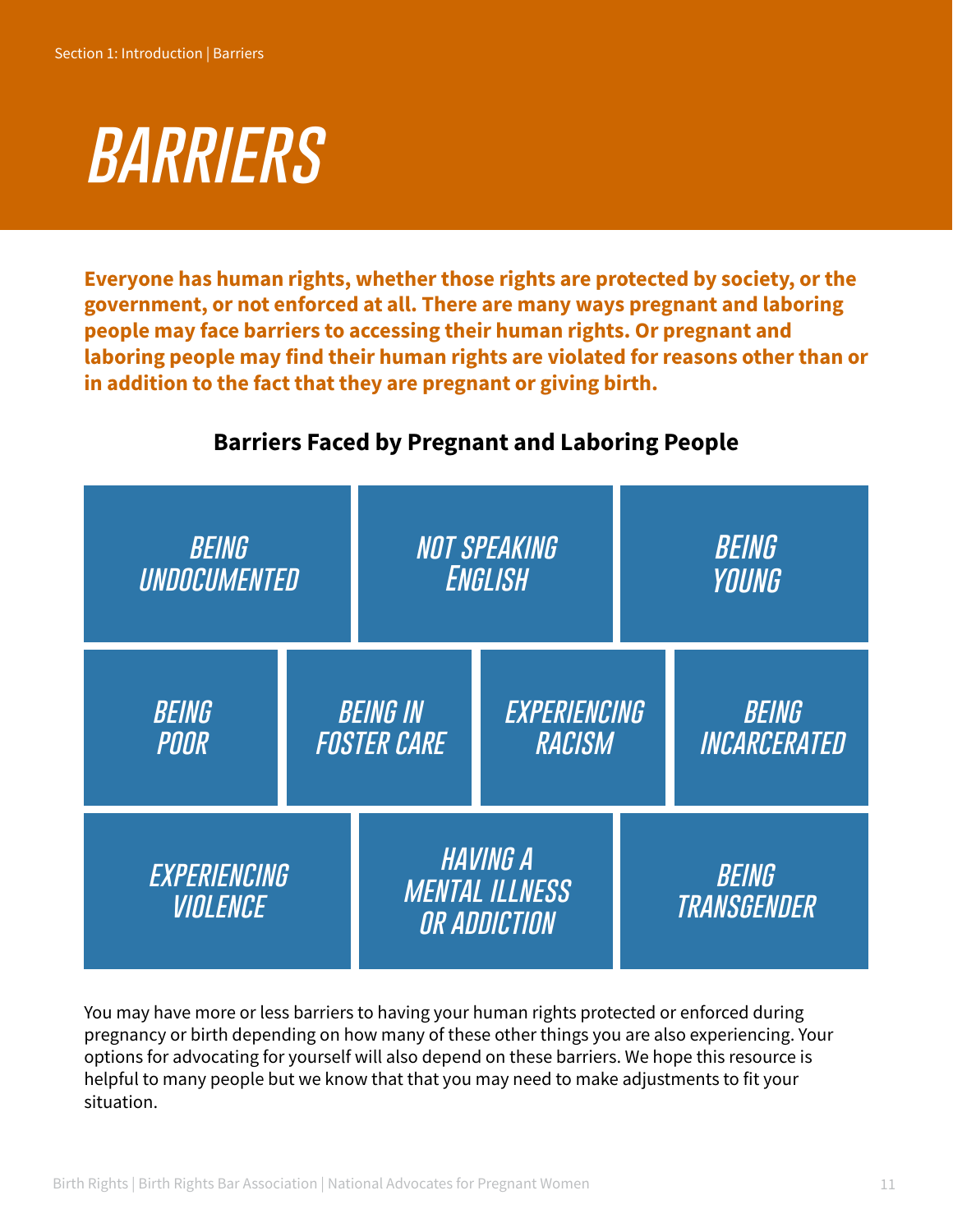# BARRIERS

**Everyone has human rights, whether those rights are protected by society, or the government, or not enforced at all. There are many ways pregnant and laboring people may face barriers to accessing their human rights. Or pregnant and laboring people may find their human rights are violated for reasons other than or in addition to the fact that they are pregnant or giving birth.**

### Barriers Faced by Pregnant and Laboring People

- *BEING UNDOCUMENTED*
- *NOT SPEAKING ENGLISH*
- *BEING YOUNG*
- *BEING POOR*
- *BEING IN FOSTER CARE*
- *EXPERIENCING RACISM*
- *BEING INCARCERATED*
- *EXPERIENCING VIOLENCE*
- *HAVING A MENTAL ILLNESS OR ADDICTION*
- *BEING TRANSGENDER*

You may have more or less barriers to having your human rights protected or enforced during pregnancy or birth depending on how many of these other things you are also experiencing. Your options for advocating for yourself will also depend on these barriers. We hope this resource is helpful to many people but we know that that you may need to make adjustments to fit your situation.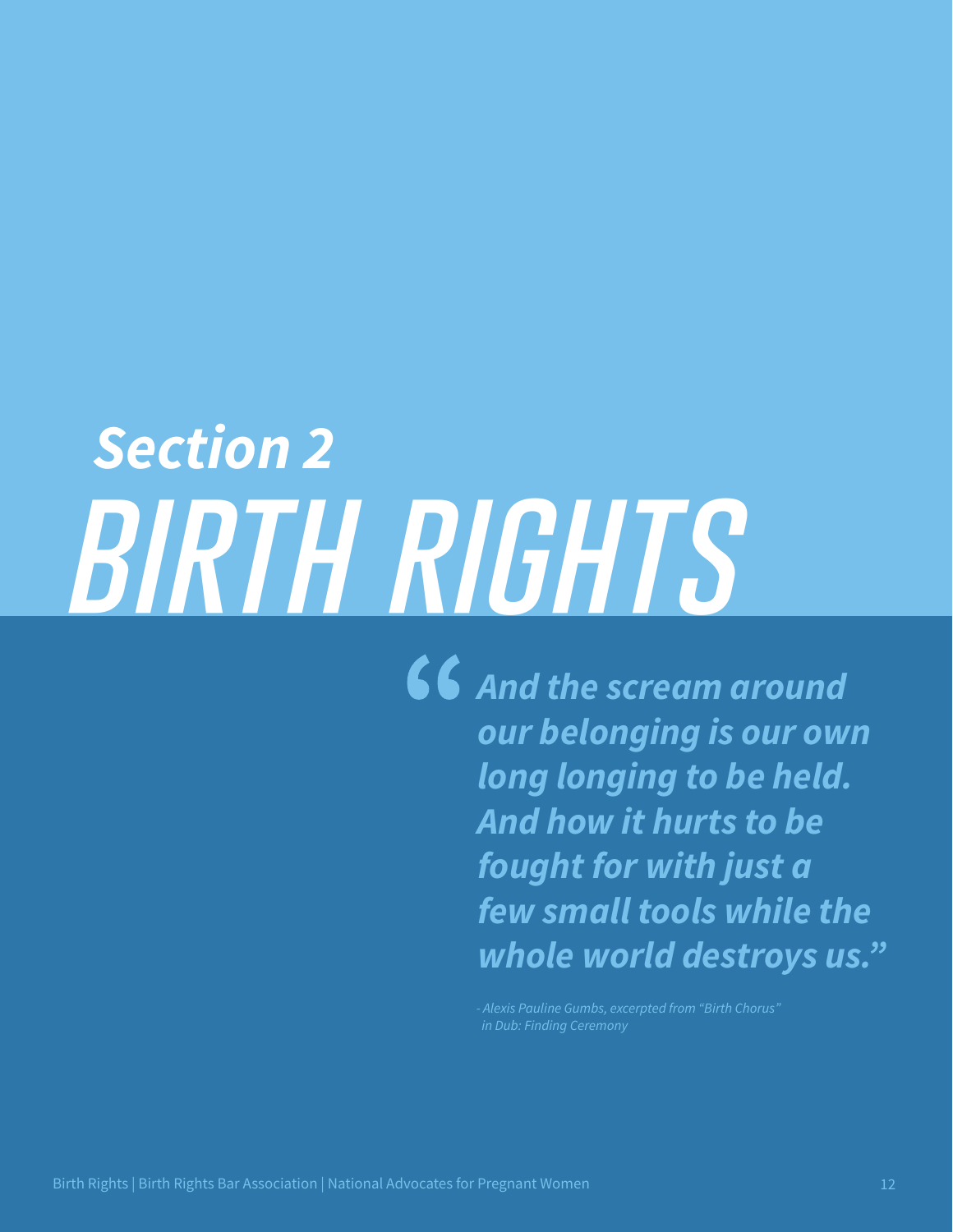# Section 2
# BIRTH RIGHTS

> ***"And the scream around our belonging is our own long longing to be held. And how it hurts to be fought for with just a few small tools while the whole world destroys us."***
>
> *- Alexis Pauline Gumbs, excerpted from "Birth Chorus" in Dub: Finding Ceremony*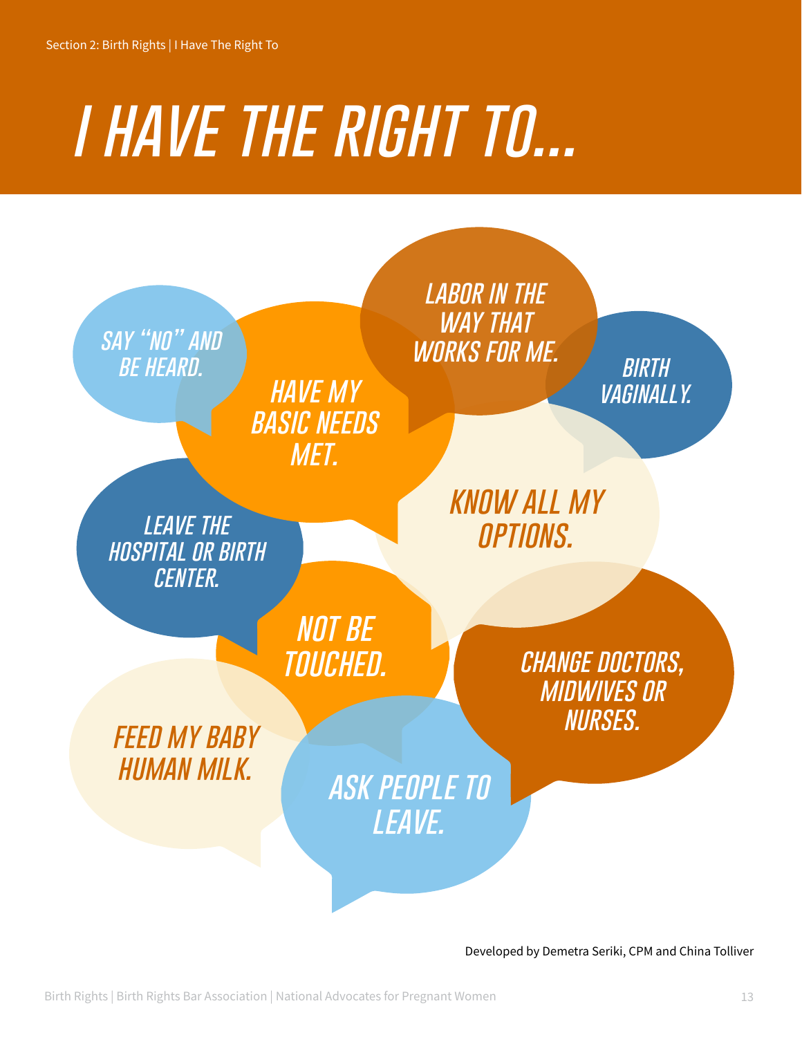# I HAVE THE RIGHT TO...

- SAY "NO" AND BE HEARD.
- HAVE MY BASIC NEEDS MET.
- LABOR IN THE WAY THAT WORKS FOR ME.
- BIRTH VAGINALLY.
- LEAVE THE HOSPITAL OR BIRTH CENTER.
- KNOW ALL MY OPTIONS.
- NOT BE TOUCHED.
- CHANGE DOCTORS, MIDWIVES OR NURSES.
- FEED MY BABY HUMAN MILK.
- ASK PEOPLE TO LEAVE.

Developed by Demetra Seriki, CPM and China Tolliver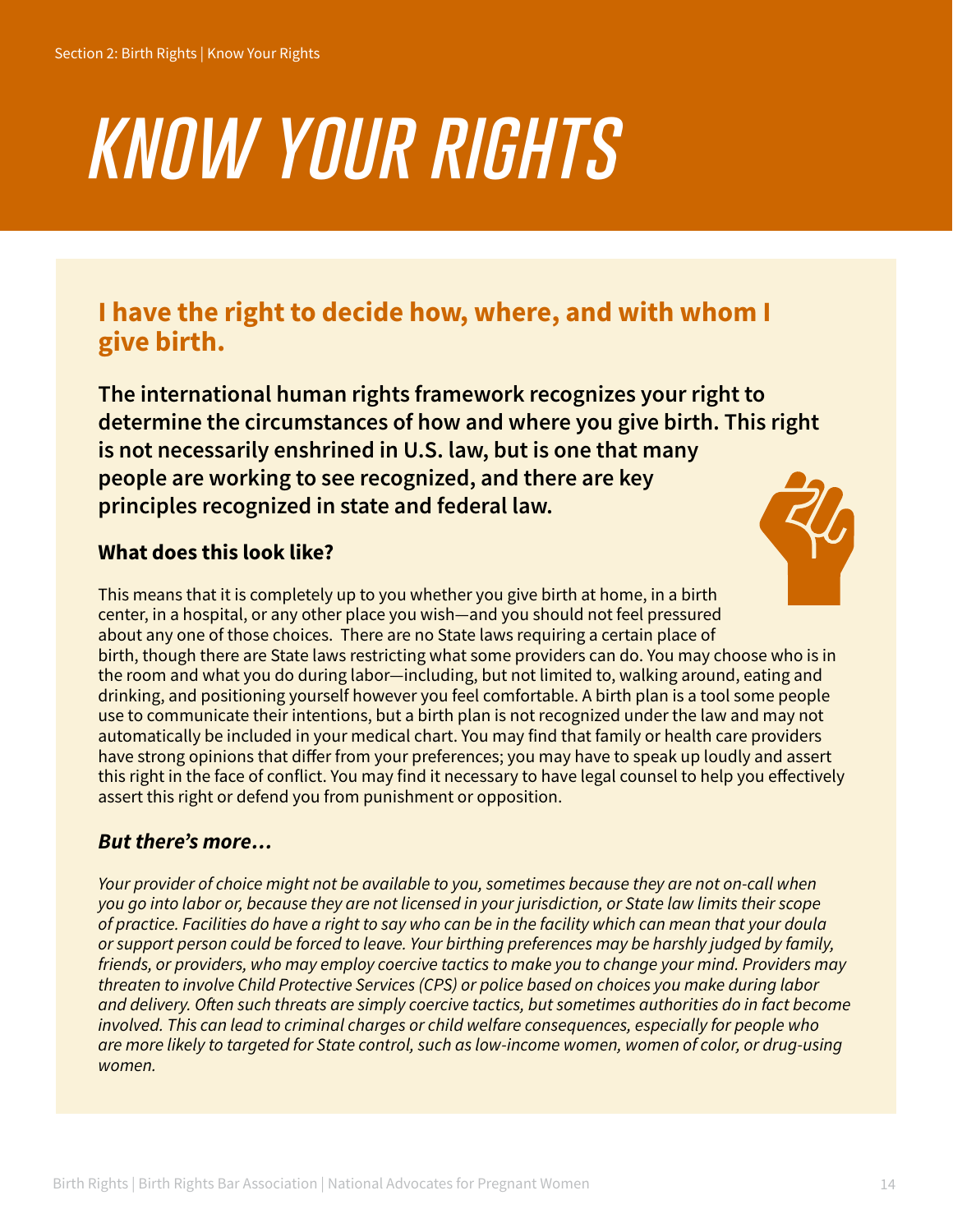# KNOW YOUR RIGHTS

## I have the right to decide how, where, and with whom I give birth.

**The international human rights framework recognizes your right to determine the circumstances of how and where you give birth. This right is not necessarily enshrined in U.S. law, but is one that many people are working to see recognized, and there are key principles recognized in state and federal law.**

### What does this look like?

This means that it is completely up to you whether you give birth at home, in a birth center, in a hospital, or any other place you wish—and you should not feel pressured about any one of those choices. There are no State laws requiring a certain place of birth, though there are State laws restricting what some providers can do. You may choose who is in the room and what you do during labor—including, but not limited to, walking around, eating and drinking, and positioning yourself however you feel comfortable. A birth plan is a tool some people use to communicate their intentions, but a birth plan is not recognized under the law and may not automatically be included in your medical chart. You may find that family or health care providers have strong opinions that differ from your preferences; you may have to speak up loudly and assert this right in the face of conflict. You may find it necessary to have legal counsel to help you effectively assert this right or defend you from punishment or opposition.

### *But there's more…*

*Your provider of choice might not be available to you, sometimes because they are not on-call when you go into labor or, because they are not licensed in your jurisdiction, or State law limits their scope of practice. Facilities do have a right to say who can be in the facility which can mean that your doula or support person could be forced to leave. Your birthing preferences may be harshly judged by family, friends, or providers, who may employ coercive tactics to make you to change your mind. Providers may threaten to involve Child Protective Services (CPS) or police based on choices you make during labor and delivery. Often such threats are simply coercive tactics, but sometimes authorities do in fact become involved. This can lead to criminal charges or child welfare consequences, especially for people who are more likely to targeted for State control, such as low-income women, women of color, or drug-using women.*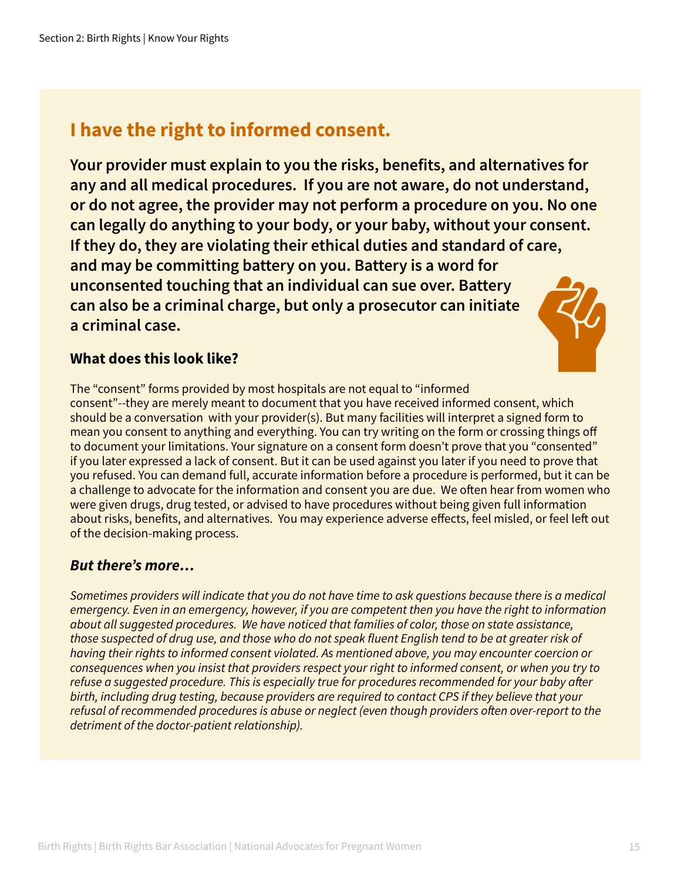## I have the right to informed consent.

**Your provider must explain to you the risks, benefits, and alternatives for any and all medical procedures. If you are not aware, do not understand, or do not agree, the provider may not perform a procedure on you. No one can legally do anything to your body, or your baby, without your consent. If they do, they are violating their ethical duties and standard of care, and may be committing battery on you. Battery is a word for unconsented touching that an individual can sue over. Battery can also be a criminal charge, but only a prosecutor can initiate a criminal case.**

### What does this look like?

The "consent" forms provided by most hospitals are not equal to "informed consent"--they are merely meant to document that you have received informed consent, which should be a conversation with your provider(s). But many facilities will interpret a signed form to mean you consent to anything and everything. You can try writing on the form or crossing things off to document your limitations. Your signature on a consent form doesn't prove that you "consented" if you later expressed a lack of consent. But it can be used against you later if you need to prove that you refused. You can demand full, accurate information before a procedure is performed, but it can be a challenge to advocate for the information and consent you are due. We often hear from women who were given drugs, drug tested, or advised to have procedures without being given full information about risks, benefits, and alternatives. You may experience adverse effects, feel misled, or feel left out of the decision-making process.

### *But there's more…*

*Sometimes providers will indicate that you do not have time to ask questions because there is a medical emergency. Even in an emergency, however, if you are competent then you have the right to information about all suggested procedures. We have noticed that families of color, those on state assistance, those suspected of drug use, and those who do not speak fluent English tend to be at greater risk of having their rights to informed consent violated. As mentioned above, you may encounter coercion or consequences when you insist that providers respect your right to informed consent, or when you try to refuse a suggested procedure. This is especially true for procedures recommended for your baby after birth, including drug testing, because providers are required to contact CPS if they believe that your refusal of recommended procedures is abuse or neglect (even though providers often over-report to the detriment of the doctor-patient relationship).*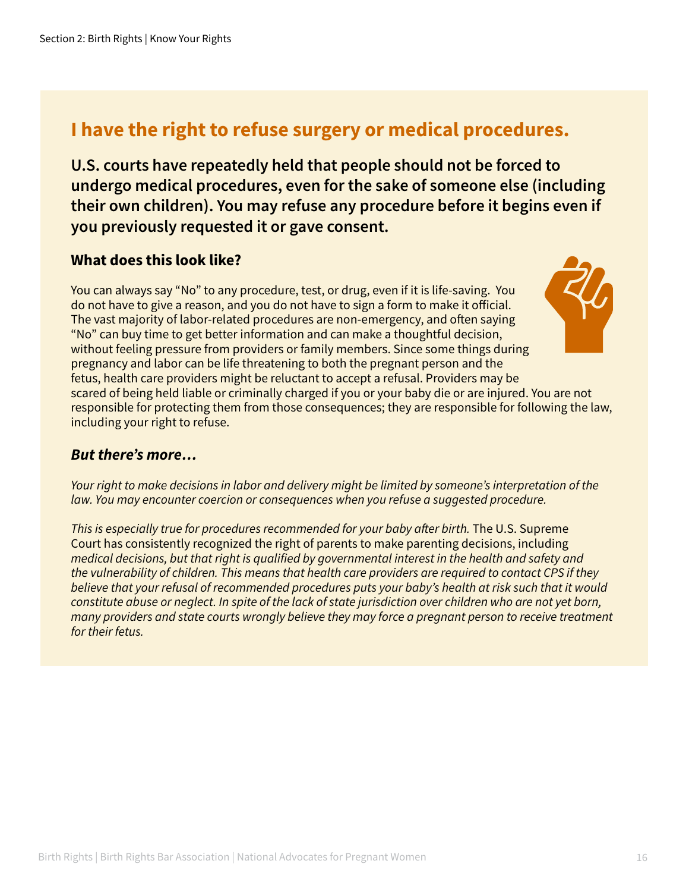## I have the right to refuse surgery or medical procedures.

**U.S. courts have repeatedly held that people should not be forced to undergo medical procedures, even for the sake of someone else (including their own children). You may refuse any procedure before it begins even if you previously requested it or gave consent.**

### What does this look like?

You can always say "No" to any procedure, test, or drug, even if it is life-saving. You do not have to give a reason, and you do not have to sign a form to make it official. The vast majority of labor-related procedures are non-emergency, and often saying "No" can buy time to get better information and can make a thoughtful decision, without feeling pressure from providers or family members. Since some things during pregnancy and labor can be life threatening to both the pregnant person and the fetus, health care providers might be reluctant to accept a refusal. Providers may be scared of being held liable or criminally charged if you or your baby die or are injured. You are not responsible for protecting them from those consequences; they are responsible for following the law, including your right to refuse.

### *But there's more…*

*Your right to make decisions in labor and delivery might be limited by someone's interpretation of the law. You may encounter coercion or consequences when you refuse a suggested procedure.*

*This is especially true for procedures recommended for your baby after birth.* The U.S. Supreme Court has consistently recognized the right of parents to make parenting decisions, including *medical decisions, but that right is qualified by governmental interest in the health and safety and the vulnerability of children. This means that health care providers are required to contact CPS if they believe that your refusal of recommended procedures puts your baby's health at risk such that it would constitute abuse or neglect. In spite of the lack of state jurisdiction over children who are not yet born, many providers and state courts wrongly believe they may force a pregnant person to receive treatment for their fetus.*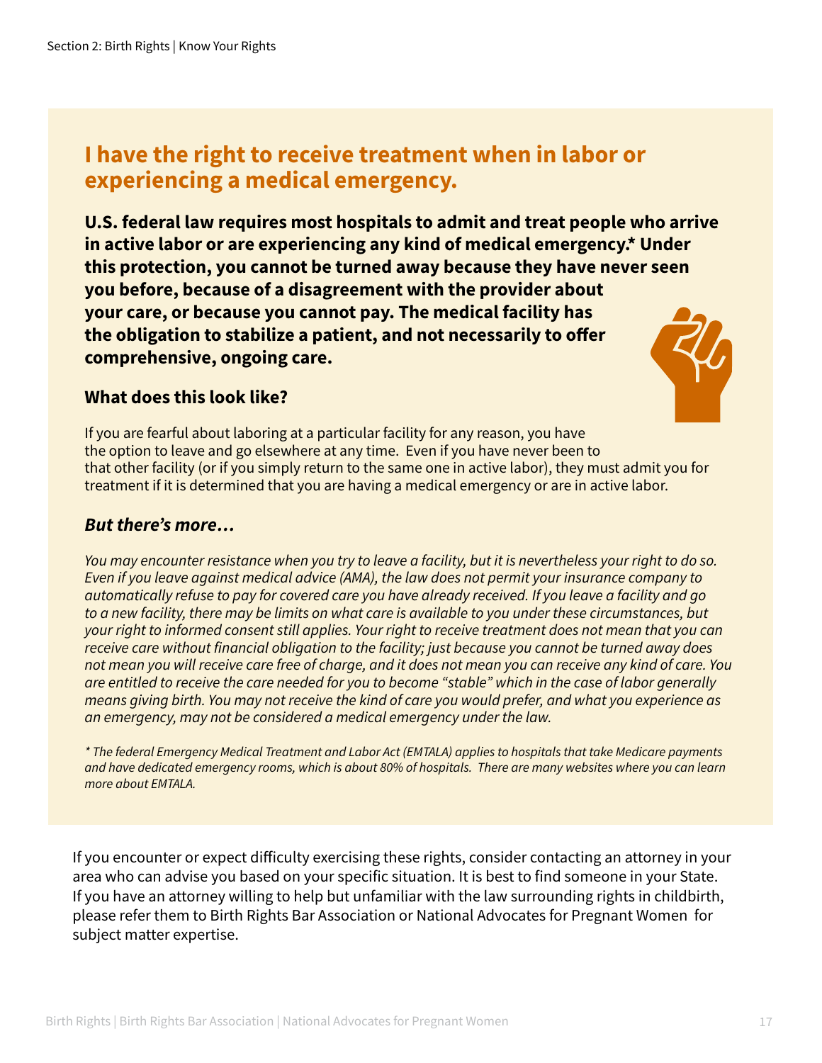## I have the right to receive treatment when in labor or experiencing a medical emergency.

**U.S. federal law requires most hospitals to admit and treat people who arrive in active labor or are experiencing any kind of medical emergency.* Under this protection, you cannot be turned away because they have never seen you before, because of a disagreement with the provider about your care, or because you cannot pay. The medical facility has the obligation to stabilize a patient, and not necessarily to offer comprehensive, ongoing care.**

### What does this look like?

If you are fearful about laboring at a particular facility for any reason, you have the option to leave and go elsewhere at any time. Even if you have never been to that other facility (or if you simply return to the same one in active labor), they must admit you for treatment if it is determined that you are having a medical emergency or are in active labor.

### *But there's more…*

*You may encounter resistance when you try to leave a facility, but it is nevertheless your right to do so. Even if you leave against medical advice (AMA), the law does not permit your insurance company to automatically refuse to pay for covered care you have already received. If you leave a facility and go to a new facility, there may be limits on what care is available to you under these circumstances, but your right to informed consent still applies. Your right to receive treatment does not mean that you can receive care without financial obligation to the facility; just because you cannot be turned away does not mean you will receive care free of charge, and it does not mean you can receive any kind of care. You are entitled to receive the care needed for you to become "stable" which in the case of labor generally means giving birth. You may not receive the kind of care you would prefer, and what you experience as an emergency, may not be considered a medical emergency under the law.*

*\* The federal Emergency Medical Treatment and Labor Act (EMTALA) applies to hospitals that take Medicare payments and have dedicated emergency rooms, which is about 80% of hospitals. There are many websites where you can learn more about EMTALA.*

If you encounter or expect difficulty exercising these rights, consider contacting an attorney in your area who can advise you based on your specific situation. It is best to find someone in your State. If you have an attorney willing to help but unfamiliar with the law surrounding rights in childbirth, please refer them to Birth Rights Bar Association or National Advocates for Pregnant Women for subject matter expertise.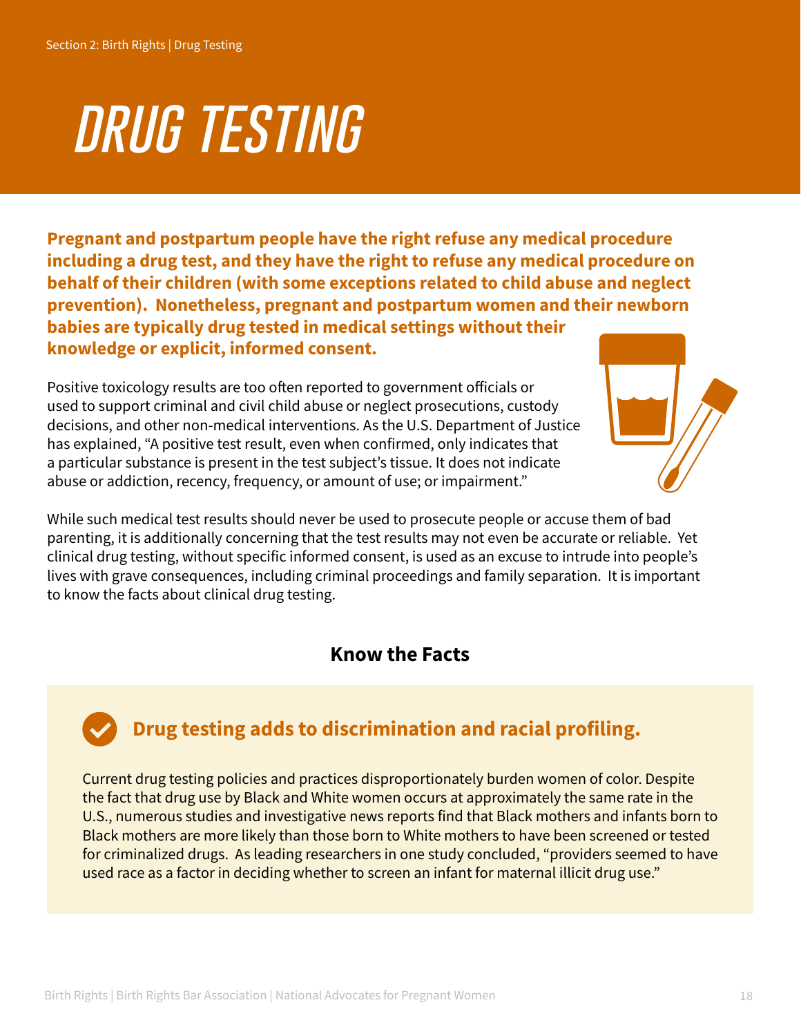# DRUG TESTING

**Pregnant and postpartum people have the right refuse any medical procedure including a drug test, and they have the right to refuse any medical procedure on behalf of their children (with some exceptions related to child abuse and neglect prevention). Nonetheless, pregnant and postpartum women and their newborn babies are typically drug tested in medical settings without their knowledge or explicit, informed consent.**

Positive toxicology results are too often reported to government officials or used to support criminal and civil child abuse or neglect prosecutions, custody decisions, and other non-medical interventions. As the U.S. Department of Justice has explained, "A positive test result, even when confirmed, only indicates that a particular substance is present in the test subject's tissue. It does not indicate abuse or addiction, recency, frequency, or amount of use; or impairment."

While such medical test results should never be used to prosecute people or accuse them of bad parenting, it is additionally concerning that the test results may not even be accurate or reliable. Yet clinical drug testing, without specific informed consent, is used as an excuse to intrude into people's lives with grave consequences, including criminal proceedings and family separation. It is important to know the facts about clinical drug testing.

## Know the Facts

### Drug testing adds to discrimination and racial profiling.

Current drug testing policies and practices disproportionately burden women of color. Despite the fact that drug use by Black and White women occurs at approximately the same rate in the U.S., numerous studies and investigative news reports find that Black mothers and infants born to Black mothers are more likely than those born to White mothers to have been screened or tested for criminalized drugs. As leading researchers in one study concluded, "providers seemed to have used race as a factor in deciding whether to screen an infant for maternal illicit drug use."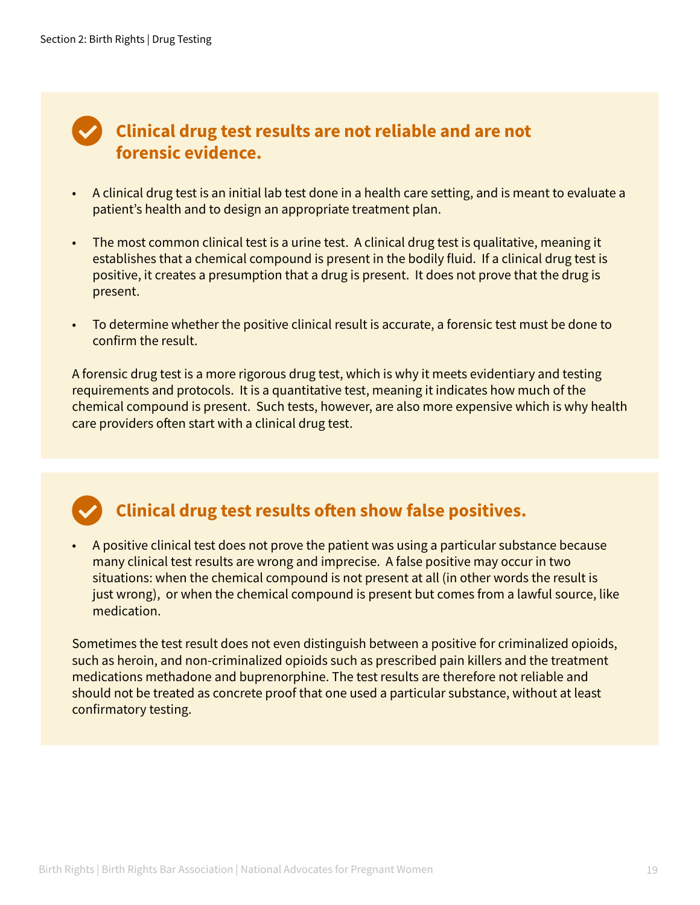## Clinical drug test results are not reliable and are not forensic evidence.

- A clinical drug test is an initial lab test done in a health care setting, and is meant to evaluate a patient's health and to design an appropriate treatment plan.
- The most common clinical test is a urine test. A clinical drug test is qualitative, meaning it establishes that a chemical compound is present in the bodily fluid. If a clinical drug test is positive, it creates a presumption that a drug is present. It does not prove that the drug is present.
- To determine whether the positive clinical result is accurate, a forensic test must be done to confirm the result.

A forensic drug test is a more rigorous drug test, which is why it meets evidentiary and testing requirements and protocols. It is a quantitative test, meaning it indicates how much of the chemical compound is present. Such tests, however, are also more expensive which is why health care providers often start with a clinical drug test.

## Clinical drug test results often show false positives.

- A positive clinical test does not prove the patient was using a particular substance because many clinical test results are wrong and imprecise. A false positive may occur in two situations: when the chemical compound is not present at all (in other words the result is just wrong), or when the chemical compound is present but comes from a lawful source, like medication.

Sometimes the test result does not even distinguish between a positive for criminalized opioids, such as heroin, and non-criminalized opioids such as prescribed pain killers and the treatment medications methadone and buprenorphine. The test results are therefore not reliable and should not be treated as concrete proof that one used a particular substance, without at least confirmatory testing.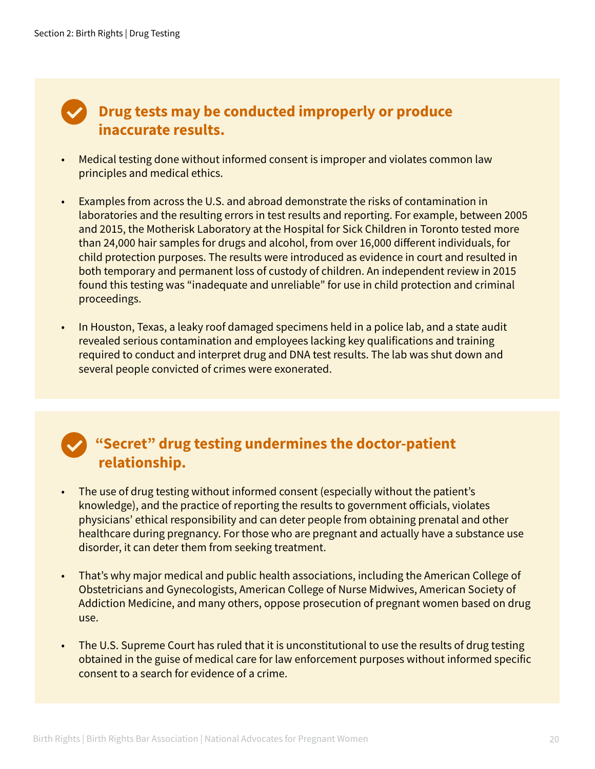## Drug tests may be conducted improperly or produce inaccurate results.

- Medical testing done without informed consent is improper and violates common law principles and medical ethics.
- Examples from across the U.S. and abroad demonstrate the risks of contamination in laboratories and the resulting errors in test results and reporting. For example, between 2005 and 2015, the Motherisk Laboratory at the Hospital for Sick Children in Toronto tested more than 24,000 hair samples for drugs and alcohol, from over 16,000 different individuals, for child protection purposes. The results were introduced as evidence in court and resulted in both temporary and permanent loss of custody of children. An independent review in 2015 found this testing was "inadequate and unreliable" for use in child protection and criminal proceedings.
- In Houston, Texas, a leaky roof damaged specimens held in a police lab, and a state audit revealed serious contamination and employees lacking key qualifications and training required to conduct and interpret drug and DNA test results. The lab was shut down and several people convicted of crimes were exonerated.

## "Secret" drug testing undermines the doctor-patient relationship.

- The use of drug testing without informed consent (especially without the patient's knowledge), and the practice of reporting the results to government officials, violates physicians' ethical responsibility and can deter people from obtaining prenatal and other healthcare during pregnancy. For those who are pregnant and actually have a substance use disorder, it can deter them from seeking treatment.
- That's why major medical and public health associations, including the American College of Obstetricians and Gynecologists, American College of Nurse Midwives, American Society of Addiction Medicine, and many others, oppose prosecution of pregnant women based on drug use.
- The U.S. Supreme Court has ruled that it is unconstitutional to use the results of drug testing obtained in the guise of medical care for law enforcement purposes without informed specific consent to a search for evidence of a crime.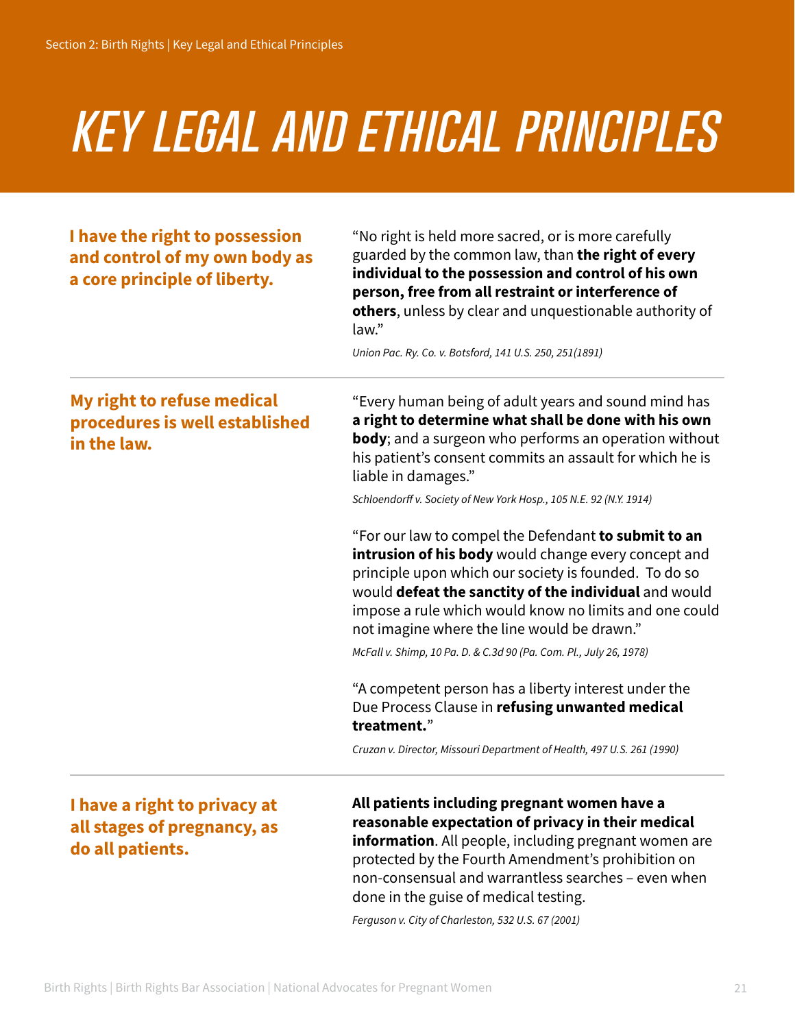# KEY LEGAL AND ETHICAL PRINCIPLES

**I have the right to possession and control of my own body as a core principle of liberty.**

"No right is held more sacred, or is more carefully guarded by the common law, than **the right of every individual to the possession and control of his own person, free from all restraint or interference of others**, unless by clear and unquestionable authority of law."

*Union Pac. Ry. Co. v. Botsford, 141 U.S. 250, 251(1891)*

---

**My right to refuse medical procedures is well established in the law.**

"Every human being of adult years and sound mind has **a right to determine what shall be done with his own body**; and a surgeon who performs an operation without his patient's consent commits an assault for which he is liable in damages."

*Schloendorff v. Society of New York Hosp., 105 N.E. 92 (N.Y. 1914)*

"For our law to compel the Defendant **to submit to an intrusion of his body** would change every concept and principle upon which our society is founded. To do so would **defeat the sanctity of the individual** and would impose a rule which would know no limits and one could not imagine where the line would be drawn."

*McFall v. Shimp, 10 Pa. D. & C.3d 90 (Pa. Com. Pl., July 26, 1978)*

"A competent person has a liberty interest under the Due Process Clause in **refusing unwanted medical treatment.**"

*Cruzan v. Director, Missouri Department of Health, 497 U.S. 261 (1990)*

---

**I have a right to privacy at all stages of pregnancy, as do all patients.**

**All patients including pregnant women have a reasonable expectation of privacy in their medical information**. All people, including pregnant women are protected by the Fourth Amendment's prohibition on non-consensual and warrantless searches – even when done in the guise of medical testing.

*Ferguson v. City of Charleston, 532 U.S. 67 (2001)*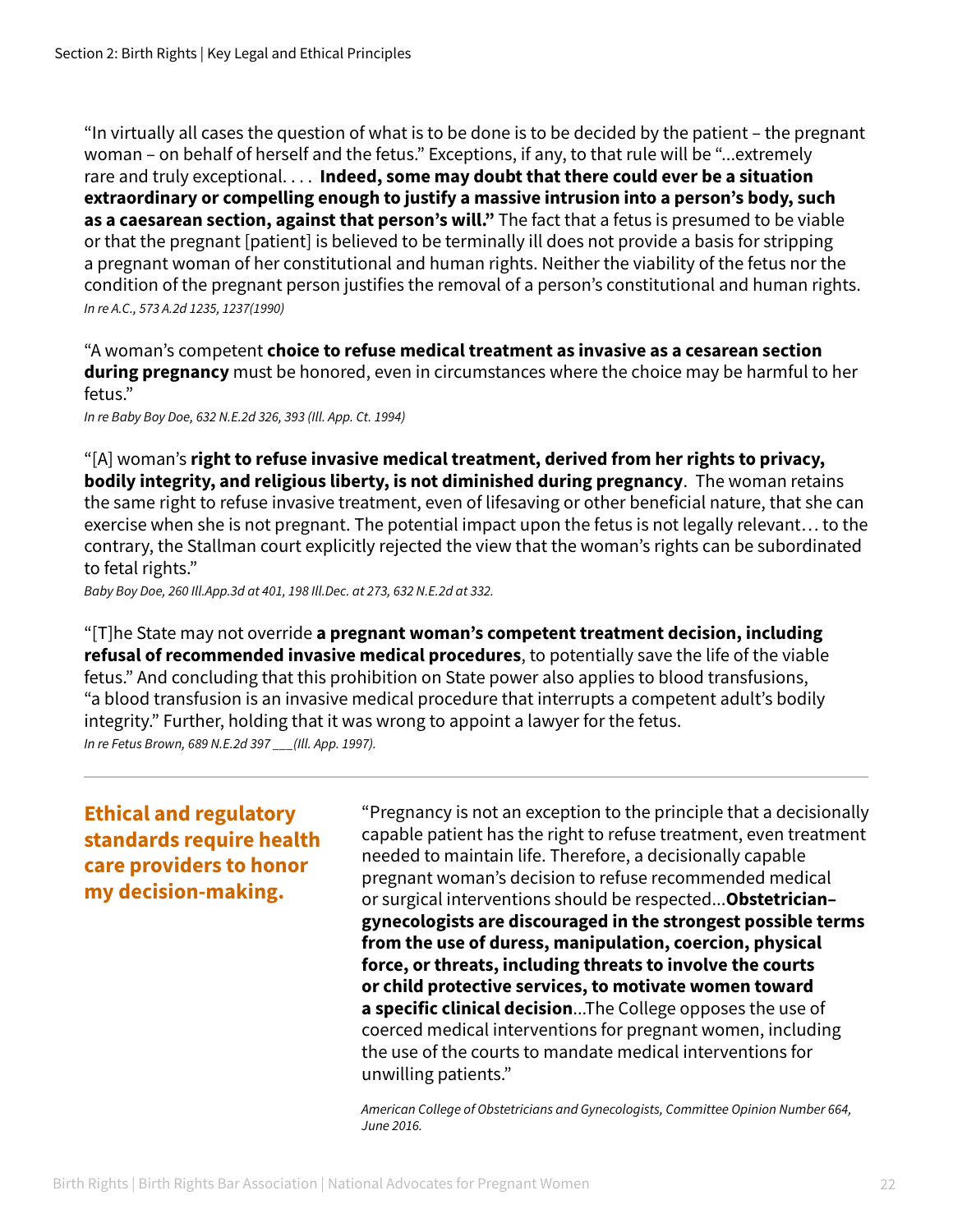"In virtually all cases the question of what is to be done is to be decided by the patient – the pregnant woman – on behalf of herself and the fetus." Exceptions, if any, to that rule will be "...extremely rare and truly exceptional. . . . **Indeed, some may doubt that there could ever be a situation extraordinary or compelling enough to justify a massive intrusion into a person's body, such as a caesarean section, against that person's will."** The fact that a fetus is presumed to be viable or that the pregnant [patient] is believed to be terminally ill does not provide a basis for stripping a pregnant woman of her constitutional and human rights. Neither the viability of the fetus nor the condition of the pregnant person justifies the removal of a person's constitutional and human rights.

*In re A.C., 573 A.2d 1235, 1237(1990)*

"A woman's competent **choice to refuse medical treatment as invasive as a cesarean section during pregnancy** must be honored, even in circumstances where the choice may be harmful to her fetus."

*In re Baby Boy Doe, 632 N.E.2d 326, 393 (Ill. App. Ct. 1994)*

"[A] woman's **right to refuse invasive medical treatment, derived from her rights to privacy, bodily integrity, and religious liberty, is not diminished during pregnancy**. The woman retains the same right to refuse invasive treatment, even of lifesaving or other beneficial nature, that she can exercise when she is not pregnant. The potential impact upon the fetus is not legally relevant… to the contrary, the Stallman court explicitly rejected the view that the woman's rights can be subordinated to fetal rights."

*Baby Boy Doe, 260 Ill.App.3d at 401, 198 Ill.Dec. at 273, 632 N.E.2d at 332.*

"[T]he State may not override **a pregnant woman's competent treatment decision, including refusal of recommended invasive medical procedures**, to potentially save the life of the viable fetus." And concluding that this prohibition on State power also applies to blood transfusions, "a blood transfusion is an invasive medical procedure that interrupts a competent adult's bodily integrity." Further, holding that it was wrong to appoint a lawyer for the fetus.

*In re Fetus Brown, 689 N.E.2d 397 ___(Ill. App. 1997).*

---

## Ethical and regulatory standards require health care providers to honor my decision-making.

"Pregnancy is not an exception to the principle that a decisionally capable patient has the right to refuse treatment, even treatment needed to maintain life. Therefore, a decisionally capable pregnant woman's decision to refuse recommended medical or surgical interventions should be respected...**Obstetrician–gynecologists are discouraged in the strongest possible terms from the use of duress, manipulation, coercion, physical force, or threats, including threats to involve the courts or child protective services, to motivate women toward a specific clinical decision**...The College opposes the use of coerced medical interventions for pregnant women, including the use of the courts to mandate medical interventions for unwilling patients."

*American College of Obstetricians and Gynecologists, Committee Opinion Number 664, June 2016.*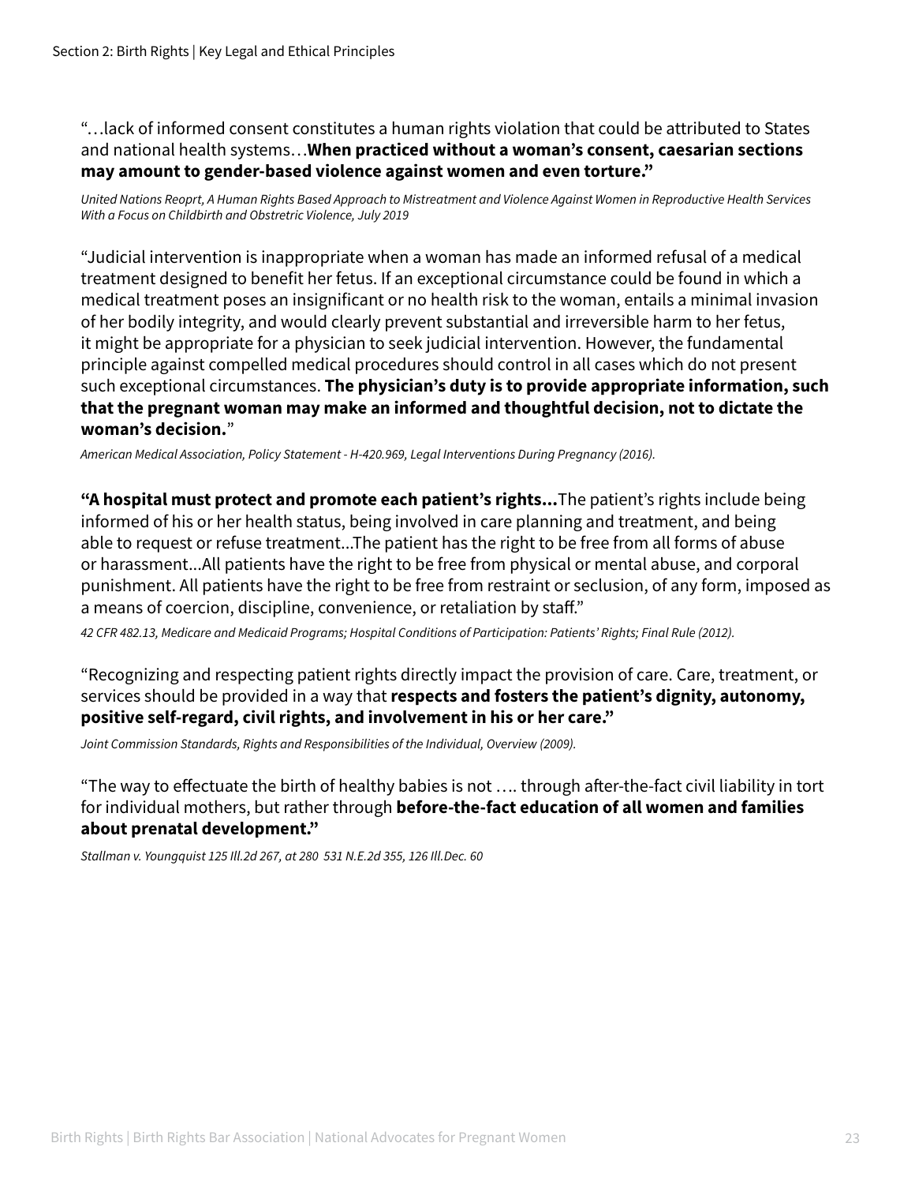"…lack of informed consent constitutes a human rights violation that could be attributed to States and national health systems…**When practiced without a woman's consent, caesarian sections may amount to gender-based violence against women and even torture."**

*United Nations Reoprt, A Human Rights Based Approach to Mistreatment and Violence Against Women in Reproductive Health Services With a Focus on Childbirth and Obstretric Violence, July 2019*

"Judicial intervention is inappropriate when a woman has made an informed refusal of a medical treatment designed to benefit her fetus. If an exceptional circumstance could be found in which a medical treatment poses an insignificant or no health risk to the woman, entails a minimal invasion of her bodily integrity, and would clearly prevent substantial and irreversible harm to her fetus, it might be appropriate for a physician to seek judicial intervention. However, the fundamental principle against compelled medical procedures should control in all cases which do not present such exceptional circumstances. **The physician's duty is to provide appropriate information, such that the pregnant woman may make an informed and thoughtful decision, not to dictate the woman's decision.**"

*American Medical Association, Policy Statement - H-420.969, Legal Interventions During Pregnancy (2016).*

**"A hospital must protect and promote each patient's rights…**The patient's rights include being informed of his or her health status, being involved in care planning and treatment, and being able to request or refuse treatment...The patient has the right to be free from all forms of abuse or harassment...All patients have the right to be free from physical or mental abuse, and corporal punishment. All patients have the right to be free from restraint or seclusion, of any form, imposed as a means of coercion, discipline, convenience, or retaliation by staff."

*42 CFR 482.13, Medicare and Medicaid Programs; Hospital Conditions of Participation: Patients' Rights; Final Rule (2012).*

"Recognizing and respecting patient rights directly impact the provision of care. Care, treatment, or services should be provided in a way that **respects and fosters the patient's dignity, autonomy, positive self-regard, civil rights, and involvement in his or her care."**

*Joint Commission Standards, Rights and Responsibilities of the Individual, Overview (2009).*

"The way to effectuate the birth of healthy babies is not …. through after-the-fact civil liability in tort for individual mothers, but rather through **before-the-fact education of all women and families about prenatal development."**

*Stallman v. Youngquist 125 Ill.2d 267, at 280 531 N.E.2d 355, 126 Ill.Dec. 60*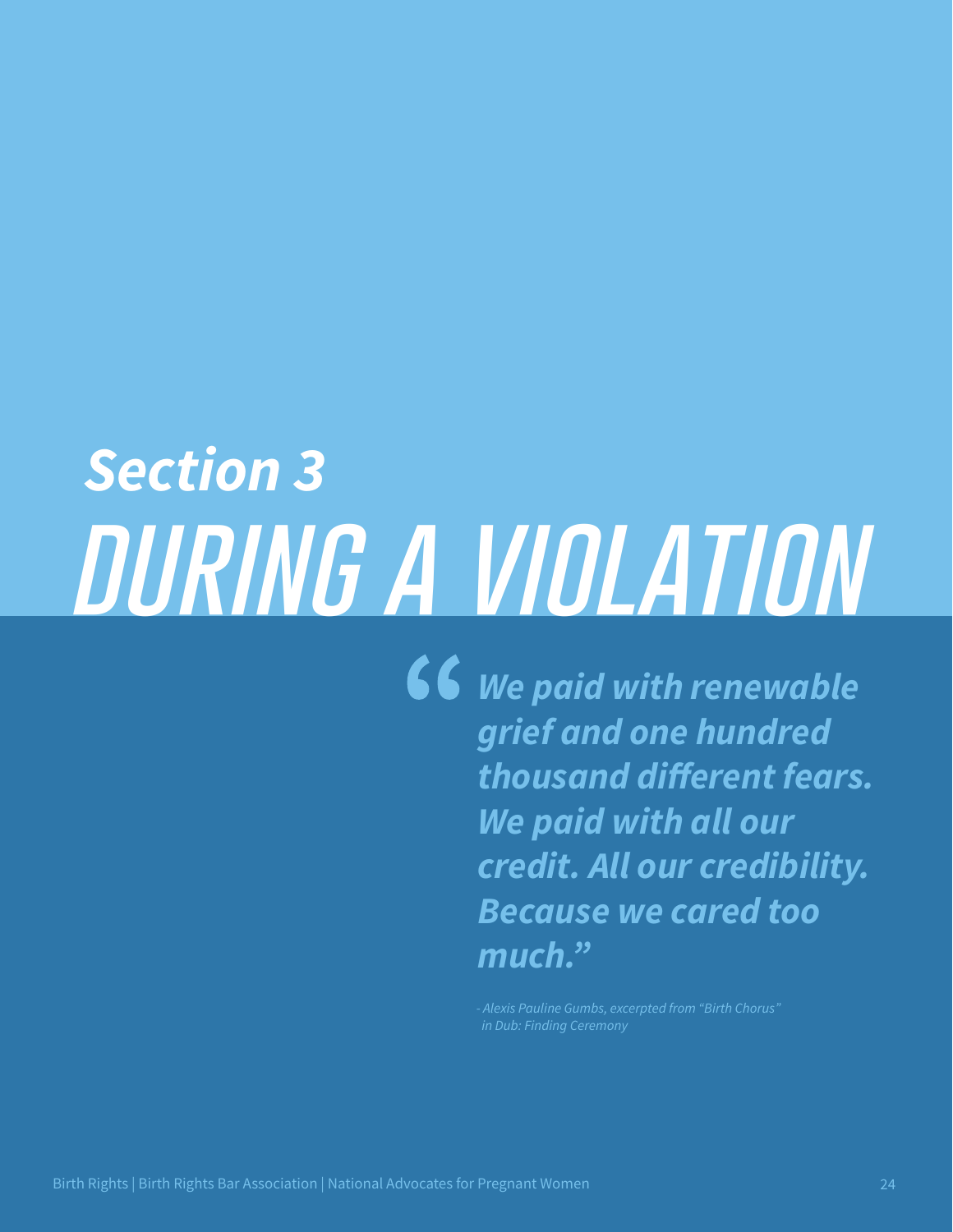# Section 3
# DURING A VIOLATION

> ***"We paid with renewable grief and one hundred thousand different fears. We paid with all our credit. All our credibility. Because we cared too much."***
>
> *- Alexis Pauline Gumbs, excerpted from "Birth Chorus" in Dub: Finding Ceremony*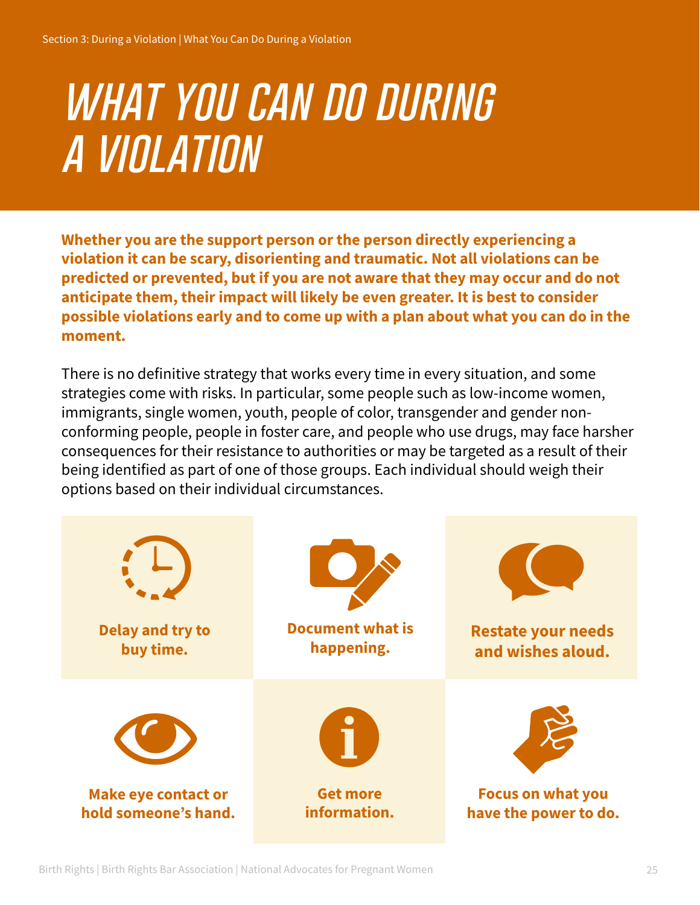# WHAT YOU CAN DO DURING A VIOLATION

**Whether you are the support person or the person directly experiencing a violation it can be scary, disorienting and traumatic. Not all violations can be predicted or prevented, but if you are not aware that they may occur and do not anticipate them, their impact will likely be even greater. It is best to consider possible violations early and to come up with a plan about what you can do in the moment.**

There is no definitive strategy that works every time in every situation, and some strategies come with risks. In particular, some people such as low-income women, immigrants, single women, youth, people of color, transgender and gender non-conforming people, people in foster care, and people who use drugs, may face harsher consequences for their resistance to authorities or may be targeted as a result of their being identified as part of one of those groups. Each individual should weigh their options based on their individual circumstances.

**Delay and try to buy time.**

**Document what is happening.**

**Restate your needs and wishes aloud.**

**Make eye contact or hold someone's hand.**

**Get more information.**

**Focus on what you have the power to do.**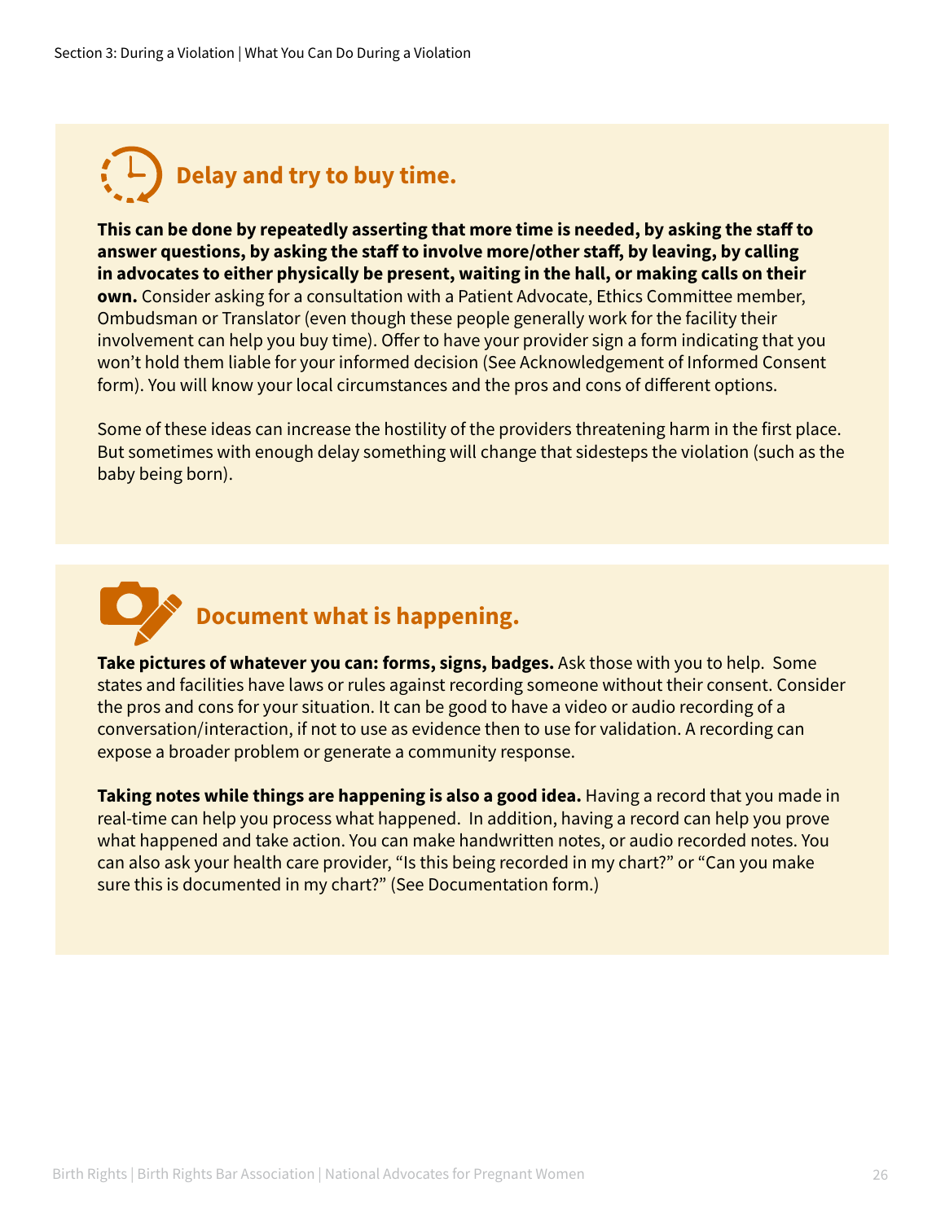## Delay and try to buy time.

**This can be done by repeatedly asserting that more time is needed, by asking the staff to answer questions, by asking the staff to involve more/other staff, by leaving, by calling in advocates to either physically be present, waiting in the hall, or making calls on their own.** Consider asking for a consultation with a Patient Advocate, Ethics Committee member, Ombudsman or Translator (even though these people generally work for the facility their involvement can help you buy time). Offer to have your provider sign a form indicating that you won't hold them liable for your informed decision (See Acknowledgement of Informed Consent form). You will know your local circumstances and the pros and cons of different options.

Some of these ideas can increase the hostility of the providers threatening harm in the first place. But sometimes with enough delay something will change that sidesteps the violation (such as the baby being born).

## Document what is happening.

**Take pictures of whatever you can: forms, signs, badges.** Ask those with you to help. Some states and facilities have laws or rules against recording someone without their consent. Consider the pros and cons for your situation. It can be good to have a video or audio recording of a conversation/interaction, if not to use as evidence then to use for validation. A recording can expose a broader problem or generate a community response.

**Taking notes while things are happening is also a good idea.** Having a record that you made in real-time can help you process what happened. In addition, having a record can help you prove what happened and take action. You can make handwritten notes, or audio recorded notes. You can also ask your health care provider, "Is this being recorded in my chart?" or "Can you make sure this is documented in my chart?" (See Documentation form.)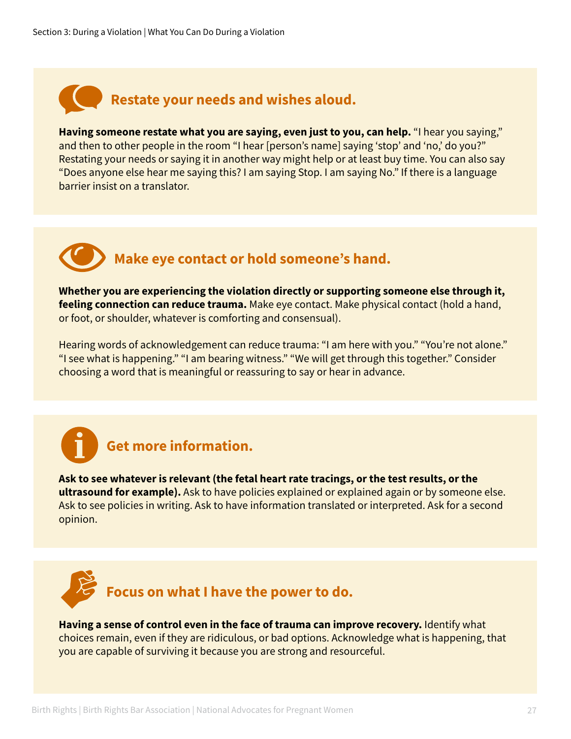## Restate your needs and wishes aloud.

**Having someone restate what you are saying, even just to you, can help.** "I hear you saying," and then to other people in the room "I hear [person's name] saying 'stop' and 'no,' do you?" Restating your needs or saying it in another way might help or at least buy time. You can also say "Does anyone else hear me saying this? I am saying Stop. I am saying No." If there is a language barrier insist on a translator.

## Make eye contact or hold someone's hand.

**Whether you are experiencing the violation directly or supporting someone else through it, feeling connection can reduce trauma.** Make eye contact. Make physical contact (hold a hand, or foot, or shoulder, whatever is comforting and consensual).

Hearing words of acknowledgement can reduce trauma: "I am here with you." "You're not alone." "I see what is happening." "I am bearing witness." "We will get through this together." Consider choosing a word that is meaningful or reassuring to say or hear in advance.

## Get more information.

**Ask to see whatever is relevant (the fetal heart rate tracings, or the test results, or the ultrasound for example).** Ask to have policies explained or explained again or by someone else. Ask to see policies in writing. Ask to have information translated or interpreted. Ask for a second opinion.

## Focus on what I have the power to do.

**Having a sense of control even in the face of trauma can improve recovery.** Identify what choices remain, even if they are ridiculous, or bad options. Acknowledge what is happening, that you are capable of surviving it because you are strong and resourceful.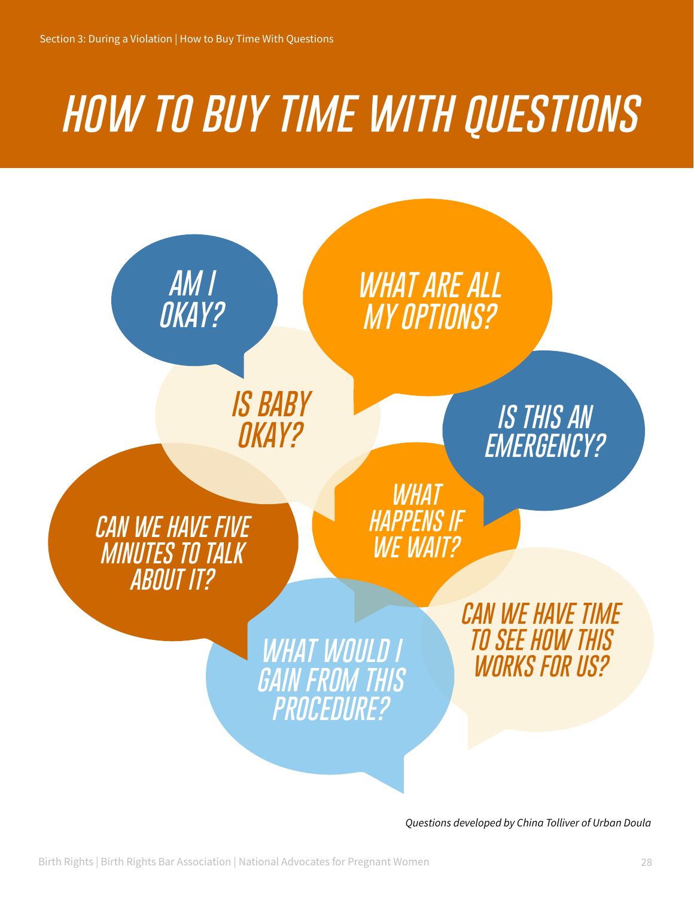# HOW TO BUY TIME WITH QUESTIONS

- AM I OKAY?
- WHAT ARE ALL MY OPTIONS?
- IS BABY OKAY?
- IS THIS AN EMERGENCY?
- CAN WE HAVE FIVE MINUTES TO TALK ABOUT IT?
- WHAT HAPPENS IF WE WAIT?
- WHAT WOULD I GAIN FROM THIS PROCEDURE?
- CAN WE HAVE TIME TO SEE HOW THIS WORKS FOR US?

*Questions developed by China Tolliver of Urban Doula*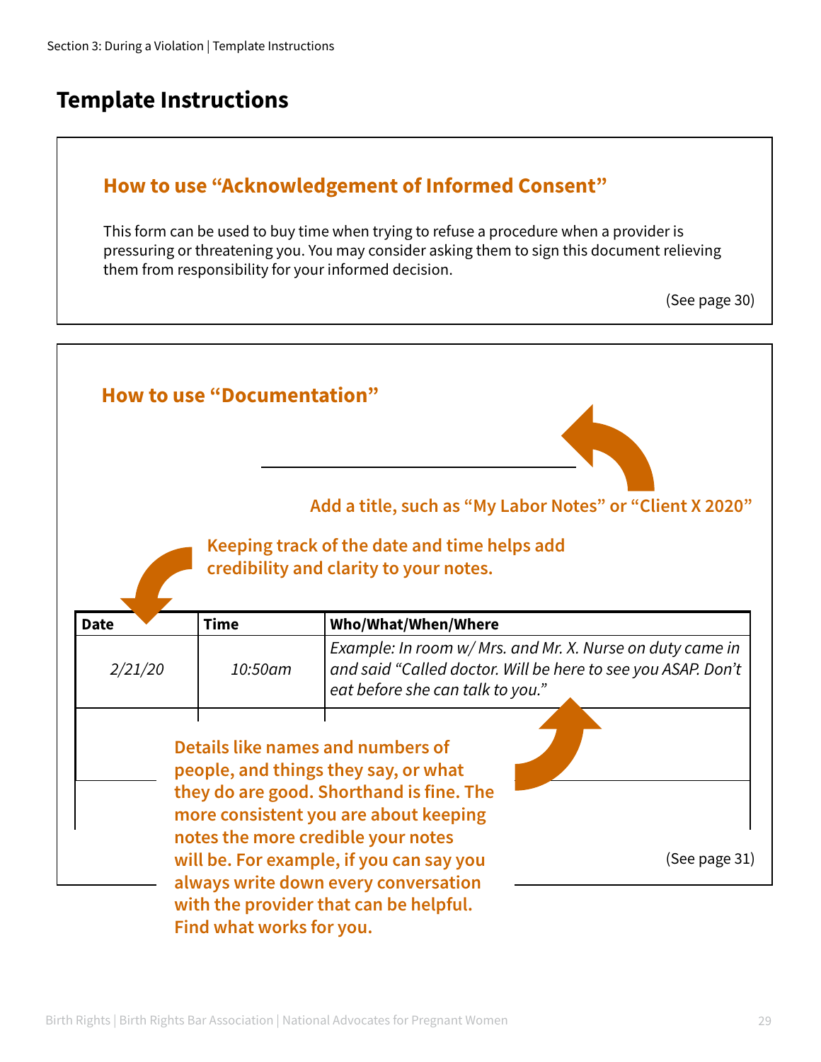# Template Instructions

## How to use “Acknowledgement of Informed Consent”

This form can be used to buy time when trying to refuse a procedure when a provider is pressuring or threatening you. You may consider asking them to sign this document relieving them from responsibility for your informed decision.

(See page 30)

## How to use “Documentation”

**Add a title, such as “My Labor Notes” or “Client X 2020”**

**Keeping track of the date and time helps add credibility and clarity to your notes.**

| Date | Time | Who/What/When/Where |
|---|---|---|
| *2/21/20* | *10:50am* | *Example: In room w/ Mrs. and Mr. X. Nurse on duty came in and said “Called doctor. Will be here to see you ASAP. Don’t eat before she can talk to you.”* |
| | | |
| | | |

**Details like names and numbers of people, and things they say, or what they do are good. Shorthand is fine. The more consistent you are about keeping notes the more credible your notes will be. For example, if you can say you always write down every conversation with the provider that can be helpful. Find what works for you.**

(See page 31)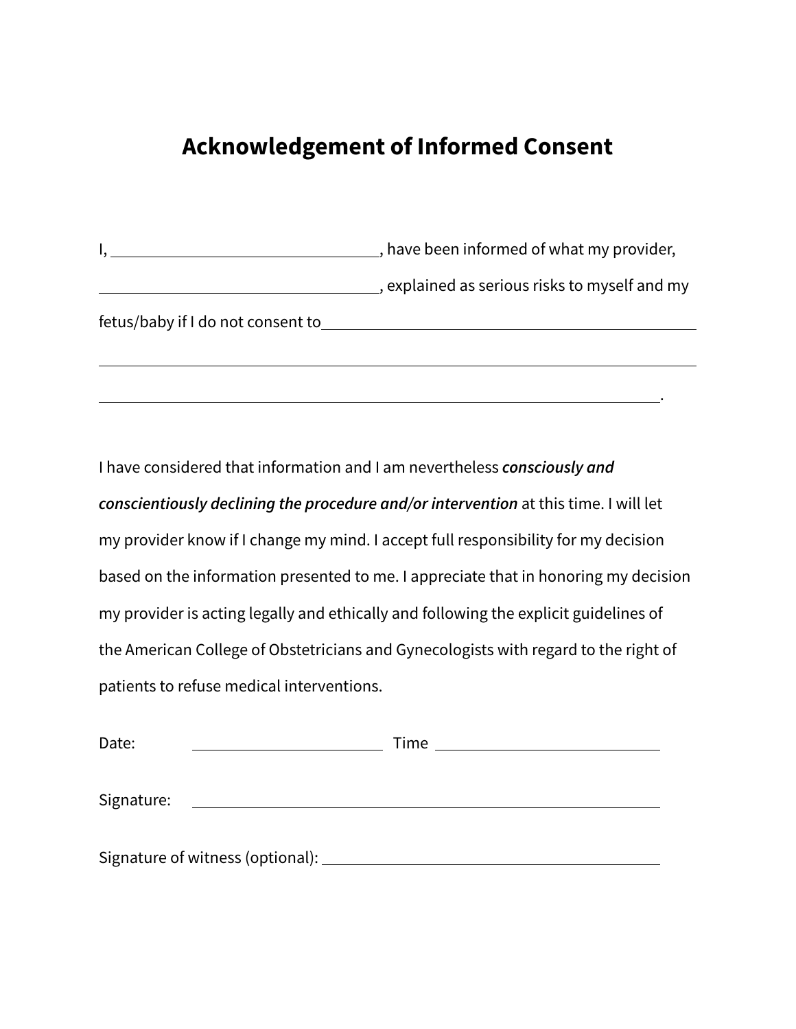# Acknowledgement of Informed Consent

I, ______________________________, have been informed of what my provider, ______________________________, explained as serious risks to myself and my fetus/baby if I do not consent to ______________________________________________

______________________________________________________________

______________________________________________________________.

I have considered that information and I am nevertheless ***consciously and conscientiously declining the procedure and/or intervention*** at this time. I will let my provider know if I change my mind. I accept full responsibility for my decision based on the information presented to me. I appreciate that in honoring my decision my provider is acting legally and ethically and following the explicit guidelines of the American College of Obstetricians and Gynecologists with regard to the right of patients to refuse medical interventions.

Date: ______________________ Time ______________________

Signature: ______________________________________________

Signature of witness (optional): ______________________________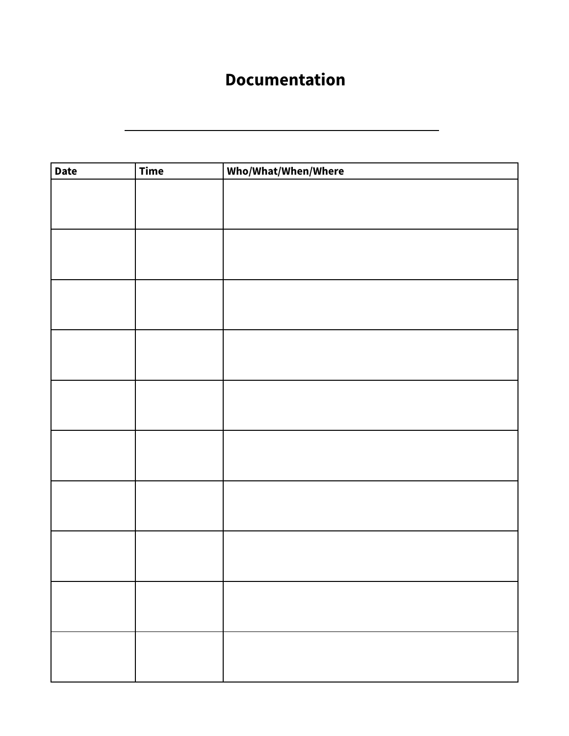# Documentation

\_\_\_\_\_\_\_\_\_\_\_\_\_\_\_\_\_\_\_\_\_\_\_\_\_\_\_\_\_\_\_\_\_\_\_\_\_\_\_\_\_\_\_\_

| Date | Time | Who/What/When/Where |
|---|---|---|
| | | |
| | | |
| | | |
| | | |
| | | |
| | | |
| | | |
| | | |
| | | |
| | | |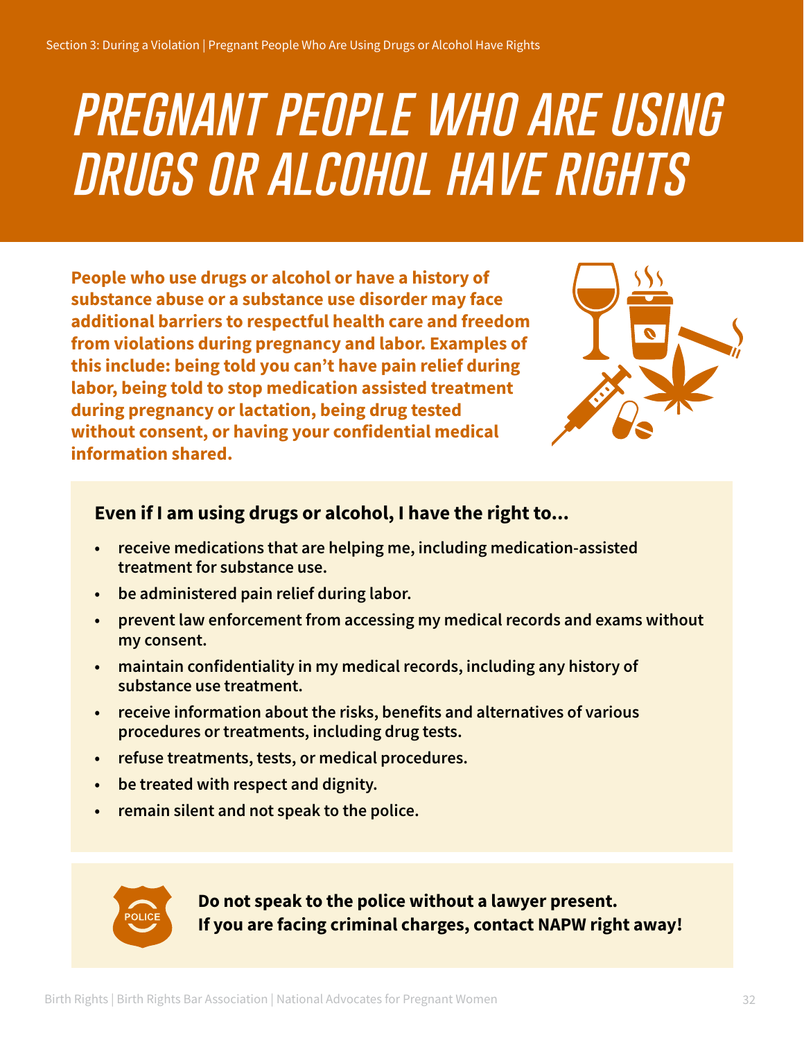# PREGNANT PEOPLE WHO ARE USING DRUGS OR ALCOHOL HAVE RIGHTS

**People who use drugs or alcohol or have a history of substance abuse or a substance use disorder may face additional barriers to respectful health care and freedom from violations during pregnancy and labor. Examples of this include: being told you can't have pain relief during labor, being told to stop medication assisted treatment during pregnancy or lactation, being drug tested without consent, or having your confidential medical information shared.**

**Even if I am using drugs or alcohol, I have the right to...**

- receive medications that are helping me, including medication-assisted treatment for substance use.
- be administered pain relief during labor.
- prevent law enforcement from accessing my medical records and exams without my consent.
- maintain confidentiality in my medical records, including any history of substance use treatment.
- receive information about the risks, benefits and alternatives of various procedures or treatments, including drug tests.
- refuse treatments, tests, or medical procedures.
- be treated with respect and dignity.
- remain silent and not speak to the police.

**Do not speak to the police without a lawyer present.**
**If you are facing criminal charges, contact NAPW right away!**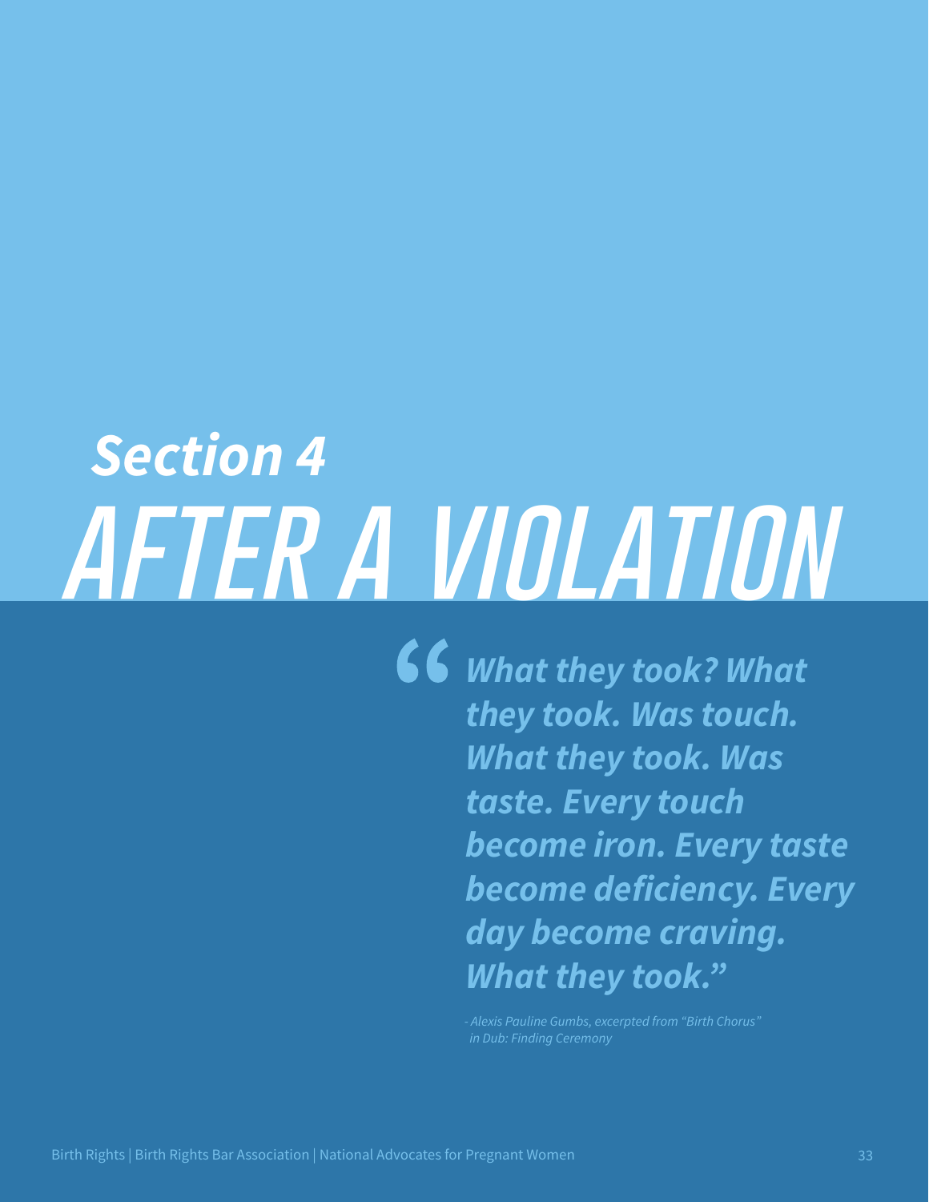# Section 4

# AFTER A VIOLATION

> ***"What they took? What they took. Was touch. What they took. Was taste. Every touch become iron. Every taste become deficiency. Every day become craving. What they took."***
>
> *- Alexis Pauline Gumbs, excerpted from "Birth Chorus" in Dub: Finding Ceremony*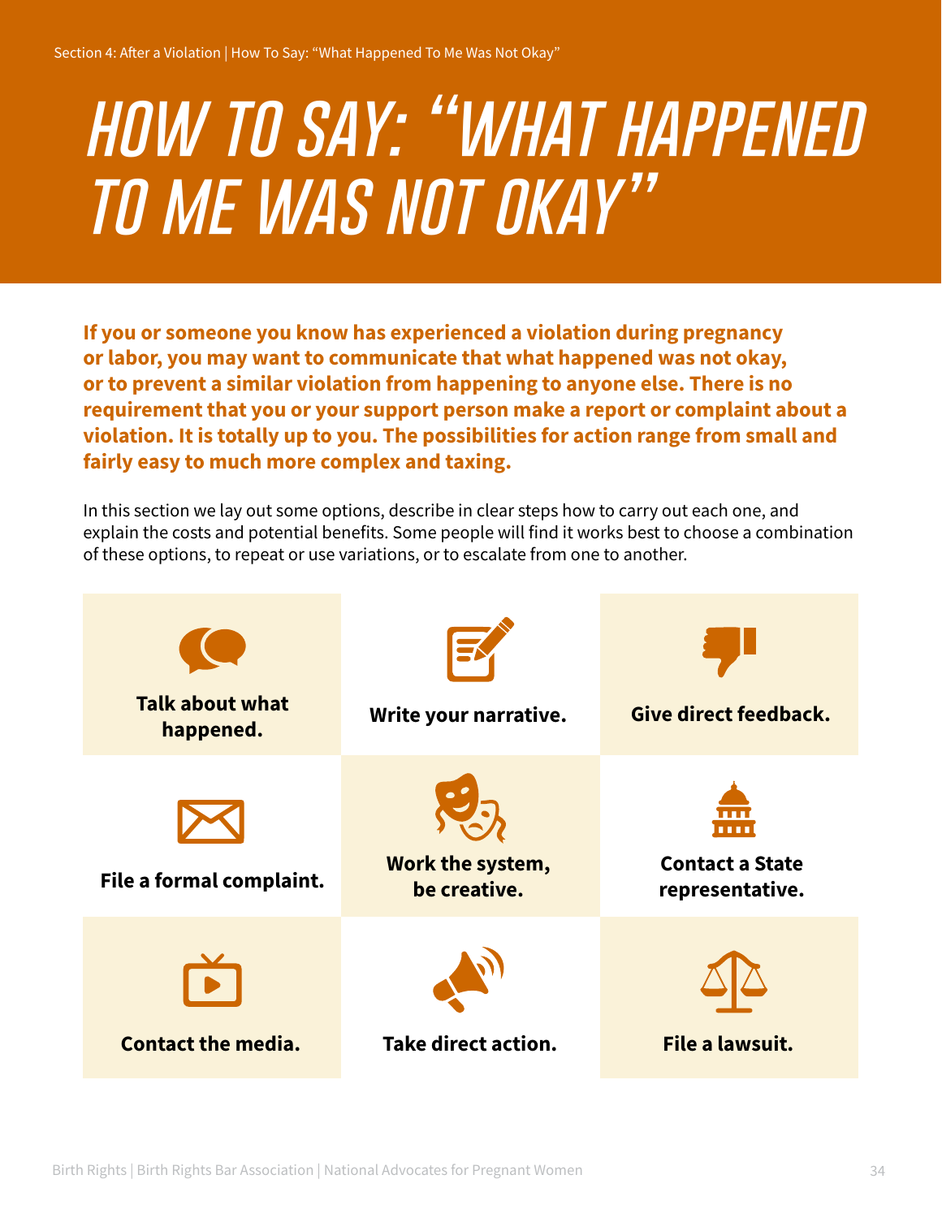# HOW TO SAY: "WHAT HAPPENED TO ME WAS NOT OKAY"

**If you or someone you know has experienced a violation during pregnancy or labor, you may want to communicate that what happened was not okay, or to prevent a similar violation from happening to anyone else. There is no requirement that you or your support person make a report or complaint about a violation. It is totally up to you. The possibilities for action range from small and fairly easy to much more complex and taxing.**

In this section we lay out some options, describe in clear steps how to carry out each one, and explain the costs and potential benefits. Some people will find it works best to choose a combination of these options, to repeat or use variations, or to escalate from one to another.

| | | |
|---|---|---|
| **Talk about what happened.** | **Write your narrative.** | **Give direct feedback.** |
| **File a formal complaint.** | **Work the system, be creative.** | **Contact a State representative.** |
| **Contact the media.** | **Take direct action.** | **File a lawsuit.** |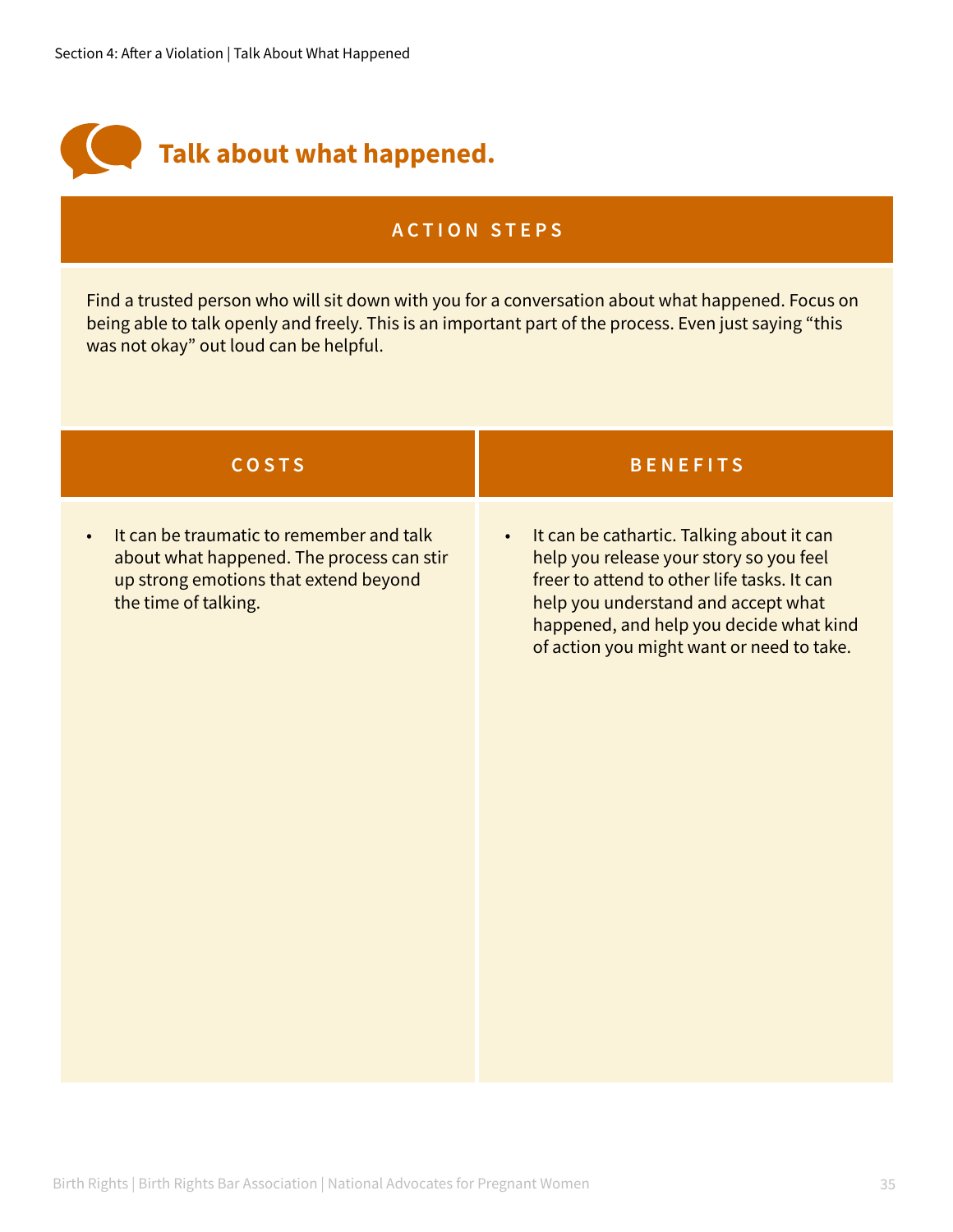# Talk about what happened.

## ACTION STEPS

Find a trusted person who will sit down with you for a conversation about what happened. Focus on being able to talk openly and freely. This is an important part of the process. Even just saying "this was not okay" out loud can be helpful.

| COSTS | BENEFITS |
| --- | --- |
| • It can be traumatic to remember and talk about what happened. The process can stir up strong emotions that extend beyond the time of talking. | • It can be cathartic. Talking about it can help you release your story so you feel freer to attend to other life tasks. It can help you understand and accept what happened, and help you decide what kind of action you might want or need to take. |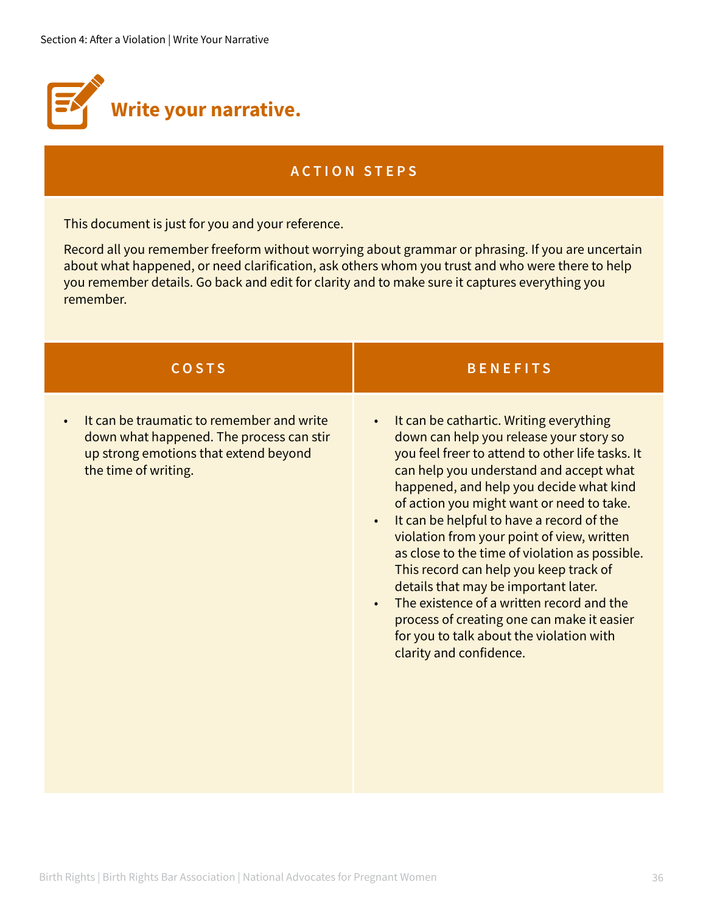# Write your narrative.

## ACTION STEPS

This document is just for you and your reference.

Record all you remember freeform without worrying about grammar or phrasing. If you are uncertain about what happened, or need clarification, ask others whom you trust and who were there to help you remember details. Go back and edit for clarity and to make sure it captures everything you remember.

| COSTS | BENEFITS |
|---|---|
| • It can be traumatic to remember and write down what happened. The process can stir up strong emotions that extend beyond the time of writing. | • It can be cathartic. Writing everything down can help you release your story so you feel freer to attend to other life tasks. It can help you understand and accept what happened, and help you decide what kind of action you might want or need to take.<br>• It can be helpful to have a record of the violation from your point of view, written as close to the time of violation as possible. This record can help you keep track of details that may be important later.<br>• The existence of a written record and the process of creating one can make it easier for you to talk about the violation with clarity and confidence. |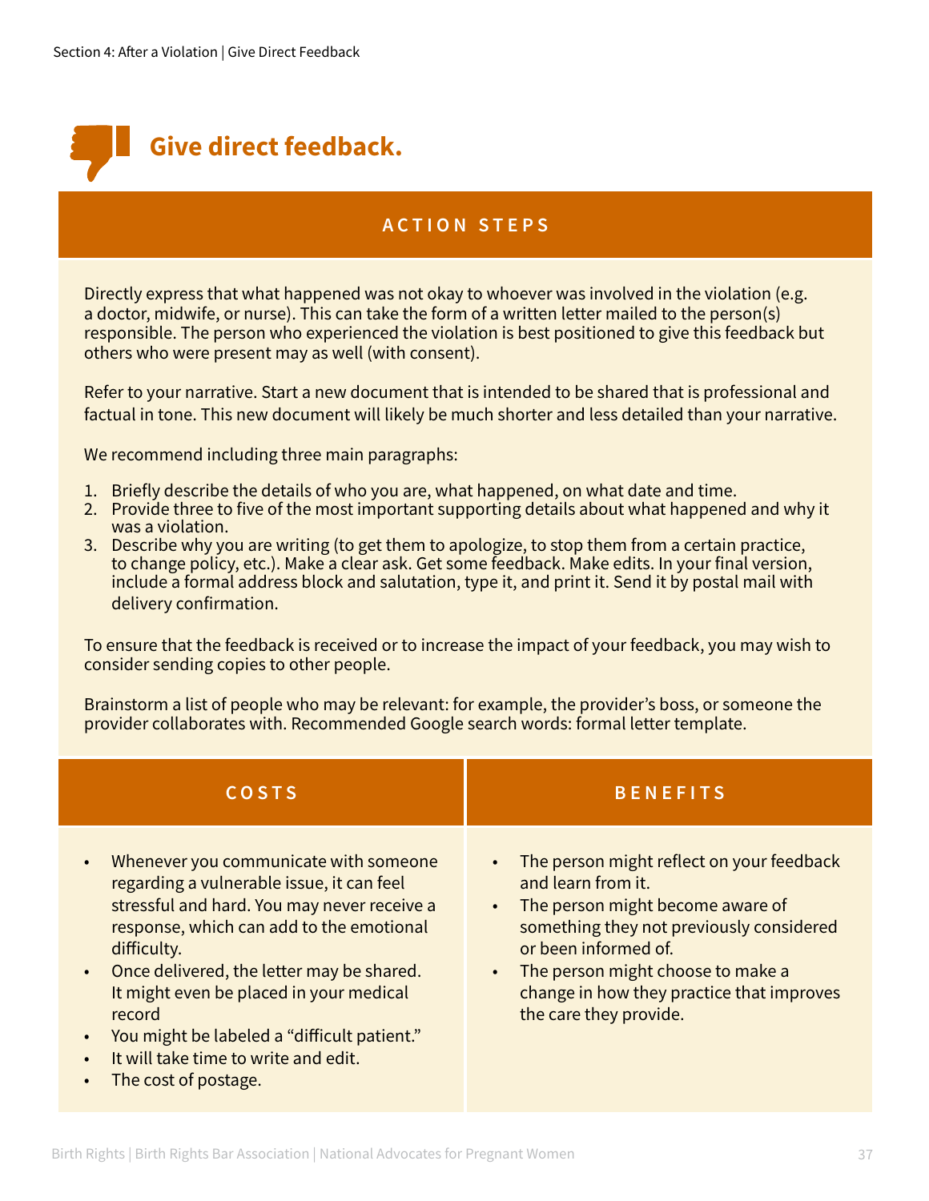# Give direct feedback.

## ACTION STEPS

Directly express that what happened was not okay to whoever was involved in the violation (e.g. a doctor, midwife, or nurse). This can take the form of a written letter mailed to the person(s) responsible. The person who experienced the violation is best positioned to give this feedback but others who were present may as well (with consent).

Refer to your narrative. Start a new document that is intended to be shared that is professional and factual in tone. This new document will likely be much shorter and less detailed than your narrative.

We recommend including three main paragraphs:

1. Briefly describe the details of who you are, what happened, on what date and time.
2. Provide three to five of the most important supporting details about what happened and why it was a violation.
3. Describe why you are writing (to get them to apologize, to stop them from a certain practice, to change policy, etc.). Make a clear ask. Get some feedback. Make edits. In your final version, include a formal address block and salutation, type it, and print it. Send it by postal mail with delivery confirmation.

To ensure that the feedback is received or to increase the impact of your feedback, you may wish to consider sending copies to other people.

Brainstorm a list of people who may be relevant: for example, the provider's boss, or someone the provider collaborates with. Recommended Google search words: formal letter template.

| COSTS | BENEFITS |
|---|---|
| • Whenever you communicate with someone regarding a vulnerable issue, it can feel stressful and hard. You may never receive a response, which can add to the emotional difficulty.<br>• Once delivered, the letter may be shared. It might even be placed in your medical record<br>• You might be labeled a "difficult patient."<br>• It will take time to write and edit.<br>• The cost of postage. | • The person might reflect on your feedback and learn from it.<br>• The person might become aware of something they not previously considered or been informed of.<br>• The person might choose to make a change in how they practice that improves the care they provide. |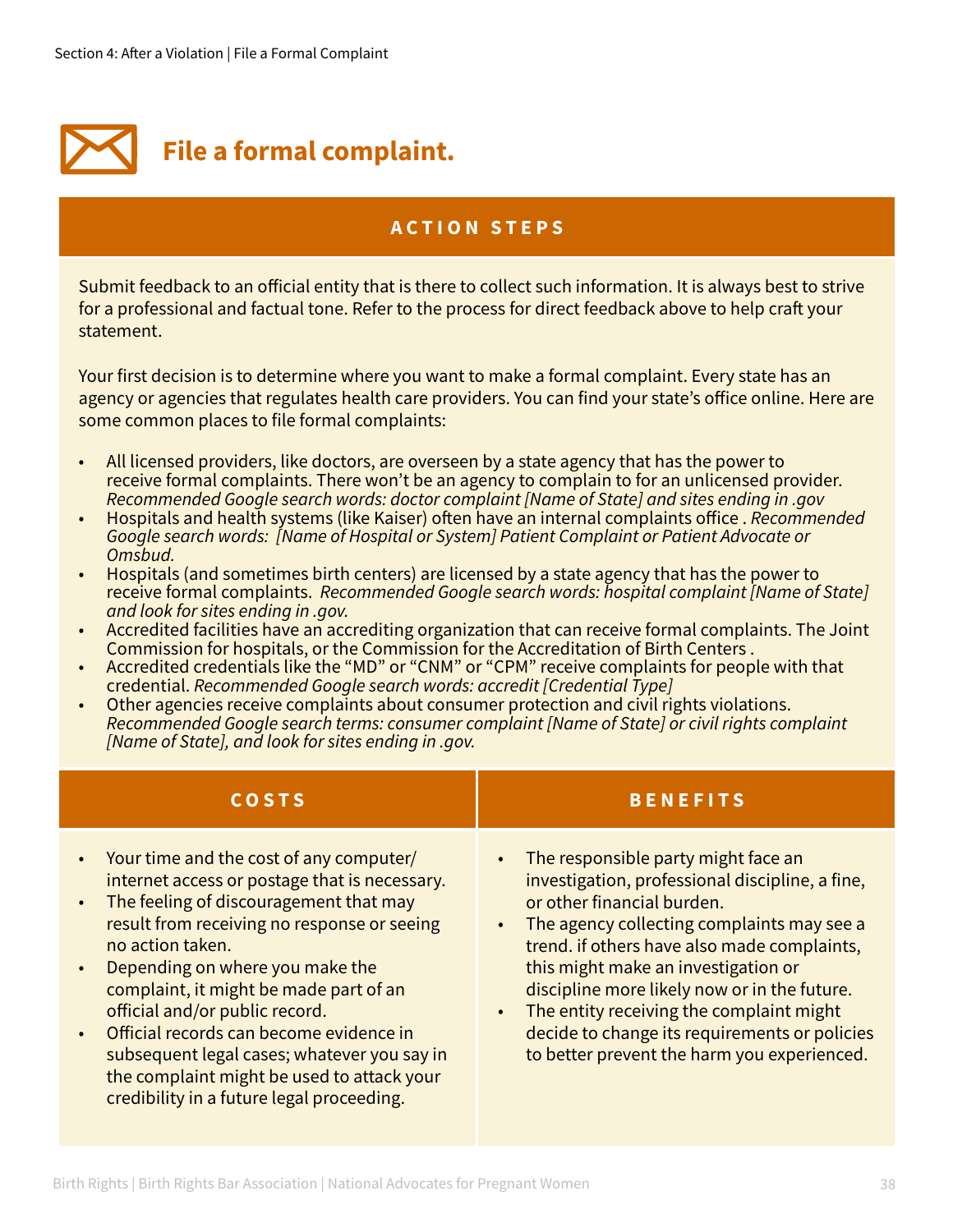# File a formal complaint.

## ACTION STEPS

Submit feedback to an official entity that is there to collect such information. It is always best to strive for a professional and factual tone. Refer to the process for direct feedback above to help craft your statement.

Your first decision is to determine where you want to make a formal complaint. Every state has an agency or agencies that regulates health care providers. You can find your state's office online. Here are some common places to file formal complaints:

- All licensed providers, like doctors, are overseen by a state agency that has the power to receive formal complaints. There won't be an agency to complain to for an unlicensed provider. *Recommended Google search words: doctor complaint [Name of State] and sites ending in .gov*
- Hospitals and health systems (like Kaiser) often have an internal complaints office . *Recommended Google search words: [Name of Hospital or System] Patient Complaint or Patient Advocate or Omsbud.*
- Hospitals (and sometimes birth centers) are licensed by a state agency that has the power to receive formal complaints. *Recommended Google search words: hospital complaint [Name of State] and look for sites ending in .gov.*
- Accredited facilities have an accrediting organization that can receive formal complaints. The Joint Commission for hospitals, or the Commission for the Accreditation of Birth Centers .
- Accredited credentials like the "MD" or "CNM" or "CPM" receive complaints for people with that credential. *Recommended Google search words: accredit [Credential Type]*
- Other agencies receive complaints about consumer protection and civil rights violations. *Recommended Google search terms: consumer complaint [Name of State] or civil rights complaint [Name of State], and look for sites ending in .gov.*

| COSTS | BENEFITS |
|---|---|
| • Your time and the cost of any computer/internet access or postage that is necessary.<br>• The feeling of discouragement that may result from receiving no response or seeing no action taken.<br>• Depending on where you make the complaint, it might be made part of an official and/or public record.<br>• Official records can become evidence in subsequent legal cases; whatever you say in the complaint might be used to attack your credibility in a future legal proceeding. | • The responsible party might face an investigation, professional discipline, a fine, or other financial burden.<br>• The agency collecting complaints may see a trend. if others have also made complaints, this might make an investigation or discipline more likely now or in the future.<br>• The entity receiving the complaint might decide to change its requirements or policies to better prevent the harm you experienced. |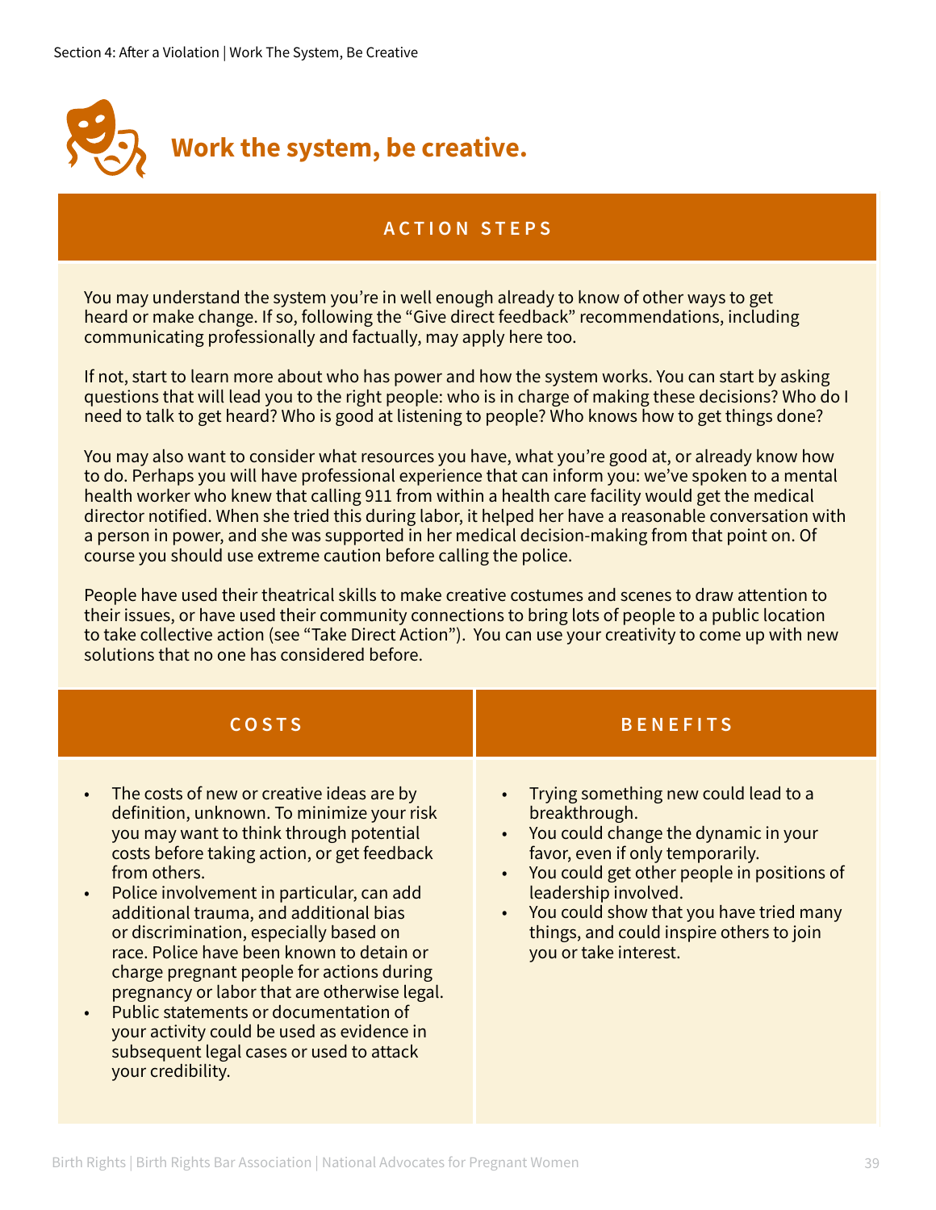# Work the system, be creative.

## ACTION STEPS

You may understand the system you're in well enough already to know of other ways to get heard or make change. If so, following the "Give direct feedback" recommendations, including communicating professionally and factually, may apply here too.

If not, start to learn more about who has power and how the system works. You can start by asking questions that will lead you to the right people: who is in charge of making these decisions? Who do I need to talk to get heard? Who is good at listening to people? Who knows how to get things done?

You may also want to consider what resources you have, what you're good at, or already know how to do. Perhaps you will have professional experience that can inform you: we've spoken to a mental health worker who knew that calling 911 from within a health care facility would get the medical director notified. When she tried this during labor, it helped her have a reasonable conversation with a person in power, and she was supported in her medical decision-making from that point on. Of course you should use extreme caution before calling the police.

People have used their theatrical skills to make creative costumes and scenes to draw attention to their issues, or have used their community connections to bring lots of people to a public location to take collective action (see "Take Direct Action"). You can use your creativity to come up with new solutions that no one has considered before.

## COSTS

- The costs of new or creative ideas are by definition, unknown. To minimize your risk you may want to think through potential costs before taking action, or get feedback from others.
- Police involvement in particular, can add additional trauma, and additional bias or discrimination, especially based on race. Police have been known to detain or charge pregnant people for actions during pregnancy or labor that are otherwise legal.
- Public statements or documentation of your activity could be used as evidence in subsequent legal cases or used to attack your credibility.

## BENEFITS

- Trying something new could lead to a breakthrough.
- You could change the dynamic in your favor, even if only temporarily.
- You could get other people in positions of leadership involved.
- You could show that you have tried many things, and could inspire others to join you or take interest.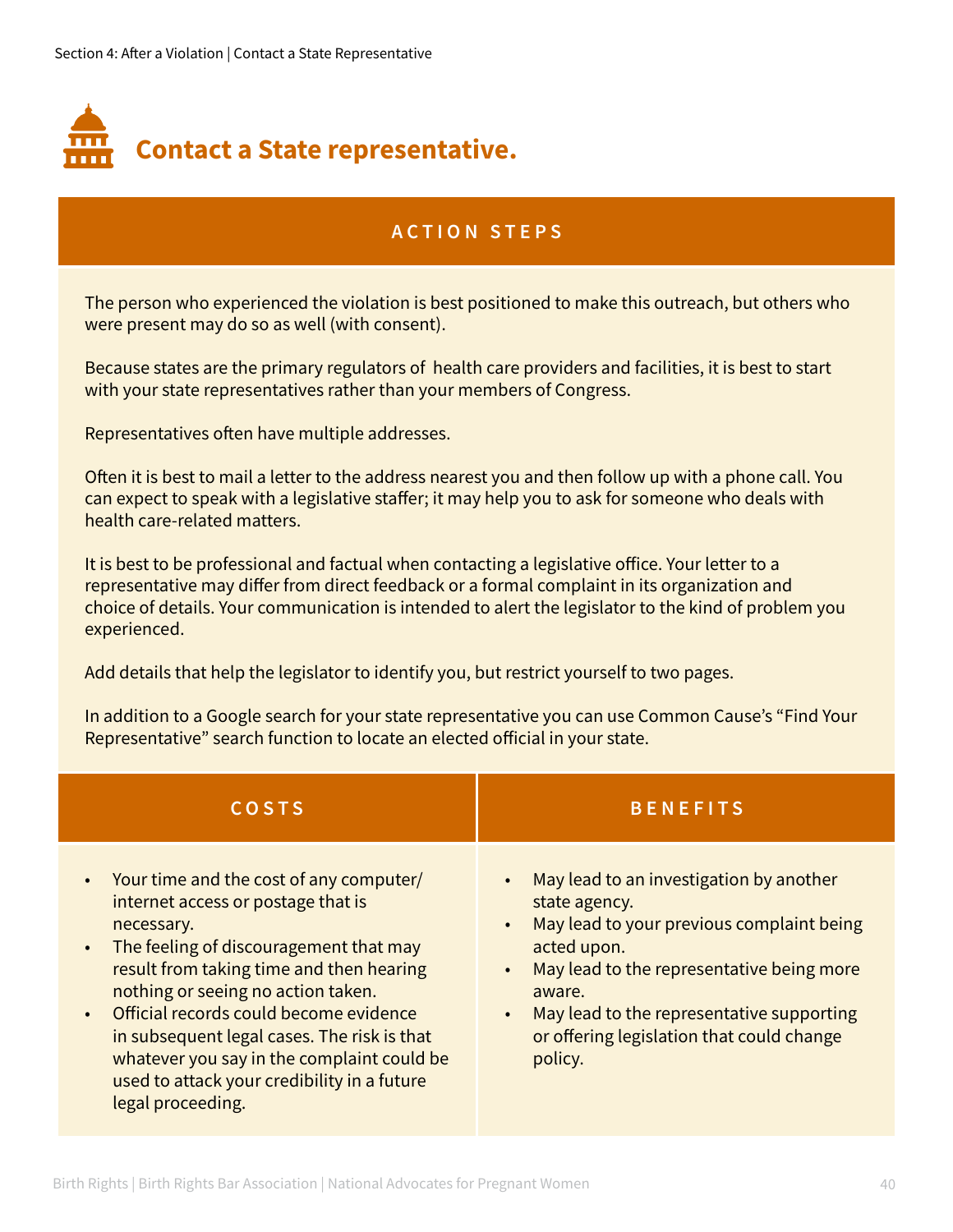## Contact a State representative.

### ACTION STEPS

The person who experienced the violation is best positioned to make this outreach, but others who were present may do so as well (with consent).

Because states are the primary regulators of health care providers and facilities, it is best to start with your state representatives rather than your members of Congress.

Representatives often have multiple addresses.

Often it is best to mail a letter to the address nearest you and then follow up with a phone call. You can expect to speak with a legislative staffer; it may help you to ask for someone who deals with health care-related matters.

It is best to be professional and factual when contacting a legislative office. Your letter to a representative may differ from direct feedback or a formal complaint in its organization and choice of details. Your communication is intended to alert the legislator to the kind of problem you experienced.

Add details that help the legislator to identify you, but restrict yourself to two pages.

In addition to a Google search for your state representative you can use Common Cause's "Find Your Representative" search function to locate an elected official in your state.

| COSTS | BENEFITS |
| --- | --- |
| • Your time and the cost of any computer/internet access or postage that is necessary.<br>• The feeling of discouragement that may result from taking time and then hearing nothing or seeing no action taken.<br>• Official records could become evidence in subsequent legal cases. The risk is that whatever you say in the complaint could be used to attack your credibility in a future legal proceeding. | • May lead to an investigation by another state agency.<br>• May lead to your previous complaint being acted upon.<br>• May lead to the representative being more aware.<br>• May lead to the representative supporting or offering legislation that could change policy. |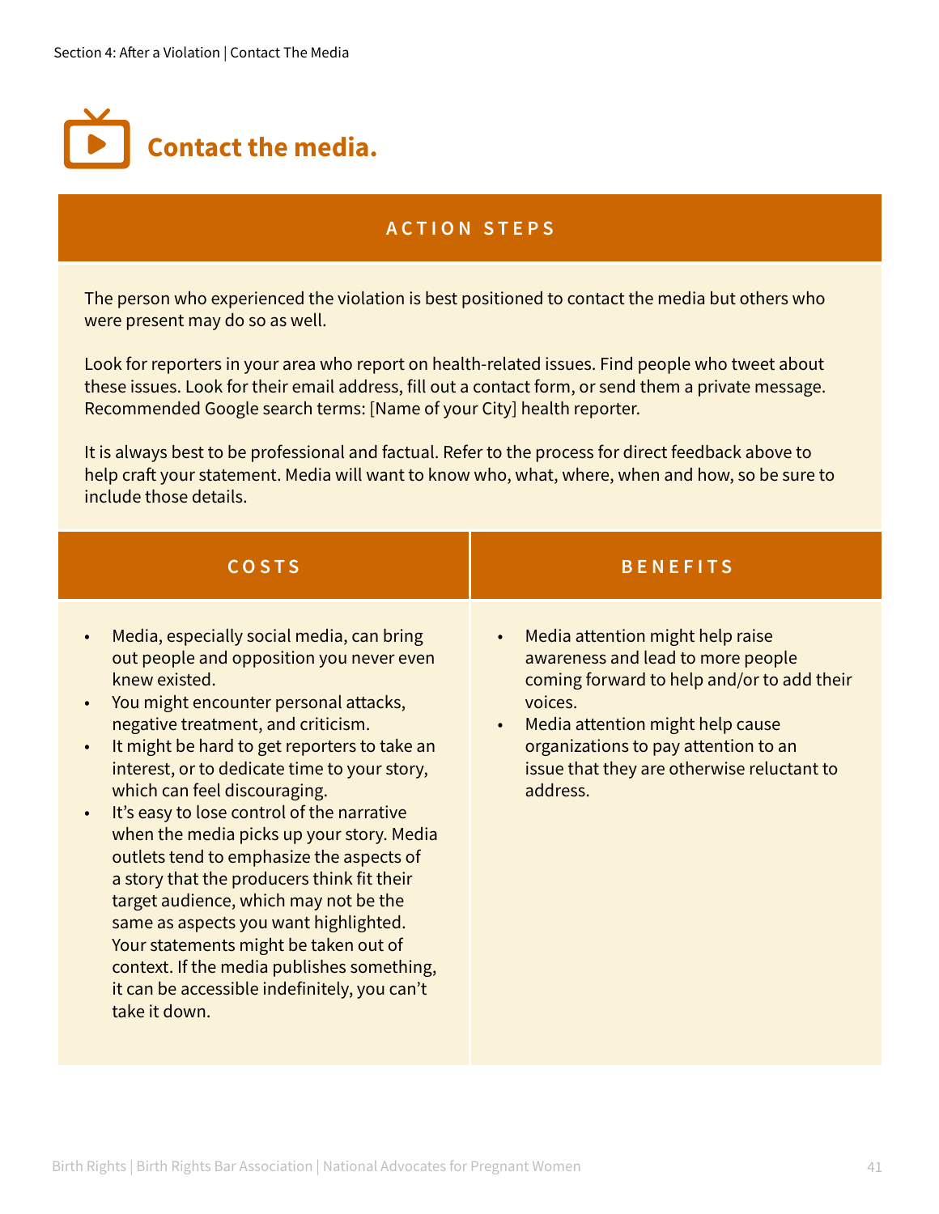## Contact the media.

### ACTION STEPS

The person who experienced the violation is best positioned to contact the media but others who were present may do so as well.

Look for reporters in your area who report on health-related issues. Find people who tweet about these issues. Look for their email address, fill out a contact form, or send them a private message. Recommended Google search terms: [Name of your City] health reporter.

It is always best to be professional and factual. Refer to the process for direct feedback above to help craft your statement. Media will want to know who, what, where, when and how, so be sure to include those details.

| COSTS | BENEFITS |
| --- | --- |
| • Media, especially social media, can bring out people and opposition you never even knew existed.<br>• You might encounter personal attacks, negative treatment, and criticism.<br>• It might be hard to get reporters to take an interest, or to dedicate time to your story, which can feel discouraging.<br>• It's easy to lose control of the narrative when the media picks up your story. Media outlets tend to emphasize the aspects of a story that the producers think fit their target audience, which may not be the same as aspects you want highlighted. Your statements might be taken out of context. If the media publishes something, it can be accessible indefinitely, you can't take it down. | • Media attention might help raise awareness and lead to more people coming forward to help and/or to add their voices.<br>• Media attention might help cause organizations to pay attention to an issue that they are otherwise reluctant to address. |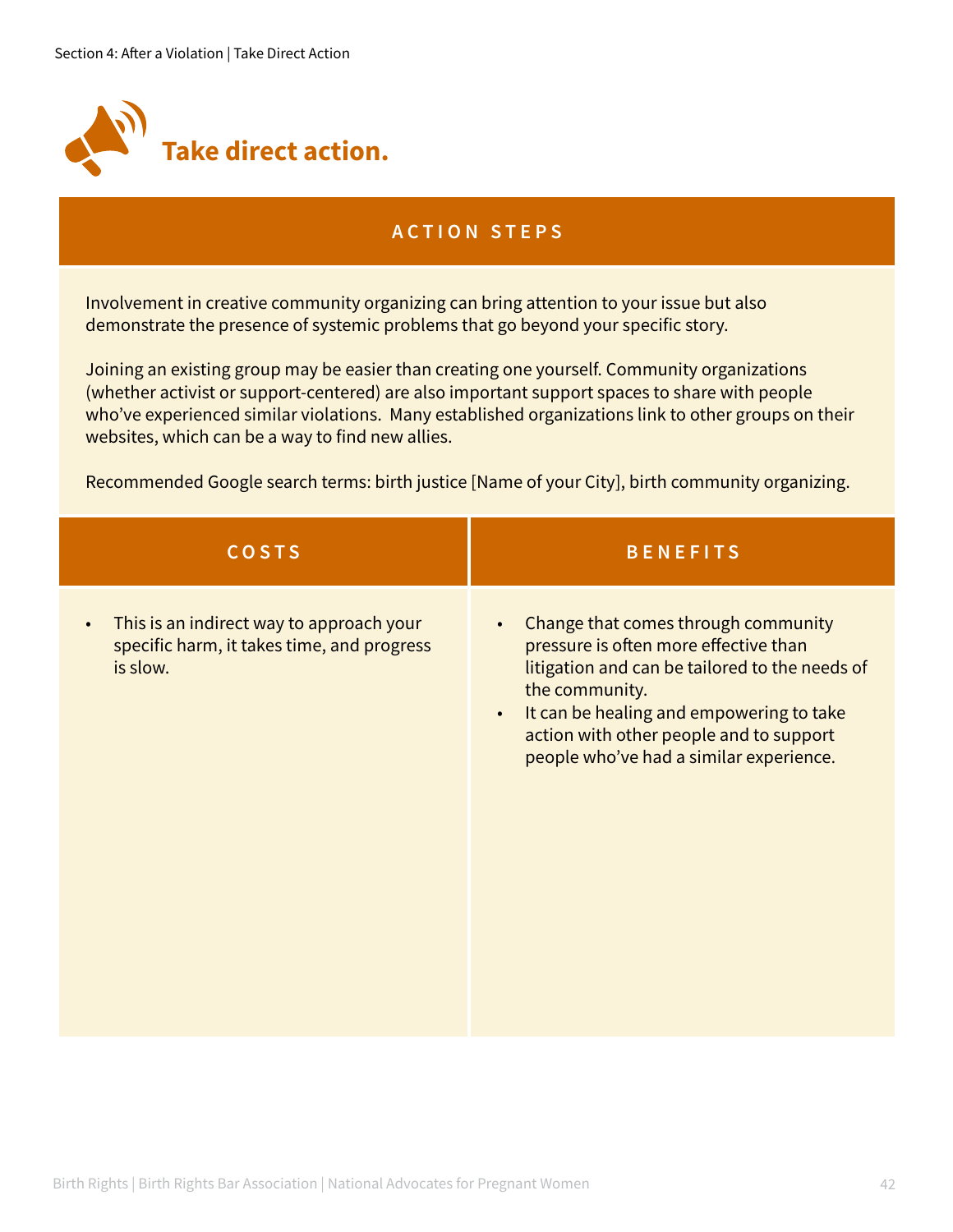# Take direct action.

## ACTION STEPS

Involvement in creative community organizing can bring attention to your issue but also demonstrate the presence of systemic problems that go beyond your specific story.

Joining an existing group may be easier than creating one yourself. Community organizations (whether activist or support-centered) are also important support spaces to share with people who've experienced similar violations. Many established organizations link to other groups on their websites, which can be a way to find new allies.

Recommended Google search terms: birth justice [Name of your City], birth community organizing.

| COSTS | BENEFITS |
| --- | --- |
| • This is an indirect way to approach your specific harm, it takes time, and progress is slow. | • Change that comes through community pressure is often more effective than litigation and can be tailored to the needs of the community.<br>• It can be healing and empowering to take action with other people and to support people who've had a similar experience. |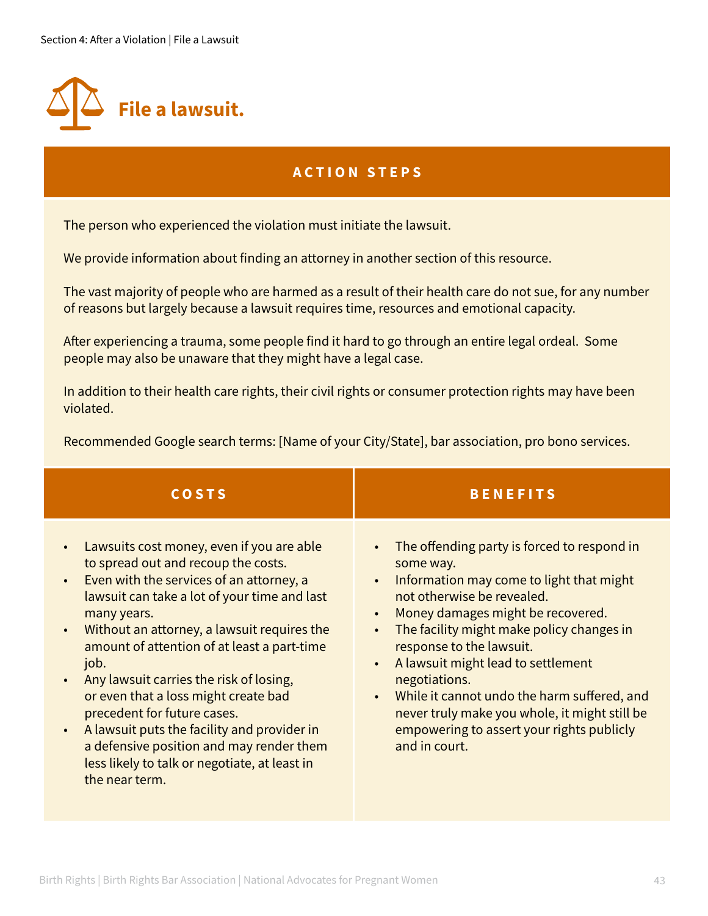# File a lawsuit.

## ACTION STEPS

The person who experienced the violation must initiate the lawsuit.

We provide information about finding an attorney in another section of this resource.

The vast majority of people who are harmed as a result of their health care do not sue, for any number of reasons but largely because a lawsuit requires time, resources and emotional capacity.

After experiencing a trauma, some people find it hard to go through an entire legal ordeal. Some people may also be unaware that they might have a legal case.

In addition to their health care rights, their civil rights or consumer protection rights may have been violated.

Recommended Google search terms: [Name of your City/State], bar association, pro bono services.

## COSTS

- Lawsuits cost money, even if you are able to spread out and recoup the costs.
- Even with the services of an attorney, a lawsuit can take a lot of your time and last many years.
- Without an attorney, a lawsuit requires the amount of attention of at least a part-time job.
- Any lawsuit carries the risk of losing, or even that a loss might create bad precedent for future cases.
- A lawsuit puts the facility and provider in a defensive position and may render them less likely to talk or negotiate, at least in the near term.

## BENEFITS

- The offending party is forced to respond in some way.
- Information may come to light that might not otherwise be revealed.
- Money damages might be recovered.
- The facility might make policy changes in response to the lawsuit.
- A lawsuit might lead to settlement negotiations.
- While it cannot undo the harm suffered, and never truly make you whole, it might still be empowering to assert your rights publicly and in court.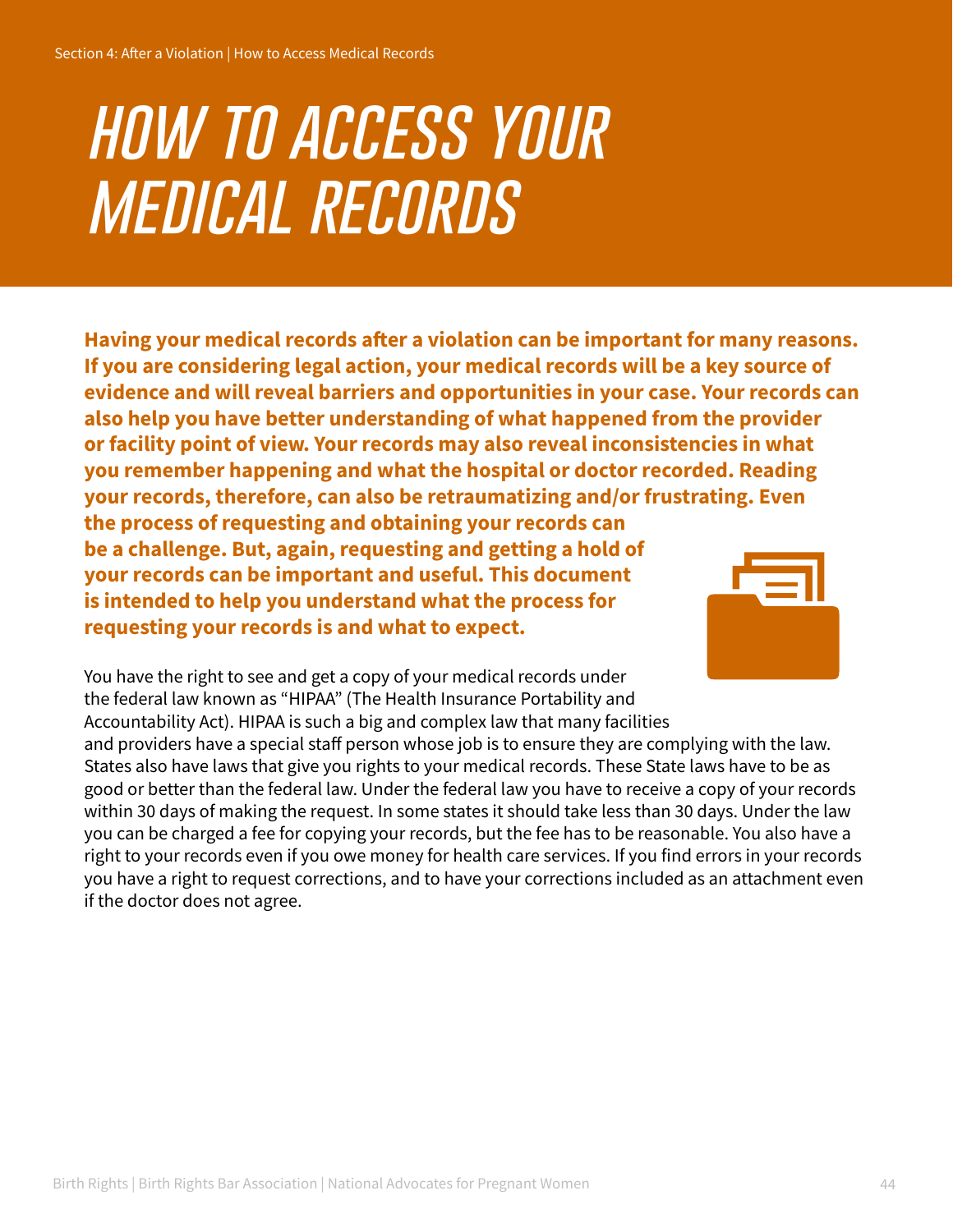# HOW TO ACCESS YOUR MEDICAL RECORDS

**Having your medical records after a violation can be important for many reasons. If you are considering legal action, your medical records will be a key source of evidence and will reveal barriers and opportunities in your case. Your records can also help you have better understanding of what happened from the provider or facility point of view. Your records may also reveal inconsistencies in what you remember happening and what the hospital or doctor recorded. Reading your records, therefore, can also be retraumatizing and/or frustrating. Even the process of requesting and obtaining your records can be a challenge. But, again, requesting and getting a hold of your records can be important and useful. This document is intended to help you understand what the process for requesting your records is and what to expect.**

You have the right to see and get a copy of your medical records under the federal law known as "HIPAA" (The Health Insurance Portability and Accountability Act). HIPAA is such a big and complex law that many facilities and providers have a special staff person whose job is to ensure they are complying with the law. States also have laws that give you rights to your medical records. These State laws have to be as good or better than the federal law. Under the federal law you have to receive a copy of your records within 30 days of making the request. In some states it should take less than 30 days. Under the law you can be charged a fee for copying your records, but the fee has to be reasonable. You also have a right to your records even if you owe money for health care services. If you find errors in your records you have a right to request corrections, and to have your corrections included as an attachment even if the doctor does not agree.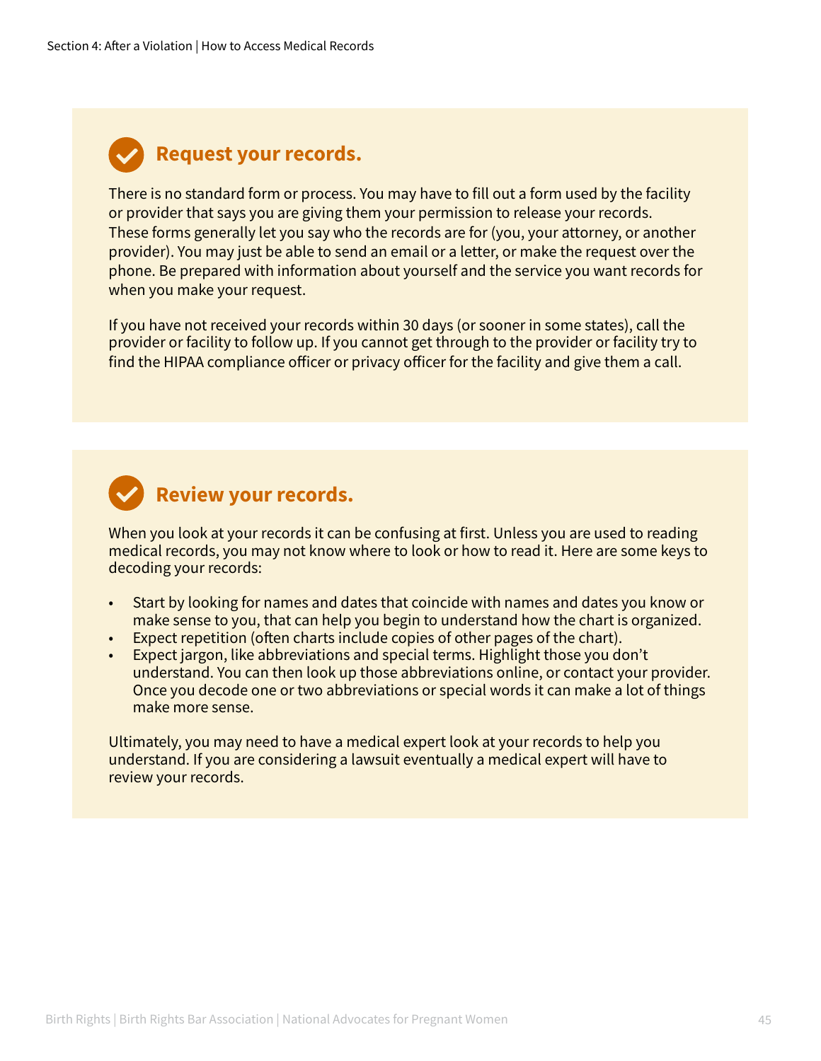## Request your records.

There is no standard form or process. You may have to fill out a form used by the facility or provider that says you are giving them your permission to release your records. These forms generally let you say who the records are for (you, your attorney, or another provider). You may just be able to send an email or a letter, or make the request over the phone. Be prepared with information about yourself and the service you want records for when you make your request.

If you have not received your records within 30 days (or sooner in some states), call the provider or facility to follow up. If you cannot get through to the provider or facility try to find the HIPAA compliance officer or privacy officer for the facility and give them a call.

## Review your records.

When you look at your records it can be confusing at first. Unless you are used to reading medical records, you may not know where to look or how to read it. Here are some keys to decoding your records:

- Start by looking for names and dates that coincide with names and dates you know or make sense to you, that can help you begin to understand how the chart is organized.
- Expect repetition (often charts include copies of other pages of the chart).
- Expect jargon, like abbreviations and special terms. Highlight those you don't understand. You can then look up those abbreviations online, or contact your provider. Once you decode one or two abbreviations or special words it can make a lot of things make more sense.

Ultimately, you may need to have a medical expert look at your records to help you understand. If you are considering a lawsuit eventually a medical expert will have to review your records.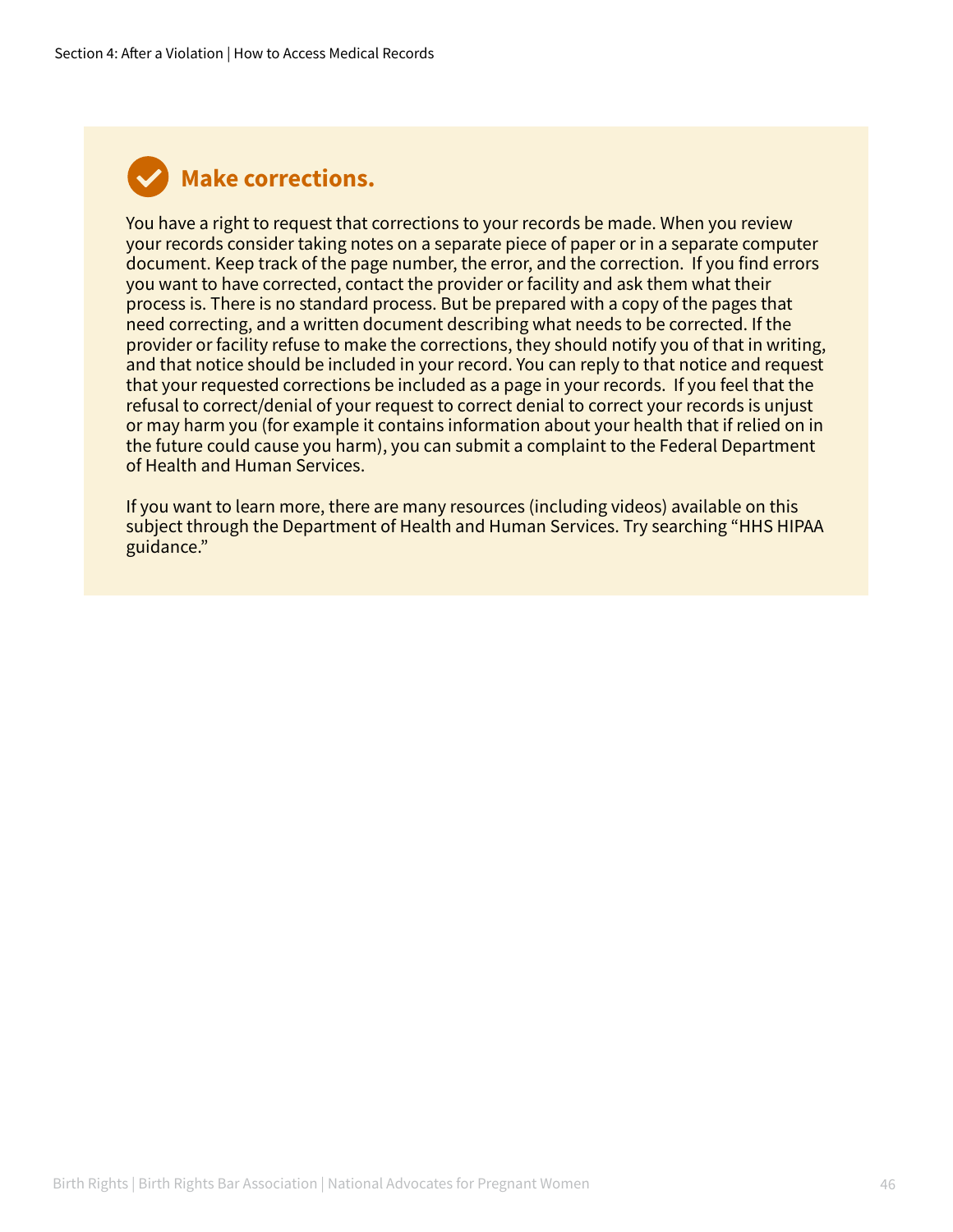## Make corrections.

You have a right to request that corrections to your records be made. When you review your records consider taking notes on a separate piece of paper or in a separate computer document. Keep track of the page number, the error, and the correction. If you find errors you want to have corrected, contact the provider or facility and ask them what their process is. There is no standard process. But be prepared with a copy of the pages that need correcting, and a written document describing what needs to be corrected. If the provider or facility refuse to make the corrections, they should notify you of that in writing, and that notice should be included in your record. You can reply to that notice and request that your requested corrections be included as a page in your records. If you feel that the refusal to correct/denial of your request to correct denial to correct your records is unjust or may harm you (for example it contains information about your health that if relied on in the future could cause you harm), you can submit a complaint to the Federal Department of Health and Human Services.

If you want to learn more, there are many resources (including videos) available on this subject through the Department of Health and Human Services. Try searching "HHS HIPAA guidance."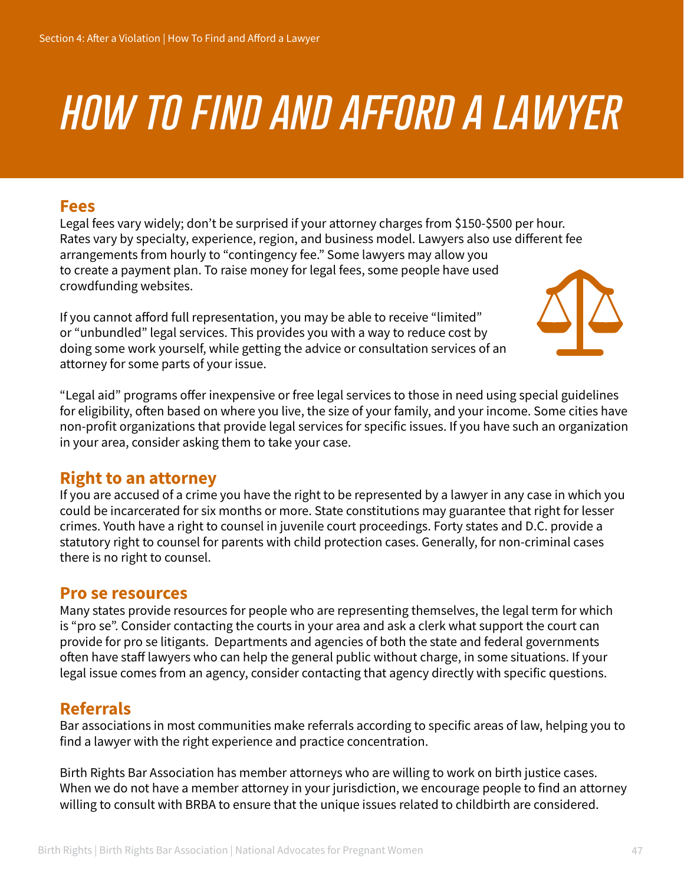# HOW TO FIND AND AFFORD A LAWYER

## Fees

Legal fees vary widely; don't be surprised if your attorney charges from $150-$500 per hour. Rates vary by specialty, experience, region, and business model. Lawyers also use different fee arrangements from hourly to "contingency fee." Some lawyers may allow you to create a payment plan. To raise money for legal fees, some people have used crowdfunding websites.

If you cannot afford full representation, you may be able to receive "limited" or "unbundled" legal services. This provides you with a way to reduce cost by doing some work yourself, while getting the advice or consultation services of an attorney for some parts of your issue.

"Legal aid" programs offer inexpensive or free legal services to those in need using special guidelines for eligibility, often based on where you live, the size of your family, and your income. Some cities have non-profit organizations that provide legal services for specific issues. If you have such an organization in your area, consider asking them to take your case.

## Right to an attorney

If you are accused of a crime you have the right to be represented by a lawyer in any case in which you could be incarcerated for six months or more. State constitutions may guarantee that right for lesser crimes. Youth have a right to counsel in juvenile court proceedings. Forty states and D.C. provide a statutory right to counsel for parents with child protection cases. Generally, for non-criminal cases there is no right to counsel.

## Pro se resources

Many states provide resources for people who are representing themselves, the legal term for which is "pro se". Consider contacting the courts in your area and ask a clerk what support the court can provide for pro se litigants. Departments and agencies of both the state and federal governments often have staff lawyers who can help the general public without charge, in some situations. If your legal issue comes from an agency, consider contacting that agency directly with specific questions.

## Referrals

Bar associations in most communities make referrals according to specific areas of law, helping you to find a lawyer with the right experience and practice concentration.

Birth Rights Bar Association has member attorneys who are willing to work on birth justice cases. When we do not have a member attorney in your jurisdiction, we encourage people to find an attorney willing to consult with BRBA to ensure that the unique issues related to childbirth are considered.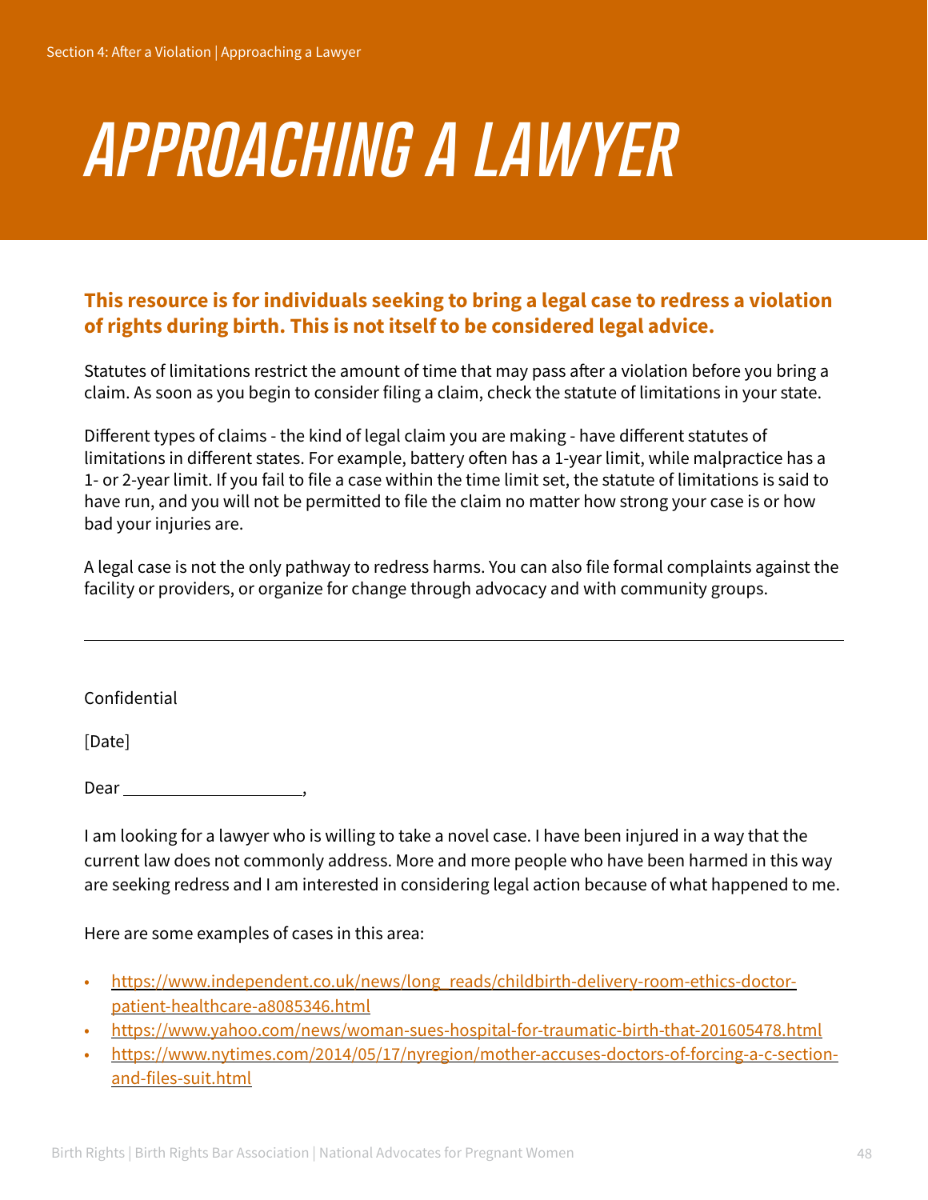# APPROACHING A LAWYER

**This resource is for individuals seeking to bring a legal case to redress a violation of rights during birth. This is not itself to be considered legal advice.**

Statutes of limitations restrict the amount of time that may pass after a violation before you bring a claim. As soon as you begin to consider filing a claim, check the statute of limitations in your state.

Different types of claims - the kind of legal claim you are making - have different statutes of limitations in different states. For example, battery often has a 1-year limit, while malpractice has a 1- or 2-year limit. If you fail to file a case within the time limit set, the statute of limitations is said to have run, and you will not be permitted to file the claim no matter how strong your case is or how bad your injuries are.

A legal case is not the only pathway to redress harms. You can also file formal complaints against the facility or providers, or organize for change through advocacy and with community groups.

---

Confidential

[Date]

Dear ____________________,

I am looking for a lawyer who is willing to take a novel case. I have been injured in a way that the current law does not commonly address. More and more people who have been harmed in this way are seeking redress and I am interested in considering legal action because of what happened to me.

Here are some examples of cases in this area:

- https://www.independent.co.uk/news/long_reads/childbirth-delivery-room-ethics-doctor-patient-healthcare-a8085346.html
- https://www.yahoo.com/news/woman-sues-hospital-for-traumatic-birth-that-201605478.html
- https://www.nytimes.com/2014/05/17/nyregion/mother-accuses-doctors-of-forcing-a-c-section-and-files-suit.html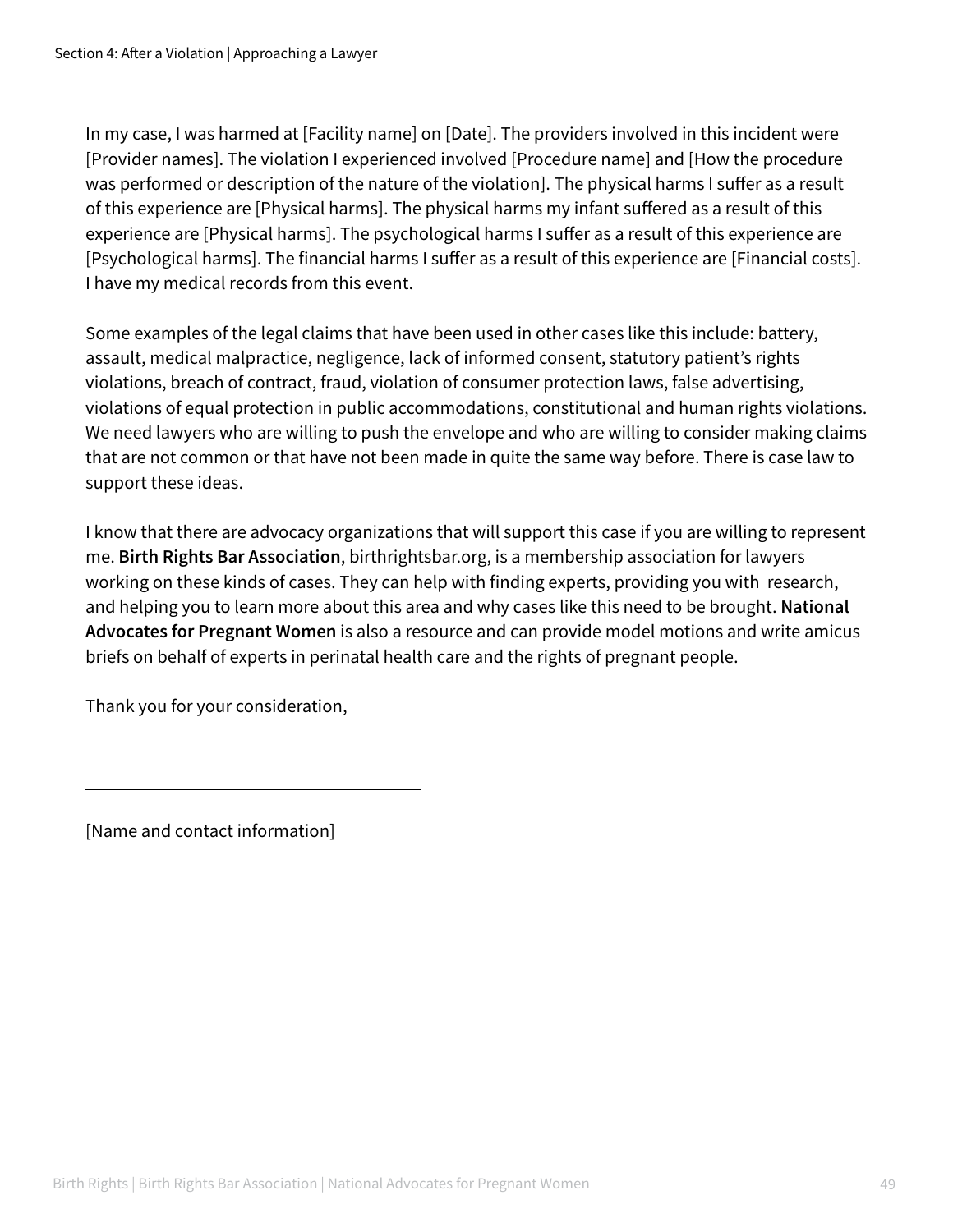In my case, I was harmed at [Facility name] on [Date]. The providers involved in this incident were [Provider names]. The violation I experienced involved [Procedure name] and [How the procedure was performed or description of the nature of the violation]. The physical harms I suffer as a result of this experience are [Physical harms]. The physical harms my infant suffered as a result of this experience are [Physical harms]. The psychological harms I suffer as a result of this experience are [Psychological harms]. The financial harms I suffer as a result of this experience are [Financial costs]. I have my medical records from this event.

Some examples of the legal claims that have been used in other cases like this include: battery, assault, medical malpractice, negligence, lack of informed consent, statutory patient's rights violations, breach of contract, fraud, violation of consumer protection laws, false advertising, violations of equal protection in public accommodations, constitutional and human rights violations. We need lawyers who are willing to push the envelope and who are willing to consider making claims that are not common or that have not been made in quite the same way before. There is case law to support these ideas.

I know that there are advocacy organizations that will support this case if you are willing to represent me. **Birth Rights Bar Association**, birthrightsbar.org, is a membership association for lawyers working on these kinds of cases. They can help with finding experts, providing you with research, and helping you to learn more about this area and why cases like this need to be brought. **National Advocates for Pregnant Women** is also a resource and can provide model motions and write amicus briefs on behalf of experts in perinatal health care and the rights of pregnant people.

Thank you for your consideration,

______________________________

[Name and contact information]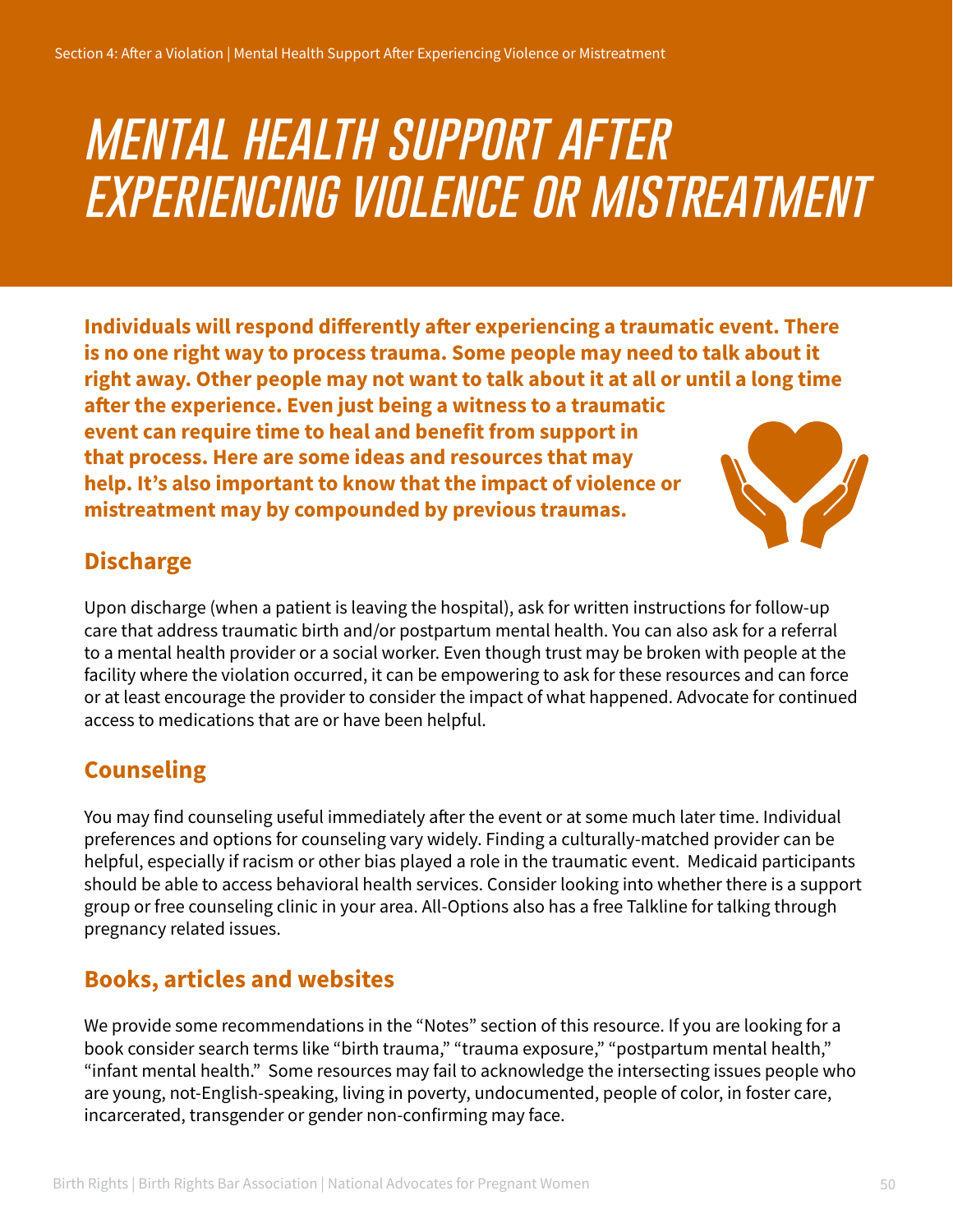# MENTAL HEALTH SUPPORT AFTER EXPERIENCING VIOLENCE OR MISTREATMENT

**Individuals will respond differently after experiencing a traumatic event. There is no one right way to process trauma. Some people may need to talk about it right away. Other people may not want to talk about it at all or until a long time after the experience. Even just being a witness to a traumatic event can require time to heal and benefit from support in that process. Here are some ideas and resources that may help. It's also important to know that the impact of violence or mistreatment may by compounded by previous traumas.**

## Discharge

Upon discharge (when a patient is leaving the hospital), ask for written instructions for follow-up care that address traumatic birth and/or postpartum mental health. You can also ask for a referral to a mental health provider or a social worker. Even though trust may be broken with people at the facility where the violation occurred, it can be empowering to ask for these resources and can force or at least encourage the provider to consider the impact of what happened. Advocate for continued access to medications that are or have been helpful.

## Counseling

You may find counseling useful immediately after the event or at some much later time. Individual preferences and options for counseling vary widely. Finding a culturally-matched provider can be helpful, especially if racism or other bias played a role in the traumatic event. Medicaid participants should be able to access behavioral health services. Consider looking into whether there is a support group or free counseling clinic in your area. All-Options also has a free Talkline for talking through pregnancy related issues.

## Books, articles and websites

We provide some recommendations in the "Notes" section of this resource. If you are looking for a book consider search terms like "birth trauma," "trauma exposure," "postpartum mental health," "infant mental health." Some resources may fail to acknowledge the intersecting issues people who are young, not-English-speaking, living in poverty, undocumented, people of color, in foster care, incarcerated, transgender or gender non-confirming may face.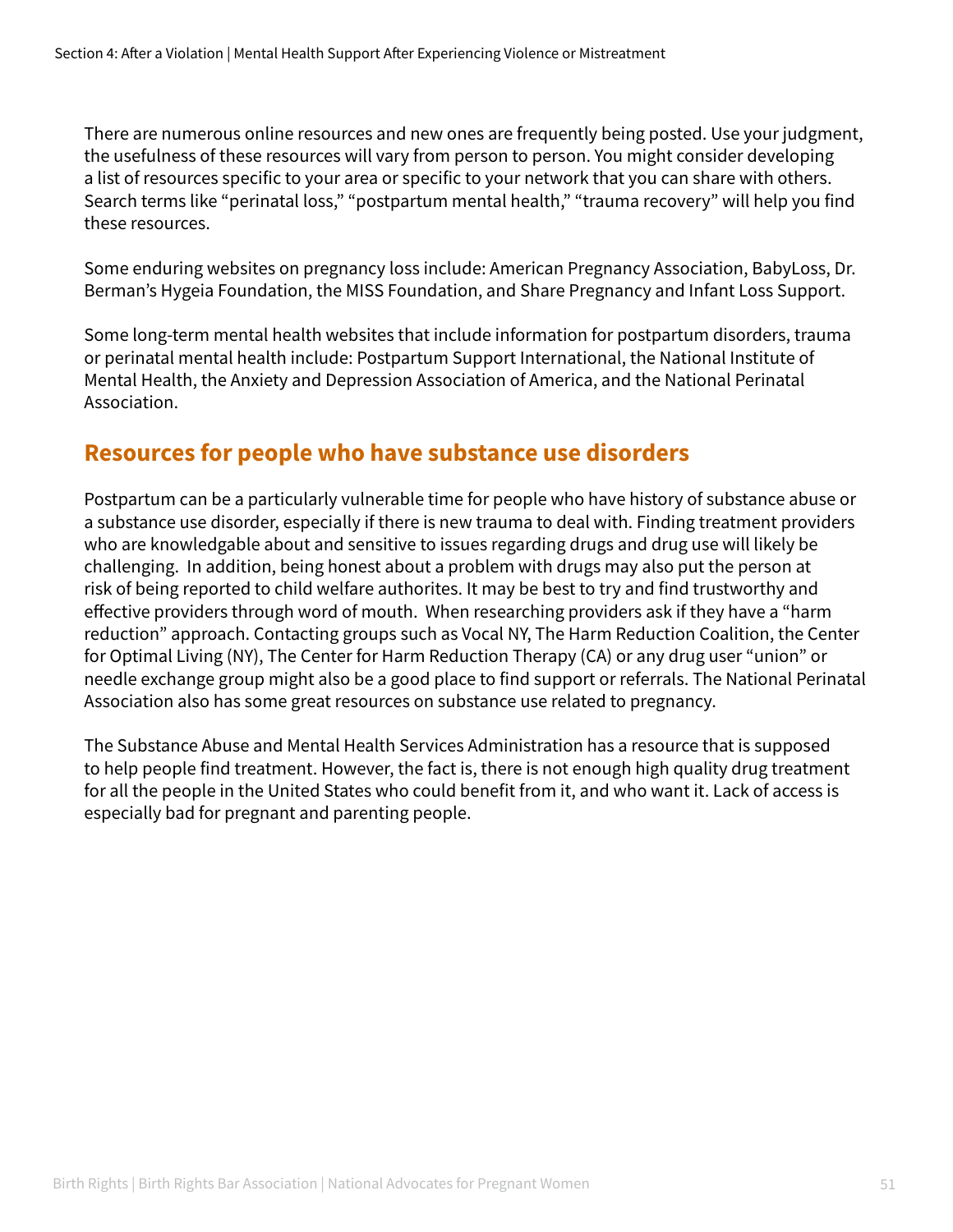There are numerous online resources and new ones are frequently being posted. Use your judgment, the usefulness of these resources will vary from person to person. You might consider developing a list of resources specific to your area or specific to your network that you can share with others. Search terms like "perinatal loss," "postpartum mental health," "trauma recovery" will help you find these resources.

Some enduring websites on pregnancy loss include: American Pregnancy Association, BabyLoss, Dr. Berman's Hygeia Foundation, the MISS Foundation, and Share Pregnancy and Infant Loss Support.

Some long-term mental health websites that include information for postpartum disorders, trauma or perinatal mental health include: Postpartum Support International, the National Institute of Mental Health, the Anxiety and Depression Association of America, and the National Perinatal Association.

## Resources for people who have substance use disorders

Postpartum can be a particularly vulnerable time for people who have history of substance abuse or a substance use disorder, especially if there is new trauma to deal with. Finding treatment providers who are knowledgable about and sensitive to issues regarding drugs and drug use will likely be challenging. In addition, being honest about a problem with drugs may also put the person at risk of being reported to child welfare authorites. It may be best to try and find trustworthy and effective providers through word of mouth. When researching providers ask if they have a "harm reduction" approach. Contacting groups such as Vocal NY, The Harm Reduction Coalition, the Center for Optimal Living (NY), The Center for Harm Reduction Therapy (CA) or any drug user "union" or needle exchange group might also be a good place to find support or referrals. The National Perinatal Association also has some great resources on substance use related to pregnancy.

The Substance Abuse and Mental Health Services Administration has a resource that is supposed to help people find treatment. However, the fact is, there is not enough high quality drug treatment for all the people in the United States who could benefit from it, and who want it. Lack of access is especially bad for pregnant and parenting people.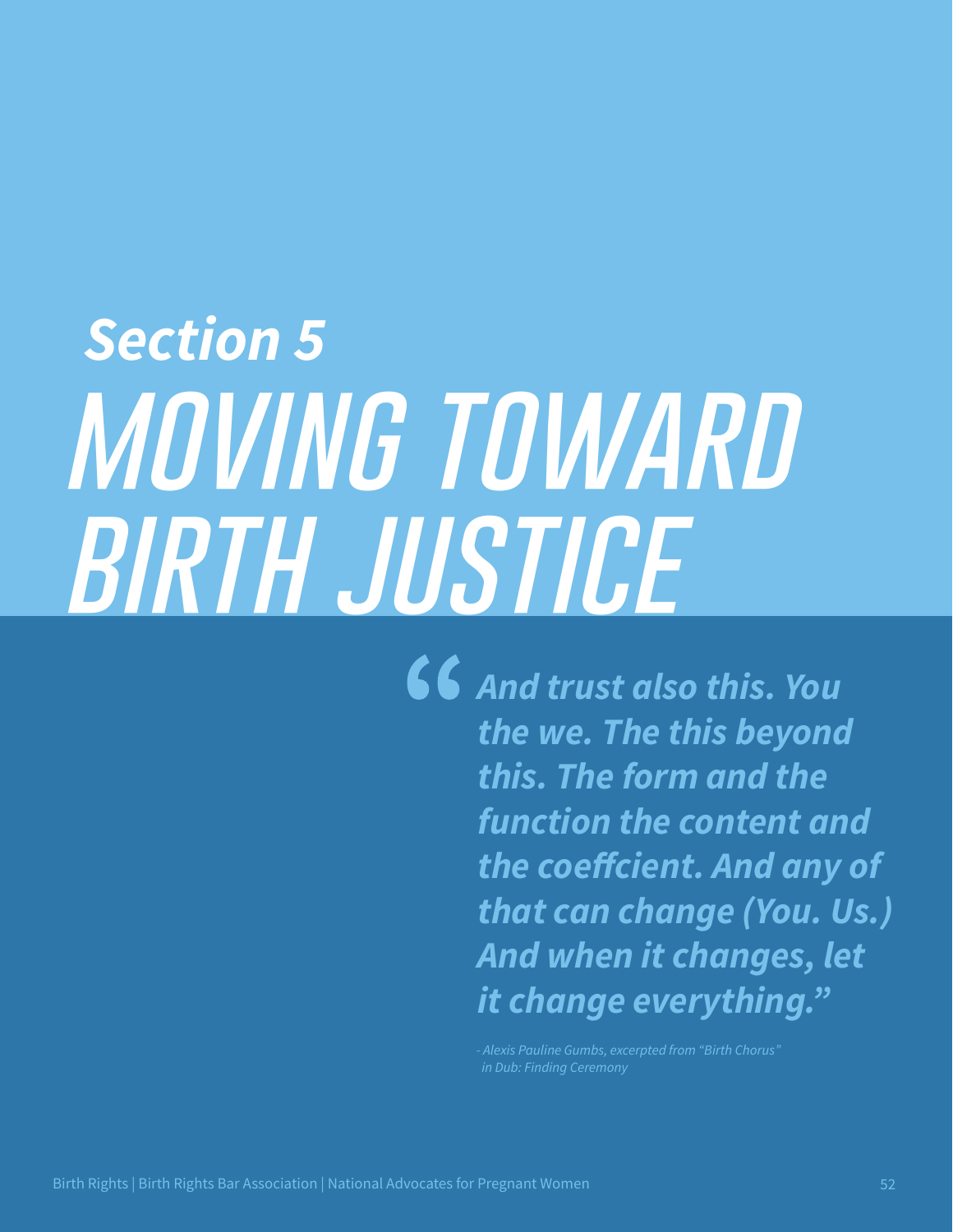# Section 5
# MOVING TOWARD BIRTH JUSTICE

> ***"And trust also this. You the we. The this beyond this. The form and the function the content and the coeffcient. And any of that can change (You. Us.) And when it changes, let it change everything."***
>
> *- Alexis Pauline Gumbs, excerpted from "Birth Chorus" in Dub: Finding Ceremony*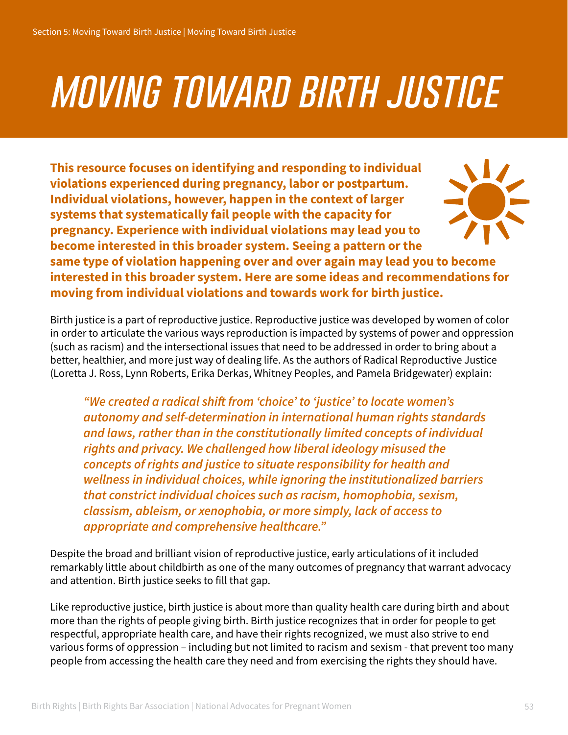# MOVING TOWARD BIRTH JUSTICE

**This resource focuses on identifying and responding to individual violations experienced during pregnancy, labor or postpartum. Individual violations, however, happen in the context of larger systems that systematically fail people with the capacity for pregnancy. Experience with individual violations may lead you to become interested in this broader system. Seeing a pattern or the same type of violation happening over and over again may lead you to become interested in this broader system. Here are some ideas and recommendations for moving from individual violations and towards work for birth justice.**

Birth justice is a part of reproductive justice. Reproductive justice was developed by women of color in order to articulate the various ways reproduction is impacted by systems of power and oppression (such as racism) and the intersectional issues that need to be addressed in order to bring about a better, healthier, and more just way of dealing life. As the authors of Radical Reproductive Justice (Loretta J. Ross, Lynn Roberts, Erika Derkas, Whitney Peoples, and Pamela Bridgewater) explain:

> *"We created a radical shift from 'choice' to 'justice' to locate women's autonomy and self-determination in international human rights standards and laws, rather than in the constitutionally limited concepts of individual rights and privacy. We challenged how liberal ideology misused the concepts of rights and justice to situate responsibility for health and wellness in individual choices, while ignoring the institutionalized barriers that constrict individual choices such as racism, homophobia, sexism, classism, ableism, or xenophobia, or more simply, lack of access to appropriate and comprehensive healthcare."*

Despite the broad and brilliant vision of reproductive justice, early articulations of it included remarkably little about childbirth as one of the many outcomes of pregnancy that warrant advocacy and attention. Birth justice seeks to fill that gap.

Like reproductive justice, birth justice is about more than quality health care during birth and about more than the rights of people giving birth. Birth justice recognizes that in order for people to get respectful, appropriate health care, and have their rights recognized, we must also strive to end various forms of oppression – including but not limited to racism and sexism - that prevent too many people from accessing the health care they need and from exercising the rights they should have.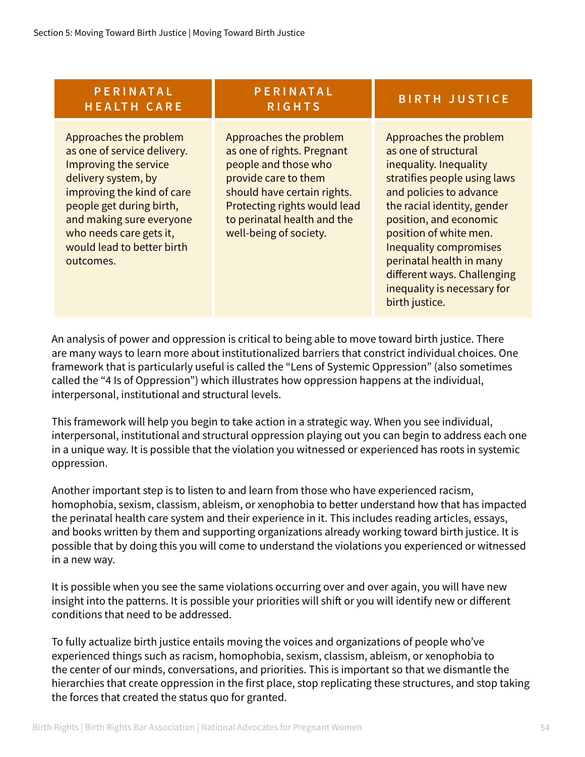| PERINATAL HEALTH CARE | PERINATAL RIGHTS | BIRTH JUSTICE |
|---|---|---|
| Approaches the problem as one of service delivery. Improving the service delivery system, by improving the kind of care people get during birth, and making sure everyone who needs care gets it, would lead to better birth outcomes. | Approaches the problem as one of rights. Pregnant people and those who provide care to them should have certain rights. Protecting rights would lead to perinatal health and the well-being of society. | Approaches the problem as one of structural inequality. Inequality stratifies people using laws and policies to advance the racial identity, gender position, and economic position of white men. Inequality compromises perinatal health in many different ways. Challenging inequality is necessary for birth justice. |

An analysis of power and oppression is critical to being able to move toward birth justice. There are many ways to learn more about institutionalized barriers that constrict individual choices. One framework that is particularly useful is called the "Lens of Systemic Oppression" (also sometimes called the "4 Is of Oppression") which illustrates how oppression happens at the individual, interpersonal, institutional and structural levels.

This framework will help you begin to take action in a strategic way. When you see individual, interpersonal, institutional and structural oppression playing out you can begin to address each one in a unique way. It is possible that the violation you witnessed or experienced has roots in systemic oppression.

Another important step is to listen to and learn from those who have experienced racism, homophobia, sexism, classism, ableism, or xenophobia to better understand how that has impacted the perinatal health care system and their experience in it. This includes reading articles, essays, and books written by them and supporting organizations already working toward birth justice. It is possible that by doing this you will come to understand the violations you experienced or witnessed in a new way.

It is possible when you see the same violations occurring over and over again, you will have new insight into the patterns. It is possible your priorities will shift or you will identify new or different conditions that need to be addressed.

To fully actualize birth justice entails moving the voices and organizations of people who've experienced things such as racism, homophobia, sexism, classism, ableism, or xenophobia to the center of our minds, conversations, and priorities. This is important so that we dismantle the hierarchies that create oppression in the first place, stop replicating these structures, and stop taking the forces that created the status quo for granted.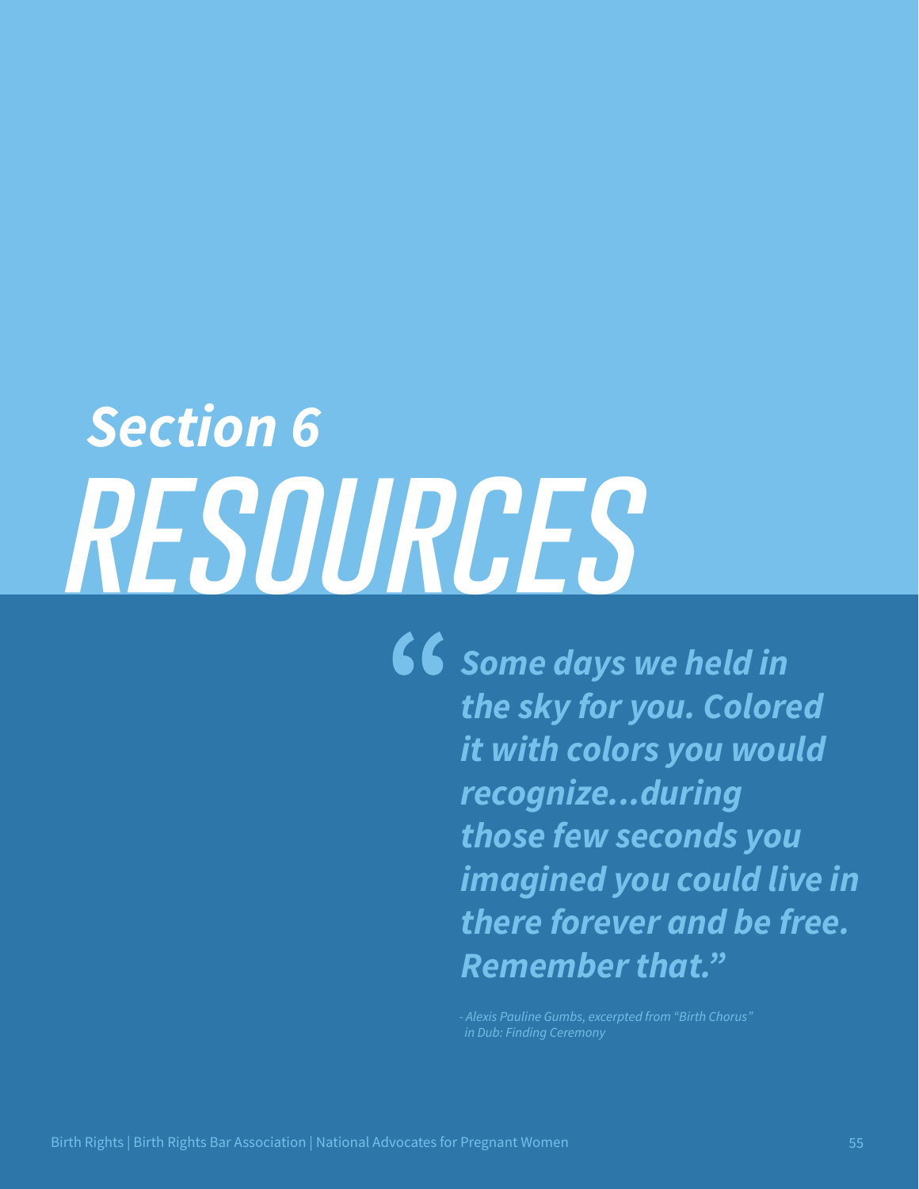# Section 6
# RESOURCES

> ***"Some days we held in the sky for you. Colored it with colors you would recognize...during those few seconds you imagined you could live in there forever and be free. Remember that."***
>
> *- Alexis Pauline Gumbs, excerpted from "Birth Chorus" in Dub: Finding Ceremony*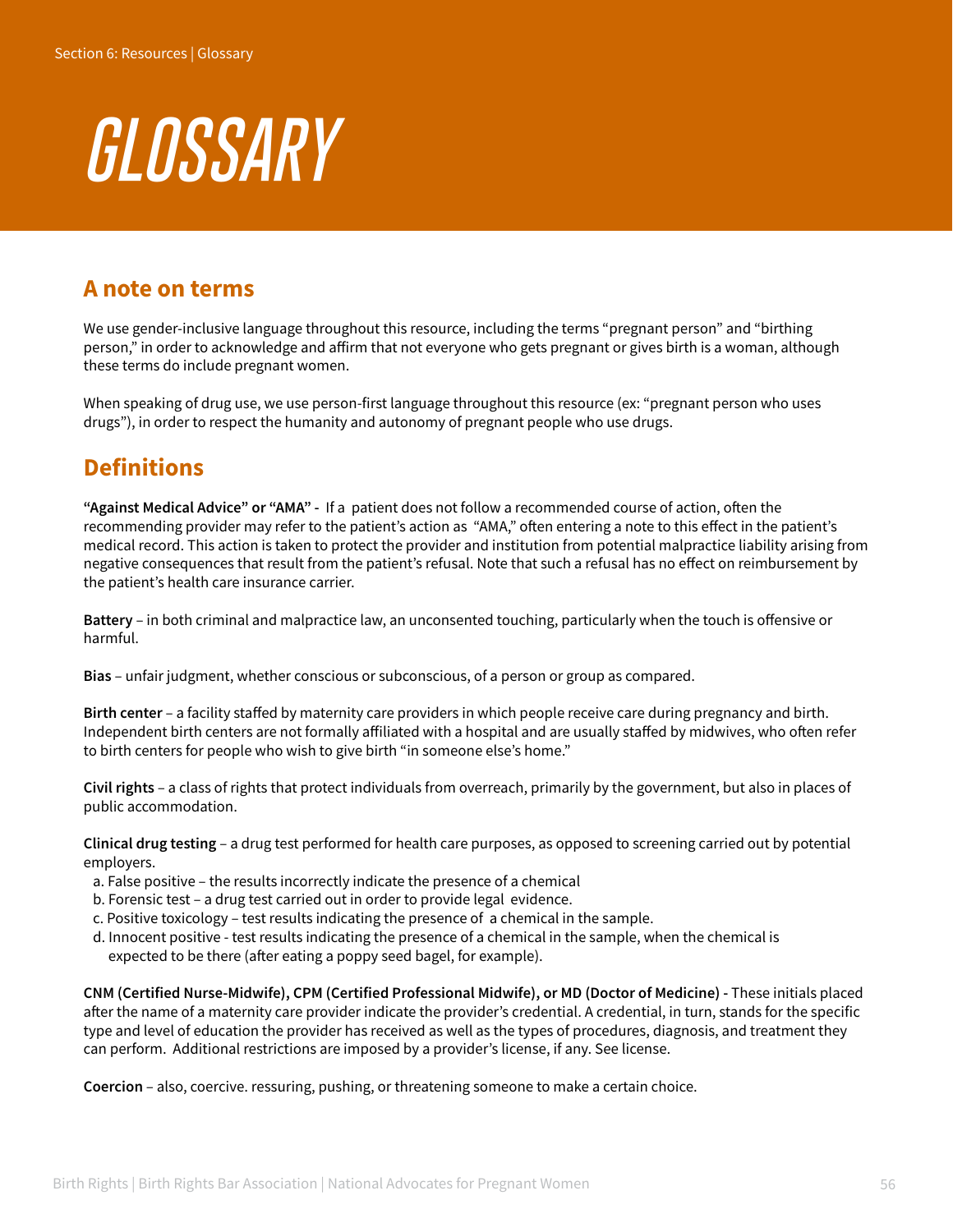# GLOSSARY

## A note on terms

We use gender-inclusive language throughout this resource, including the terms "pregnant person" and "birthing person," in order to acknowledge and affirm that not everyone who gets pregnant or gives birth is a woman, although these terms do include pregnant women.

When speaking of drug use, we use person-first language throughout this resource (ex: "pregnant person who uses drugs"), in order to respect the humanity and autonomy of pregnant people who use drugs.

## Definitions

**"Against Medical Advice" or "AMA" -** If a patient does not follow a recommended course of action, often the recommending provider may refer to the patient's action as "AMA," often entering a note to this effect in the patient's medical record. This action is taken to protect the provider and institution from potential malpractice liability arising from negative consequences that result from the patient's refusal. Note that such a refusal has no effect on reimbursement by the patient's health care insurance carrier.

**Battery** – in both criminal and malpractice law, an unconsented touching, particularly when the touch is offensive or harmful.

**Bias** – unfair judgment, whether conscious or subconscious, of a person or group as compared.

**Birth center** – a facility staffed by maternity care providers in which people receive care during pregnancy and birth. Independent birth centers are not formally affiliated with a hospital and are usually staffed by midwives, who often refer to birth centers for people who wish to give birth "in someone else's home."

**Civil rights** – a class of rights that protect individuals from overreach, primarily by the government, but also in places of public accommodation.

**Clinical drug testing** – a drug test performed for health care purposes, as opposed to screening carried out by potential employers.

a. False positive – the results incorrectly indicate the presence of a chemical
b. Forensic test – a drug test carried out in order to provide legal evidence.
c. Positive toxicology – test results indicating the presence of a chemical in the sample.
d. Innocent positive - test results indicating the presence of a chemical in the sample, when the chemical is expected to be there (after eating a poppy seed bagel, for example).

**CNM (Certified Nurse-Midwife), CPM (Certified Professional Midwife), or MD (Doctor of Medicine) -** These initials placed after the name of a maternity care provider indicate the provider's credential. A credential, in turn, stands for the specific type and level of education the provider has received as well as the types of procedures, diagnosis, and treatment they can perform. Additional restrictions are imposed by a provider's license, if any. See license.

**Coercion** – also, coercive. ressuring, pushing, or threatening someone to make a certain choice.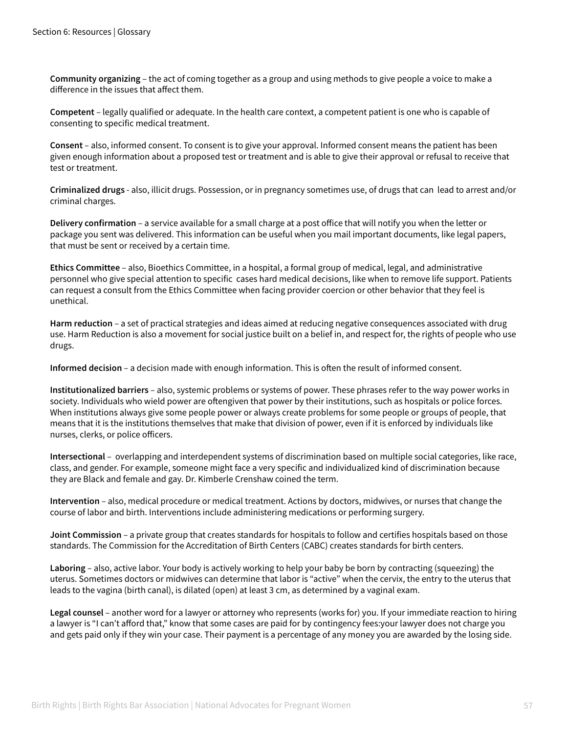**Community organizing** – the act of coming together as a group and using methods to give people a voice to make a difference in the issues that affect them.

**Competent** – legally qualified or adequate. In the health care context, a competent patient is one who is capable of consenting to specific medical treatment.

**Consent** – also, informed consent. To consent is to give your approval. Informed consent means the patient has been given enough information about a proposed test or treatment and is able to give their approval or refusal to receive that test or treatment.

**Criminalized drugs** - also, illicit drugs. Possession, or in pregnancy sometimes use, of drugs that can lead to arrest and/or criminal charges.

**Delivery confirmation** – a service available for a small charge at a post office that will notify you when the letter or package you sent was delivered. This information can be useful when you mail important documents, like legal papers, that must be sent or received by a certain time.

**Ethics Committee** – also, Bioethics Committee, in a hospital, a formal group of medical, legal, and administrative personnel who give special attention to specific cases hard medical decisions, like when to remove life support. Patients can request a consult from the Ethics Committee when facing provider coercion or other behavior that they feel is unethical.

**Harm reduction** – a set of practical strategies and ideas aimed at reducing negative consequences associated with drug use. Harm Reduction is also a movement for social justice built on a belief in, and respect for, the rights of people who use drugs.

**Informed decision** – a decision made with enough information. This is often the result of informed consent.

**Institutionalized barriers** – also, systemic problems or systems of power. These phrases refer to the way power works in society. Individuals who wield power are oftengiven that power by their institutions, such as hospitals or police forces. When institutions always give some people power or always create problems for some people or groups of people, that means that it is the institutions themselves that make that division of power, even if it is enforced by individuals like nurses, clerks, or police officers.

**Intersectional** – overlapping and interdependent systems of discrimination based on multiple social categories, like race, class, and gender. For example, someone might face a very specific and individualized kind of discrimination because they are Black and female and gay. Dr. Kimberle Crenshaw coined the term.

**Intervention** – also, medical procedure or medical treatment. Actions by doctors, midwives, or nurses that change the course of labor and birth. Interventions include administering medications or performing surgery.

**Joint Commission** – a private group that creates standards for hospitals to follow and certifies hospitals based on those standards. The Commission for the Accreditation of Birth Centers (CABC) creates standards for birth centers.

**Laboring** – also, active labor. Your body is actively working to help your baby be born by contracting (squeezing) the uterus. Sometimes doctors or midwives can determine that labor is "active" when the cervix, the entry to the uterus that leads to the vagina (birth canal), is dilated (open) at least 3 cm, as determined by a vaginal exam.

**Legal counsel** – another word for a lawyer or attorney who represents (works for) you. If your immediate reaction to hiring a lawyer is "I can't afford that," know that some cases are paid for by contingency fees:your lawyer does not charge you and gets paid only if they win your case. Their payment is a percentage of any money you are awarded by the losing side.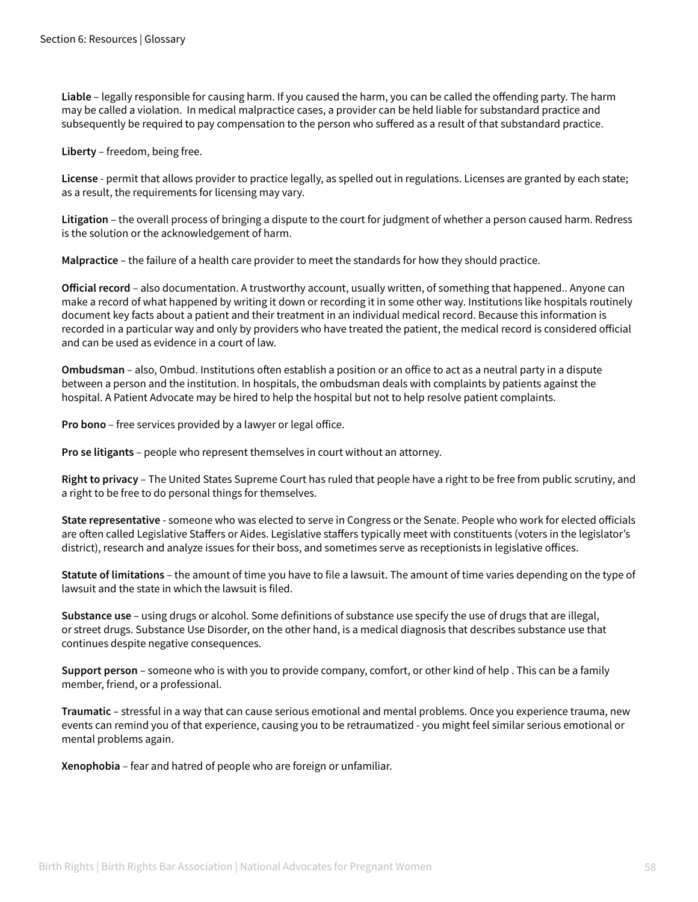**Liable** – legally responsible for causing harm. If you caused the harm, you can be called the offending party. The harm may be called a violation. In medical malpractice cases, a provider can be held liable for substandard practice and subsequently be required to pay compensation to the person who suffered as a result of that substandard practice.

**Liberty** – freedom, being free.

**License** - permit that allows provider to practice legally, as spelled out in regulations. Licenses are granted by each state; as a result, the requirements for licensing may vary.

**Litigation** – the overall process of bringing a dispute to the court for judgment of whether a person caused harm. Redress is the solution or the acknowledgement of harm.

**Malpractice** – the failure of a health care provider to meet the standards for how they should practice.

**Official record** – also documentation. A trustworthy account, usually written, of something that happened.. Anyone can make a record of what happened by writing it down or recording it in some other way. Institutions like hospitals routinely document key facts about a patient and their treatment in an individual medical record. Because this information is recorded in a particular way and only by providers who have treated the patient, the medical record is considered official and can be used as evidence in a court of law.

**Ombudsman** – also, Ombud. Institutions often establish a position or an office to act as a neutral party in a dispute between a person and the institution. In hospitals, the ombudsman deals with complaints by patients against the hospital. A Patient Advocate may be hired to help the hospital but not to help resolve patient complaints.

**Pro bono** – free services provided by a lawyer or legal office.

**Pro se litigants** – people who represent themselves in court without an attorney.

**Right to privacy** – The United States Supreme Court has ruled that people have a right to be free from public scrutiny, and a right to be free to do personal things for themselves.

**State representative** - someone who was elected to serve in Congress or the Senate. People who work for elected officials are often called Legislative Staffers or Aides. Legislative staffers typically meet with constituents (voters in the legislator's district), research and analyze issues for their boss, and sometimes serve as receptionists in legislative offices.

**Statute of limitations** – the amount of time you have to file a lawsuit. The amount of time varies depending on the type of lawsuit and the state in which the lawsuit is filed.

**Substance use** – using drugs or alcohol. Some definitions of substance use specify the use of drugs that are illegal, or street drugs. Substance Use Disorder, on the other hand, is a medical diagnosis that describes substance use that continues despite negative consequences.

**Support person** – someone who is with you to provide company, comfort, or other kind of help . This can be a family member, friend, or a professional.

**Traumatic** – stressful in a way that can cause serious emotional and mental problems. Once you experience trauma, new events can remind you of that experience, causing you to be retraumatized - you might feel similar serious emotional or mental problems again.

**Xenophobia** – fear and hatred of people who are foreign or unfamiliar.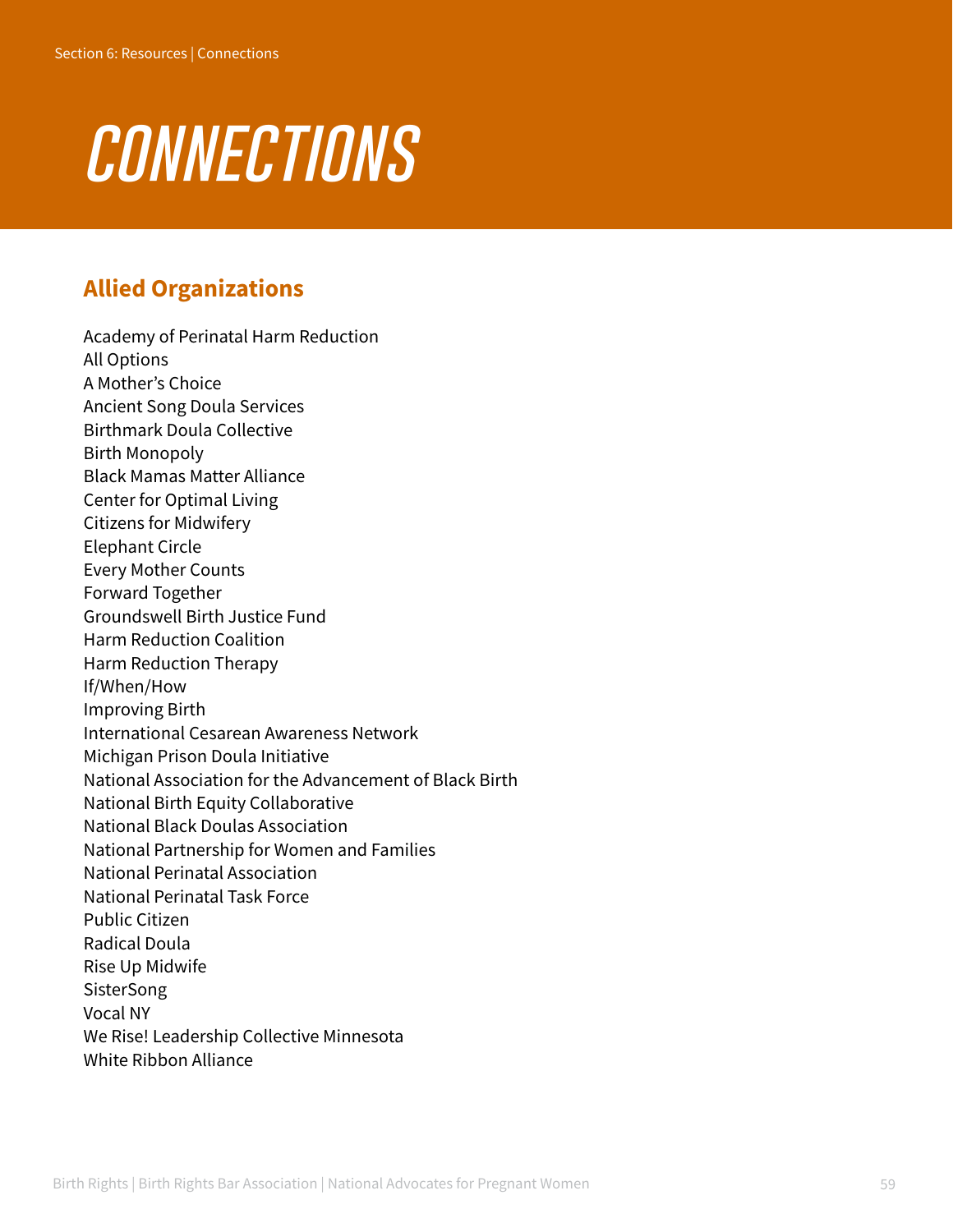# CONNECTIONS

## Allied Organizations

Academy of Perinatal Harm Reduction
All Options
A Mother's Choice
Ancient Song Doula Services
Birthmark Doula Collective
Birth Monopoly
Black Mamas Matter Alliance
Center for Optimal Living
Citizens for Midwifery
Elephant Circle
Every Mother Counts
Forward Together
Groundswell Birth Justice Fund
Harm Reduction Coalition
Harm Reduction Therapy
If/When/How
Improving Birth
International Cesarean Awareness Network
Michigan Prison Doula Initiative
National Association for the Advancement of Black Birth
National Birth Equity Collaborative
National Black Doulas Association
National Partnership for Women and Families
National Perinatal Association
National Perinatal Task Force
Public Citizen
Radical Doula
Rise Up Midwife
SisterSong
Vocal NY
We Rise! Leadership Collective Minnesota
White Ribbon Alliance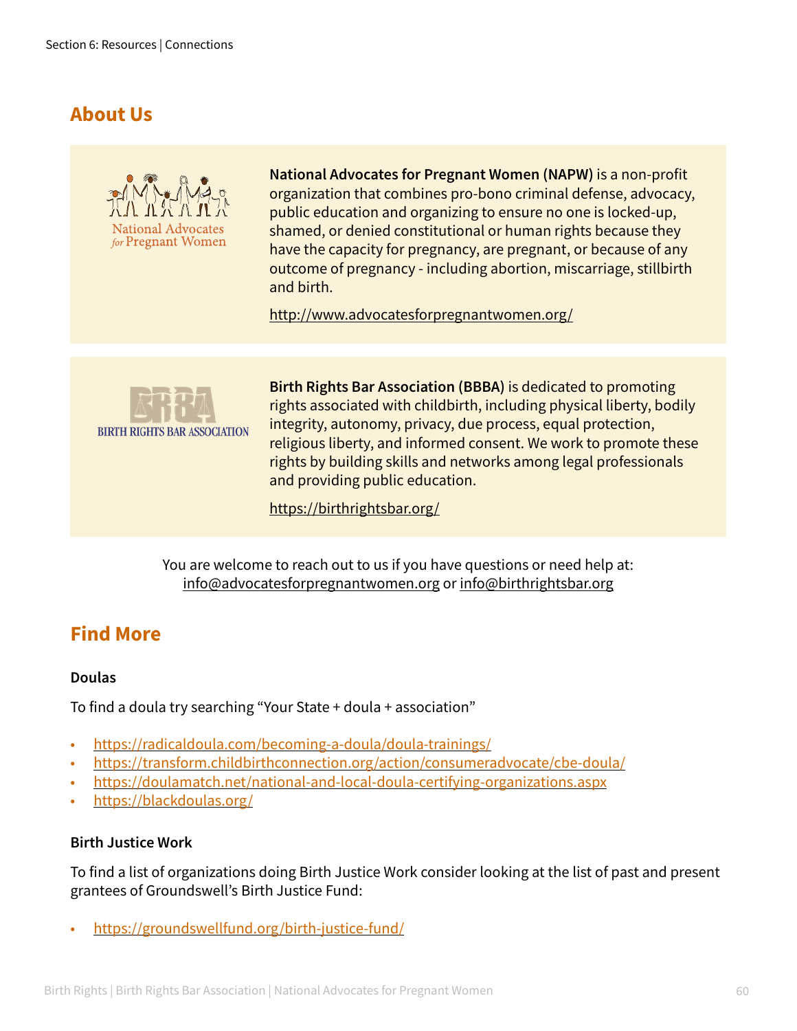## About Us

**National Advocates for Pregnant Women (NAPW)** is a non-profit organization that combines pro-bono criminal defense, advocacy, public education and organizing to ensure no one is locked-up, shamed, or denied constitutional or human rights because they have the capacity for pregnancy, are pregnant, or because of any outcome of pregnancy - including abortion, miscarriage, stillbirth and birth.

http://www.advocatesforpregnantwomen.org/

**Birth Rights Bar Association (BBBA)** is dedicated to promoting rights associated with childbirth, including physical liberty, bodily integrity, autonomy, privacy, due process, equal protection, religious liberty, and informed consent. We work to promote these rights by building skills and networks among legal professionals and providing public education.

https://birthrightsbar.org/

You are welcome to reach out to us if you have questions or need help at: info@advocatesforpregnantwomen.org or info@birthrightsbar.org

## Find More

**Doulas**

To find a doula try searching "Your State + doula + association"

- https://radicaldoula.com/becoming-a-doula/doula-trainings/
- https://transform.childbirthconnection.org/action/consumeradvocate/cbe-doula/
- https://doulamatch.net/national-and-local-doula-certifying-organizations.aspx
- https://blackdoulas.org/

**Birth Justice Work**

To find a list of organizations doing Birth Justice Work consider looking at the list of past and present grantees of Groundswell's Birth Justice Fund:

- https://groundswellfund.org/birth-justice-fund/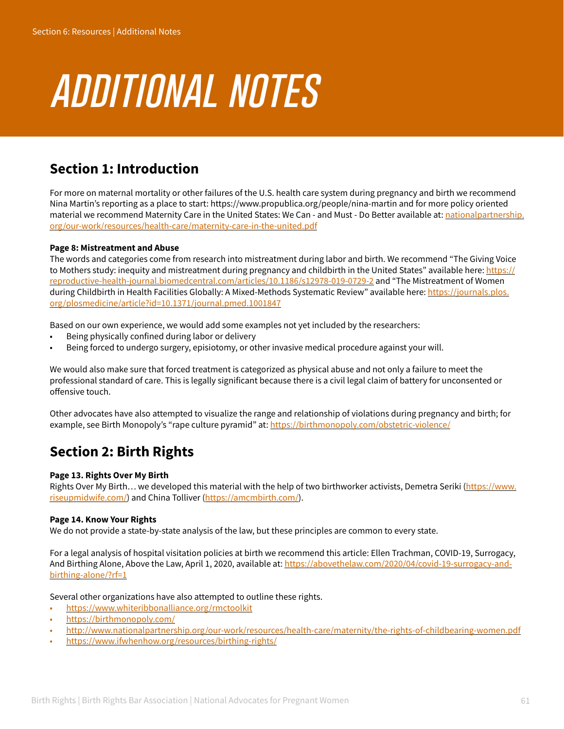# ADDITIONAL NOTES

## Section 1: Introduction

For more on maternal mortality or other failures of the U.S. health care system during pregnancy and birth we recommend Nina Martin's reporting as a place to start: https://www.propublica.org/people/nina-martin and for more policy oriented material we recommend Maternity Care in the United States: We Can - and Must - Do Better available at: nationalpartnership.org/our-work/resources/health-care/maternity-care-in-the-united.pdf

**Page 8: Mistreatment and Abuse**

The words and categories come from research into mistreatment during labor and birth. We recommend "The Giving Voice to Mothers study: inequity and mistreatment during pregnancy and childbirth in the United States" available here: https://reproductive-health-journal.biomedcentral.com/articles/10.1186/s12978-019-0729-2 and "The Mistreatment of Women during Childbirth in Health Facilities Globally: A Mixed-Methods Systematic Review" available here: https://journals.plos.org/plosmedicine/article?id=10.1371/journal.pmed.1001847

Based on our own experience, we would add some examples not yet included by the researchers:

- Being physically confined during labor or delivery
- Being forced to undergo surgery, episiotomy, or other invasive medical procedure against your will.

We would also make sure that forced treatment is categorized as physical abuse and not only a failure to meet the professional standard of care. This is legally significant because there is a civil legal claim of battery for unconsented or offensive touch.

Other advocates have also attempted to visualize the range and relationship of violations during pregnancy and birth; for example, see Birth Monopoly's "rape culture pyramid" at: https://birthmonopoly.com/obstetric-violence/

## Section 2: Birth Rights

**Page 13. Rights Over My Birth**

Rights Over My Birth… we developed this material with the help of two birthworker activists, Demetra Seriki (https://www.riseupmidwife.com/) and China Tolliver (https://amcmbirth.com/).

**Page 14. Know Your Rights**

We do not provide a state-by-state analysis of the law, but these principles are common to every state.

For a legal analysis of hospital visitation policies at birth we recommend this article: Ellen Trachman, COVID-19, Surrogacy, And Birthing Alone, Above the Law, April 1, 2020, available at: https://abovethelaw.com/2020/04/covid-19-surrogacy-and-birthing-alone/?rf=1

Several other organizations have also attempted to outline these rights.

- https://www.whiteribbonalliance.org/rmctoolkit
- https://birthmonopoly.com/
- http://www.nationalpartnership.org/our-work/resources/health-care/maternity/the-rights-of-childbearing-women.pdf
- https://www.ifwhenhow.org/resources/birthing-rights/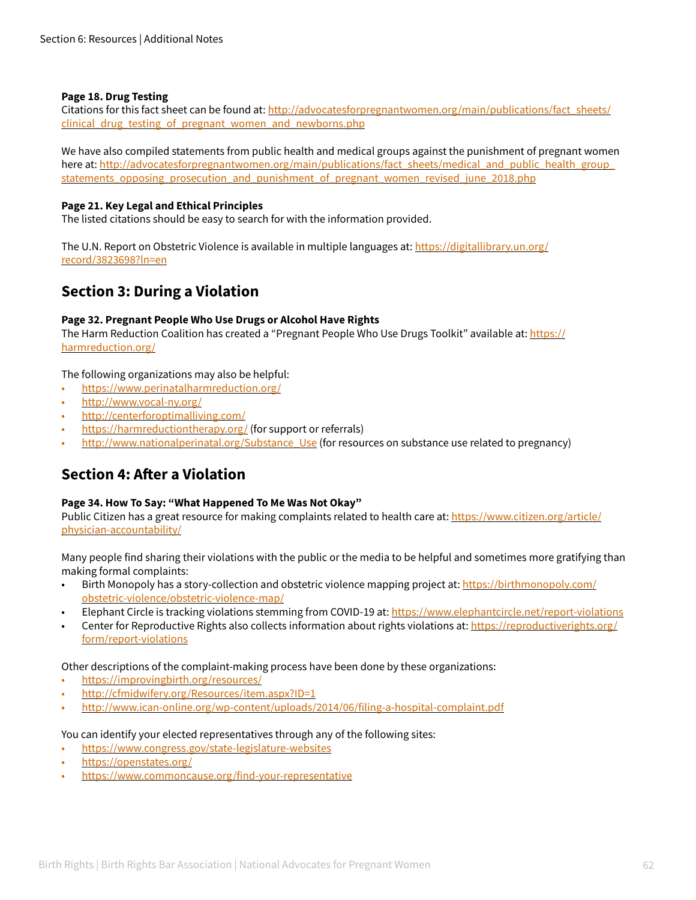**Page 18. Drug Testing**
Citations for this fact sheet can be found at: http://advocatesforpregnantwomen.org/main/publications/fact_sheets/clinical_drug_testing_of_pregnant_women_and_newborns.php

We have also compiled statements from public health and medical groups against the punishment of pregnant women here at: http://advocatesforpregnantwomen.org/main/publications/fact_sheets/medical_and_public_health_group_statements_opposing_prosecution_and_punishment_of_pregnant_women_revised_june_2018.php

**Page 21. Key Legal and Ethical Principles**
The listed citations should be easy to search for with the information provided.

The U.N. Report on Obstetric Violence is available in multiple languages at: https://digitallibrary.un.org/record/3823698?ln=en

## Section 3: During a Violation

**Page 32. Pregnant People Who Use Drugs or Alcohol Have Rights**
The Harm Reduction Coalition has created a "Pregnant People Who Use Drugs Toolkit" available at: https://harmreduction.org/

The following organizations may also be helpful:

- https://www.perinatalharmreduction.org/
- http://www.vocal-ny.org/
- http://centerforoptimalliving.com/
- https://harmreductiontherapy.org/ (for support or referrals)
- http://www.nationalperinatal.org/Substance_Use (for resources on substance use related to pregnancy)

## Section 4: After a Violation

**Page 34. How To Say: "What Happened To Me Was Not Okay"**
Public Citizen has a great resource for making complaints related to health care at: https://www.citizen.org/article/physician-accountability/

Many people find sharing their violations with the public or the media to be helpful and sometimes more gratifying than making formal complaints:

- Birth Monopoly has a story-collection and obstetric violence mapping project at: https://birthmonopoly.com/obstetric-violence/obstetric-violence-map/
- Elephant Circle is tracking violations stemming from COVID-19 at: https://www.elephantcircle.net/report-violations
- Center for Reproductive Rights also collects information about rights violations at: https://reproductiverights.org/form/report-violations

Other descriptions of the complaint-making process have been done by these organizations:

- https://improvingbirth.org/resources/
- http://cfmidwifery.org/Resources/item.aspx?ID=1
- http://www.ican-online.org/wp-content/uploads/2014/06/filing-a-hospital-complaint.pdf

You can identify your elected representatives through any of the following sites:

- https://www.congress.gov/state-legislature-websites
- https://openstates.org/
- https://www.commoncause.org/find-your-representative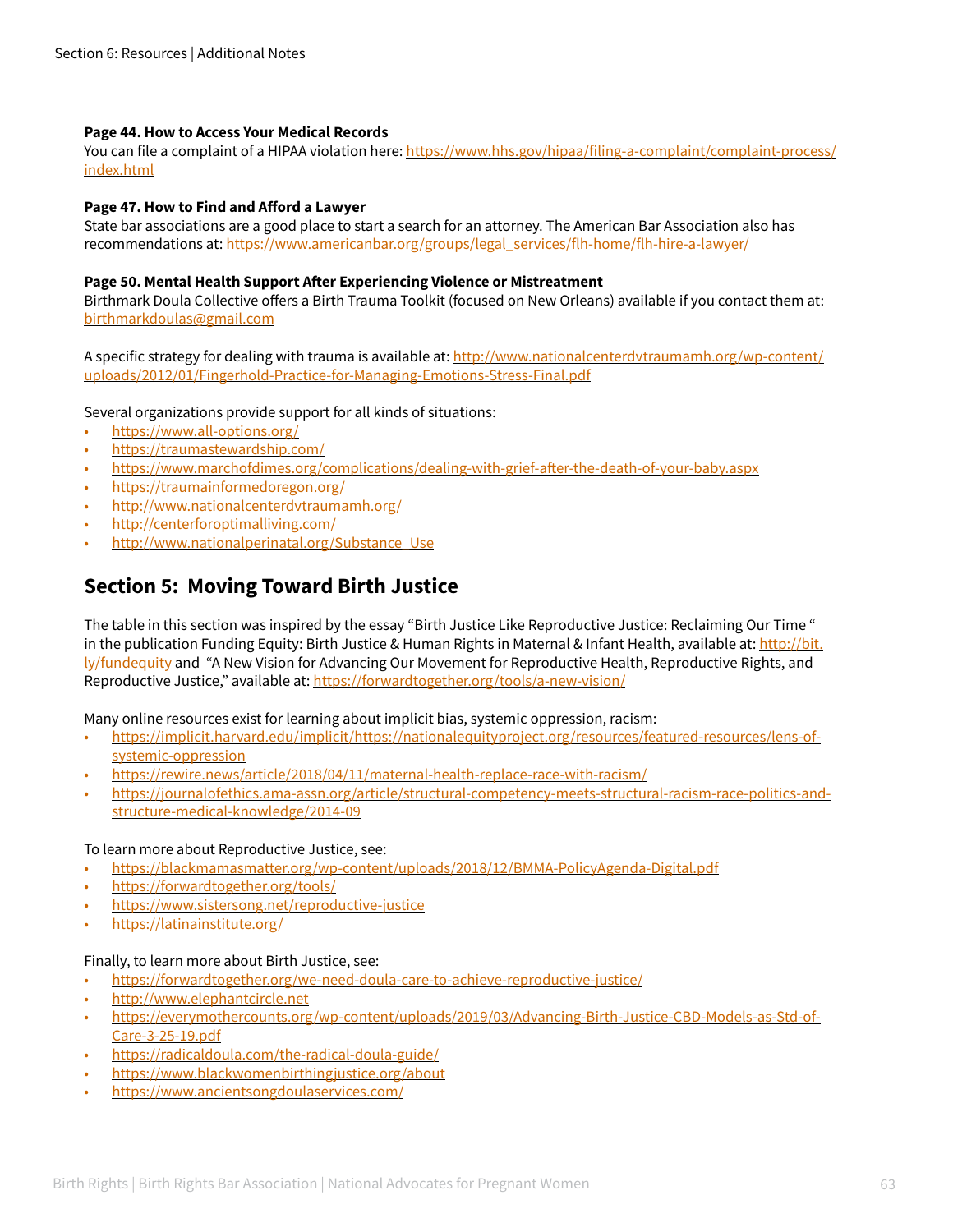**Page 44. How to Access Your Medical Records**
You can file a complaint of a HIPAA violation here: https://www.hhs.gov/hipaa/filing-a-complaint/complaint-process/index.html

**Page 47. How to Find and Afford a Lawyer**
State bar associations are a good place to start a search for an attorney. The American Bar Association also has recommendations at: https://www.americanbar.org/groups/legal_services/flh-home/flh-hire-a-lawyer/

**Page 50. Mental Health Support After Experiencing Violence or Mistreatment**
Birthmark Doula Collective offers a Birth Trauma Toolkit (focused on New Orleans) available if you contact them at: birthmarkdoulas@gmail.com

A specific strategy for dealing with trauma is available at: http://www.nationalcenterdvtraumamh.org/wp-content/uploads/2012/01/Fingerhold-Practice-for-Managing-Emotions-Stress-Final.pdf

Several organizations provide support for all kinds of situations:

- https://www.all-options.org/
- https://traumastewardship.com/
- https://www.marchofdimes.org/complications/dealing-with-grief-after-the-death-of-your-baby.aspx
- https://traumainformedoregon.org/
- http://www.nationalcenterdvtraumamh.org/
- http://centerforoptimalliving.com/
- http://www.nationalperinatal.org/Substance_Use

## Section 5: Moving Toward Birth Justice

The table in this section was inspired by the essay "Birth Justice Like Reproductive Justice: Reclaiming Our Time " in the publication Funding Equity: Birth Justice & Human Rights in Maternal & Infant Health, available at: http://bit.ly/fundequity and "A New Vision for Advancing Our Movement for Reproductive Health, Reproductive Rights, and Reproductive Justice," available at: https://forwardtogether.org/tools/a-new-vision/

Many online resources exist for learning about implicit bias, systemic oppression, racism:

- https://implicit.harvard.edu/implicit/https://nationalequityproject.org/resources/featured-resources/lens-of-systemic-oppression
- https://rewire.news/article/2018/04/11/maternal-health-replace-race-with-racism/
- https://journalofethics.ama-assn.org/article/structural-competency-meets-structural-racism-race-politics-and-structure-medical-knowledge/2014-09

To learn more about Reproductive Justice, see:

- https://blackmamasmatter.org/wp-content/uploads/2018/12/BMMA-PolicyAgenda-Digital.pdf
- https://forwardtogether.org/tools/
- https://www.sistersong.net/reproductive-justice
- https://latinainstitute.org/

Finally, to learn more about Birth Justice, see:

- https://forwardtogether.org/we-need-doula-care-to-achieve-reproductive-justice/
- http://www.elephantcircle.net
- https://everymothercounts.org/wp-content/uploads/2019/03/Advancing-Birth-Justice-CBD-Models-as-Std-of-Care-3-25-19.pdf
- https://radicaldoula.com/the-radical-doula-guide/
- https://www.blackwomenbirthingjustice.org/about
- https://www.ancientsongdoulaservices.com/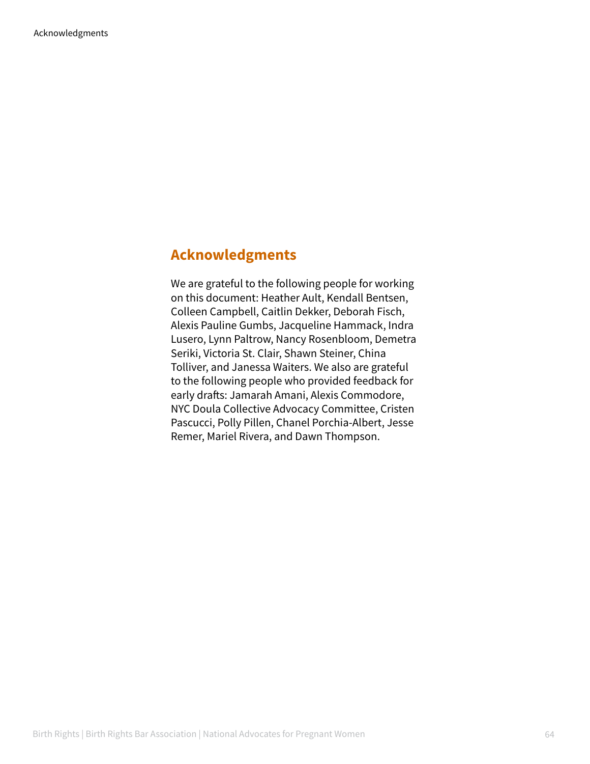## Acknowledgments

We are grateful to the following people for working on this document: Heather Ault, Kendall Bentsen, Colleen Campbell, Caitlin Dekker, Deborah Fisch, Alexis Pauline Gumbs, Jacqueline Hammack, Indra Lusero, Lynn Paltrow, Nancy Rosenbloom, Demetra Seriki, Victoria St. Clair, Shawn Steiner, China Tolliver, and Janessa Waiters. We also are grateful to the following people who provided feedback for early drafts: Jamarah Amani, Alexis Commodore, NYC Doula Collective Advocacy Committee, Cristen Pascucci, Polly Pillen, Chanel Porchia-Albert, Jesse Remer, Mariel Rivera, and Dawn Thompson.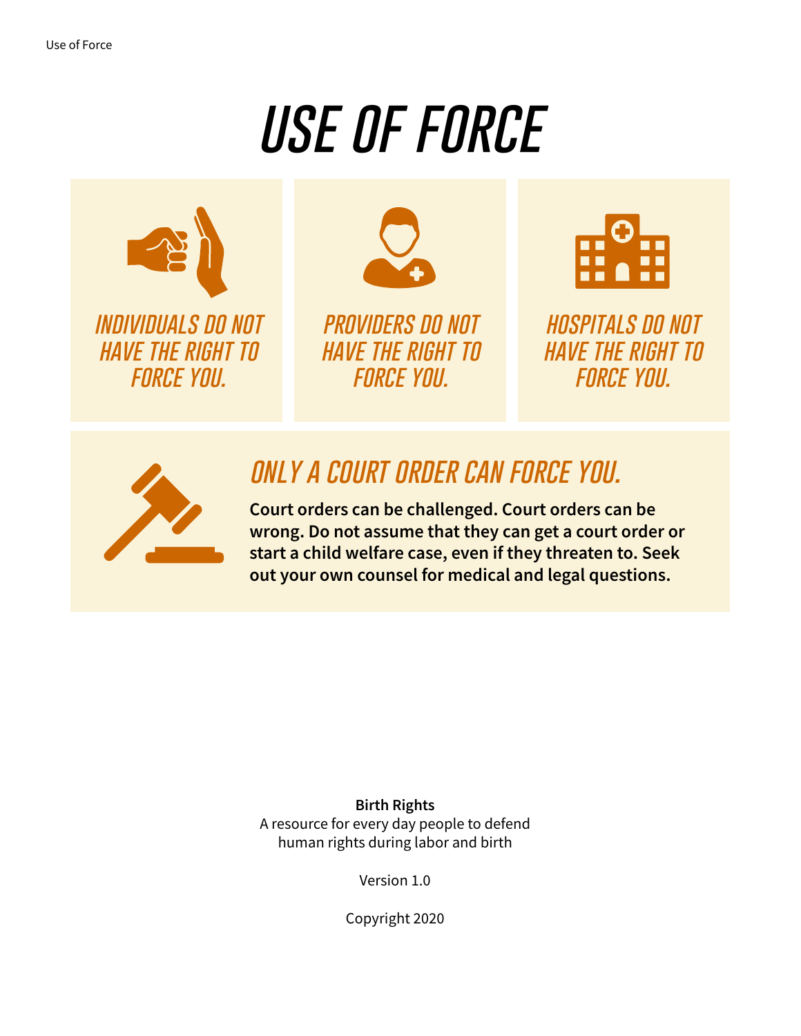# USE OF FORCE

*INDIVIDUALS DO NOT HAVE THE RIGHT TO FORCE YOU.*

*PROVIDERS DO NOT HAVE THE RIGHT TO FORCE YOU.*

*HOSPITALS DO NOT HAVE THE RIGHT TO FORCE YOU.*

## *ONLY A COURT ORDER CAN FORCE YOU.*

**Court orders can be challenged. Court orders can be wrong. Do not assume that they can get a court order or start a child welfare case, even if they threaten to. Seek out your own counsel for medical and legal questions.**

**Birth Rights**
A resource for every day people to defend human rights during labor and birth

Version 1.0

Copyright 2020